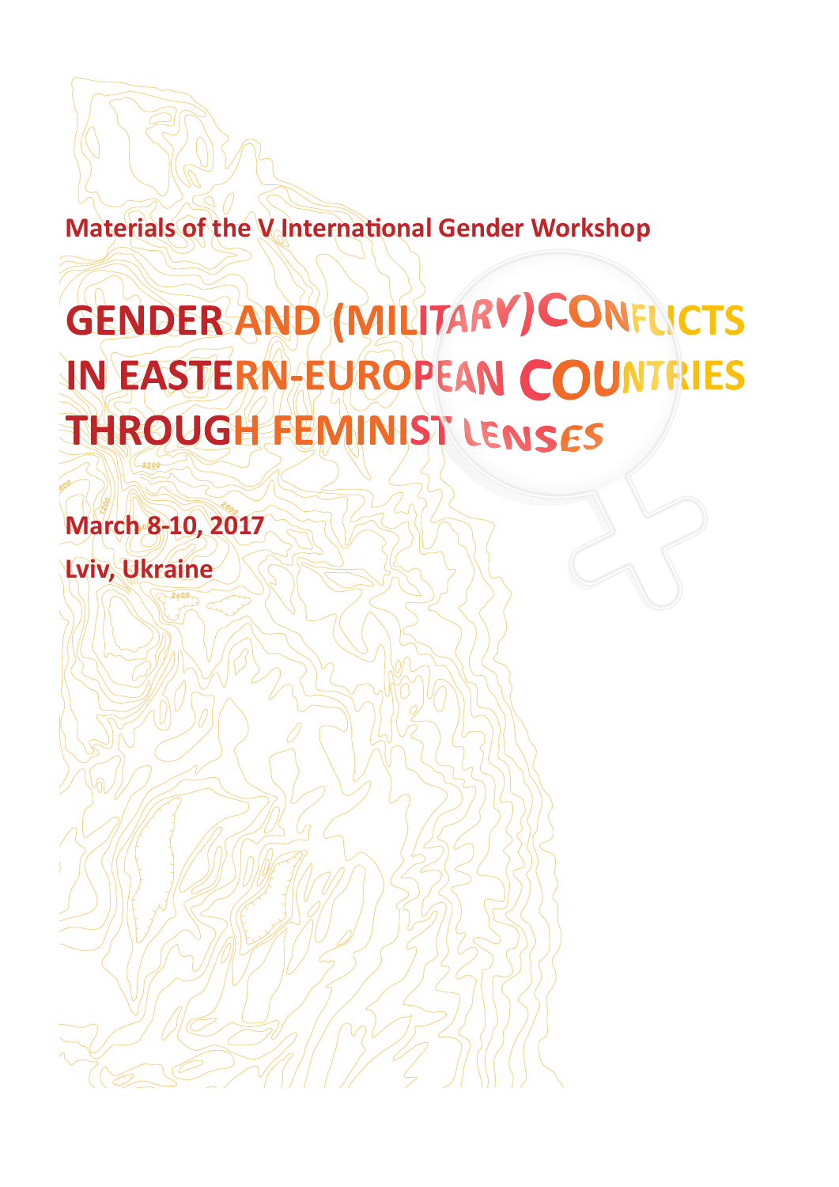Materials of the V International Gender Workshop

# GENDER AND (MILITARY)CONFLICTS IN EASTERN-EUROPEAN COUNTRIES THROUGH FEMINIST LENSES

March 8-10, 2017

Lviv, Ukraine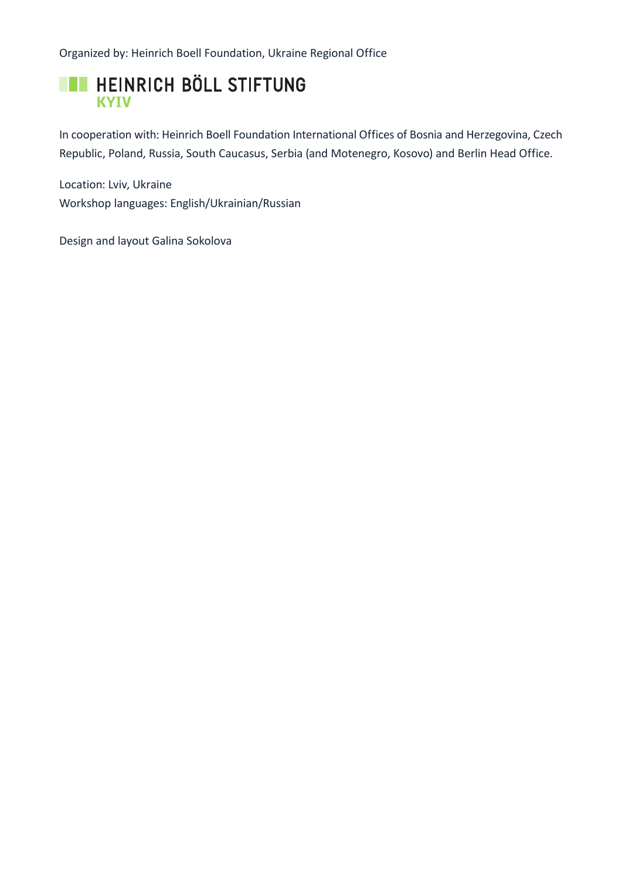Organized by: Heinrich Boell Foundation, Ukraine Regional Office

HEINRICH BÖLL STIFTUNG
KYIV

In cooperation with: Heinrich Boell Foundation International Offices of Bosnia and Herzegovina, Czech Republic, Poland, Russia, South Caucasus, Serbia (and Motenegro, Kosovo) and Berlin Head Office.

Location: Lviv, Ukraine
Workshop languages: English/Ukrainian/Russian

Design and layout Galina Sokolova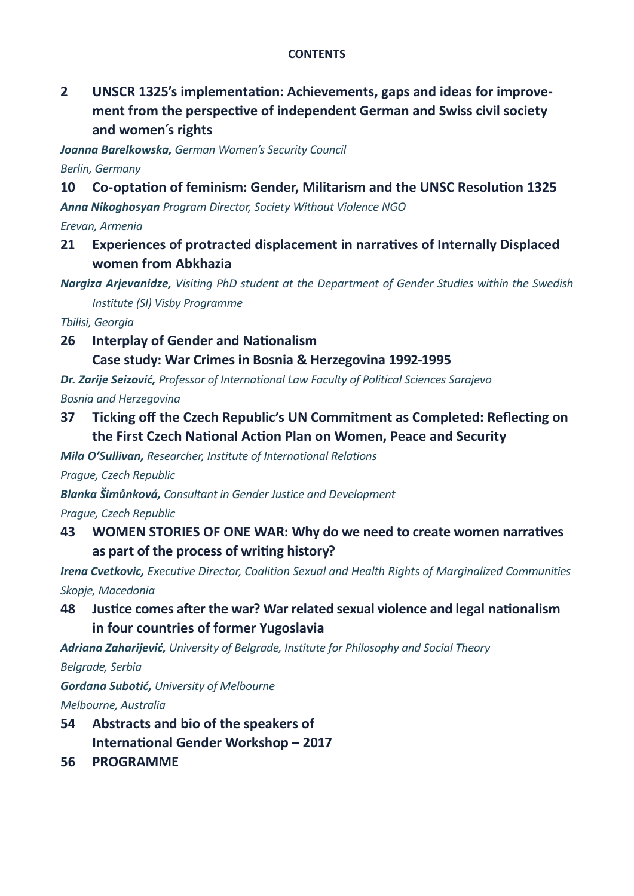**CONTENTS**

**2 UNSCR 1325's implementation: Achievements, gaps and ideas for improvement from the perspective of independent German and Swiss civil society and women´s rights**

***Joanna Barelkowska,*** *German Women's Security Council*

*Berlin, Germany*

**10 Co-optation of feminism: Gender, Militarism and the UNSC Resolution 1325**

***Anna Nikoghosyan*** *Program Director, Society Without Violence NGO*

*Erevan, Armenia*

**21 Experiences of protracted displacement in narratives of Internally Displaced women from Abkhazia**

***Nargiza Arjevanidze,*** *Visiting PhD student at the Department of Gender Studies within the Swedish Institute (SI) Visby Programme*

*Tbilisi, Georgia*

**26 Interplay of Gender and Nationalism**
**Case study: War Crimes in Bosnia & Herzegovina 1992-1995**

***Dr. Zarije Seizović,*** *Professor of International Law Faculty of Political Sciences Sarajevo*

*Bosnia and Herzegovina*

**37 Ticking off the Czech Republic's UN Commitment as Completed: Reflecting on the First Czech National Action Plan on Women, Peace and Security**

***Mila O'Sullivan,*** *Researcher, Institute of International Relations*

*Prague, Czech Republic*

***Blanka Šimůnková,*** *Consultant in Gender Justice and Development*

*Prague, Czech Republic*

**43 WOMEN STORIES OF ONE WAR: Why do we need to create women narratives as part of the process of writing history?**

***Irena Cvetkovic,*** *Executive Director, Coalition Sexual and Health Rights of Marginalized Communities*

*Skopje, Macedonia*

**48 Justice comes after the war? War related sexual violence and legal nationalism in four countries of former Yugoslavia**

***Adriana Zaharijević,*** *University of Belgrade, Institute for Philosophy and Social Theory*

*Belgrade, Serbia*

***Gordana Subotić,*** *University of Melbourne*

*Melbourne, Australia*

**54 Abstracts and bio of the speakers of**
**International Gender Workshop – 2017**

**56 PROGRAMME**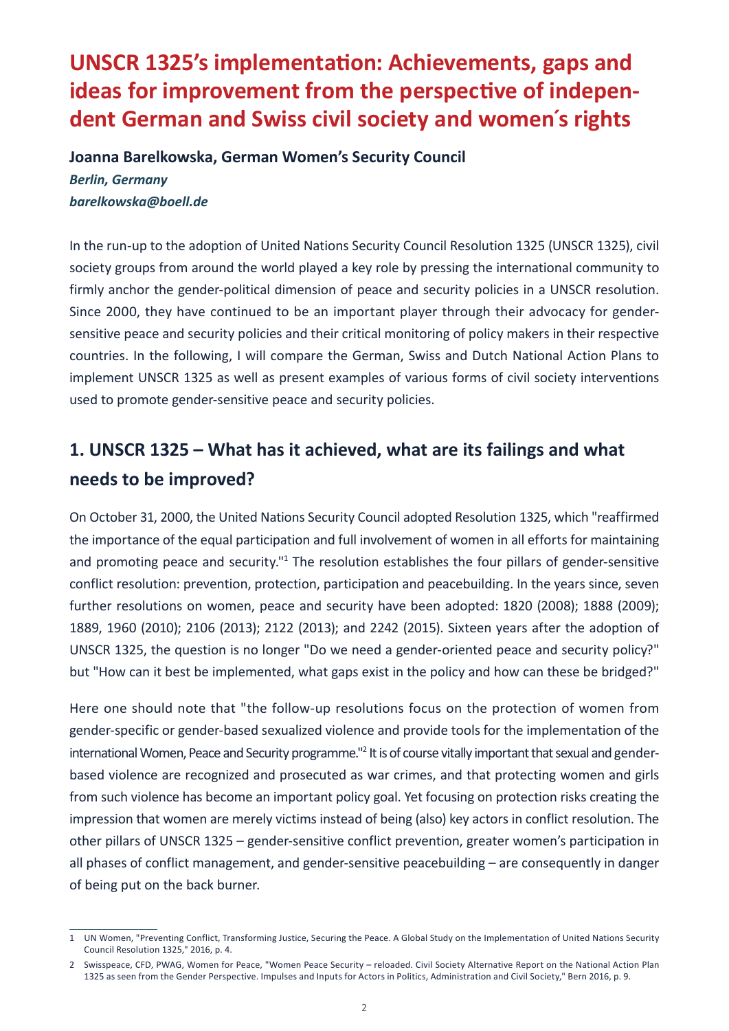# UNSCR 1325's implementation: Achievements, gaps and ideas for improvement from the perspective of independent German and Swiss civil society and women´s rights

**Joanna Barelkowska, German Women's Security Council**

***Berlin, Germany***

***barelkowska@boell.de***

In the run-up to the adoption of United Nations Security Council Resolution 1325 (UNSCR 1325), civil society groups from around the world played a key role by pressing the international community to firmly anchor the gender-political dimension of peace and security policies in a UNSCR resolution. Since 2000, they have continued to be an important player through their advocacy for gender-sensitive peace and security policies and their critical monitoring of policy makers in their respective countries. In the following, I will compare the German, Swiss and Dutch National Action Plans to implement UNSCR 1325 as well as present examples of various forms of civil society interventions used to promote gender-sensitive peace and security policies.

## 1. UNSCR 1325 – What has it achieved, what are its failings and what needs to be improved?

On October 31, 2000, the United Nations Security Council adopted Resolution 1325, which "reaffirmed the importance of the equal participation and full involvement of women in all efforts for maintaining and promoting peace and security."[1] The resolution establishes the four pillars of gender-sensitive conflict resolution: prevention, protection, participation and peacebuilding. In the years since, seven further resolutions on women, peace and security have been adopted: 1820 (2008); 1888 (2009); 1889, 1960 (2010); 2106 (2013); 2122 (2013); and 2242 (2015). Sixteen years after the adoption of UNSCR 1325, the question is no longer "Do we need a gender-oriented peace and security policy?" but "How can it best be implemented, what gaps exist in the policy and how can these be bridged?"

Here one should note that "the follow-up resolutions focus on the protection of women from gender-specific or gender-based sexualized violence and provide tools for the implementation of the international Women, Peace and Security programme."[2] It is of course vitally important that sexual and gender-based violence are recognized and prosecuted as war crimes, and that protecting women and girls from such violence has become an important policy goal. Yet focusing on protection risks creating the impression that women are merely victims instead of being (also) key actors in conflict resolution. The other pillars of UNSCR 1325 – gender-sensitive conflict prevention, greater women's participation in all phases of conflict management, and gender-sensitive peacebuilding – are consequently in danger of being put on the back burner.

---

1 UN Women, "Preventing Conflict, Transforming Justice, Securing the Peace. A Global Study on the Implementation of United Nations Security Council Resolution 1325," 2016, p. 4.

2 Swisspeace, CFD, PWAG, Women for Peace, "Women Peace Security – reloaded. Civil Society Alternative Report on the National Action Plan 1325 as seen from the Gender Perspective. Impulses and Inputs for Actors in Politics, Administration and Civil Society," Bern 2016, p. 9.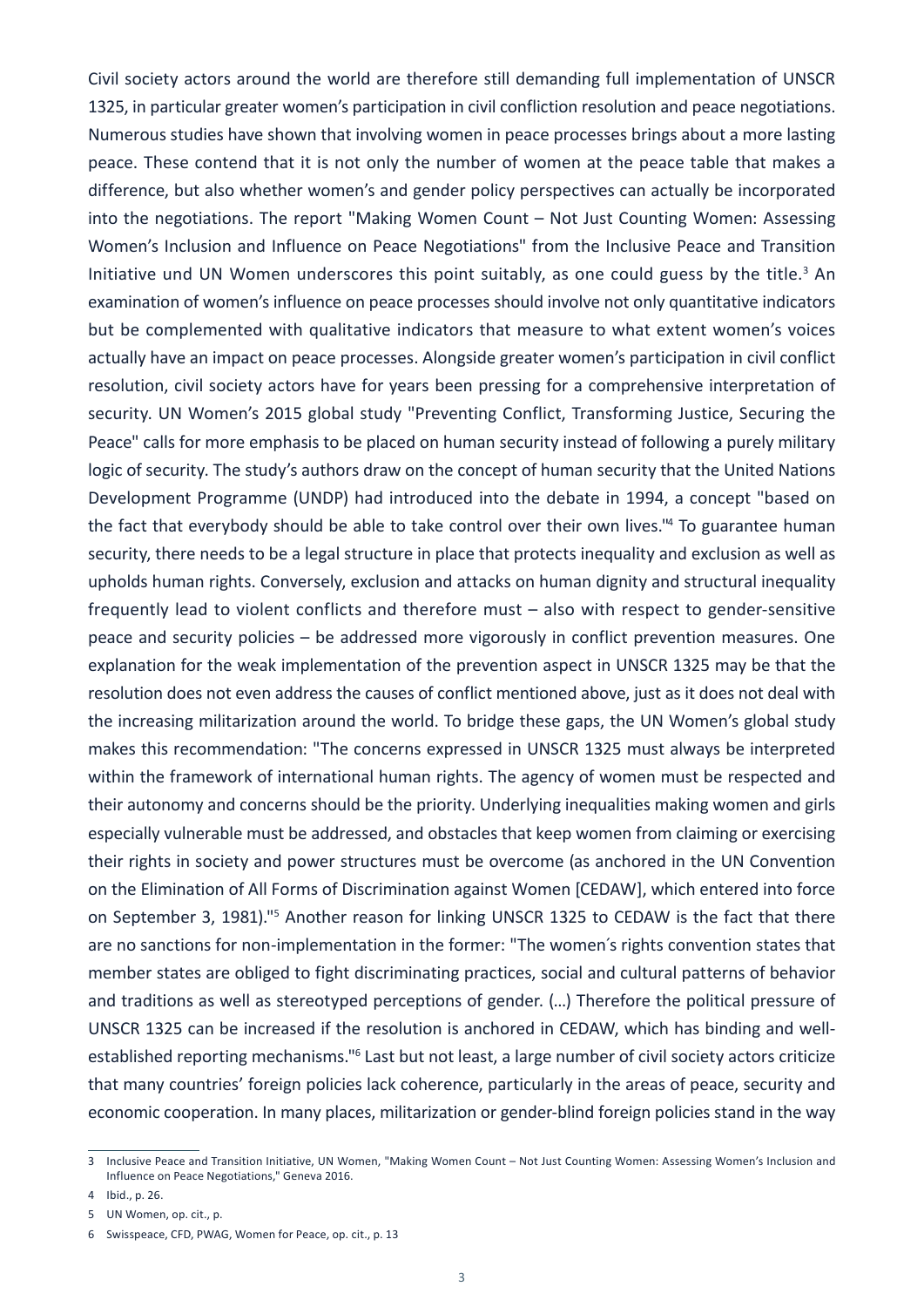Civil society actors around the world are therefore still demanding full implementation of UNSCR 1325, in particular greater women's participation in civil confliction resolution and peace negotiations. Numerous studies have shown that involving women in peace processes brings about a more lasting peace. These contend that it is not only the number of women at the peace table that makes a difference, but also whether women's and gender policy perspectives can actually be incorporated into the negotiations. The report "Making Women Count – Not Just Counting Women: Assessing Women's Inclusion and Influence on Peace Negotiations" from the Inclusive Peace and Transition Initiative und UN Women underscores this point suitably, as one could guess by the title.[3] An examination of women's influence on peace processes should involve not only quantitative indicators but be complemented with qualitative indicators that measure to what extent women's voices actually have an impact on peace processes. Alongside greater women's participation in civil conflict resolution, civil society actors have for years been pressing for a comprehensive interpretation of security. UN Women's 2015 global study "Preventing Conflict, Transforming Justice, Securing the Peace" calls for more emphasis to be placed on human security instead of following a purely military logic of security. The study's authors draw on the concept of human security that the United Nations Development Programme (UNDP) had introduced into the debate in 1994, a concept "based on the fact that everybody should be able to take control over their own lives."[4] To guarantee human security, there needs to be a legal structure in place that protects inequality and exclusion as well as upholds human rights. Conversely, exclusion and attacks on human dignity and structural inequality frequently lead to violent conflicts and therefore must – also with respect to gender-sensitive peace and security policies – be addressed more vigorously in conflict prevention measures. One explanation for the weak implementation of the prevention aspect in UNSCR 1325 may be that the resolution does not even address the causes of conflict mentioned above, just as it does not deal with the increasing militarization around the world. To bridge these gaps, the UN Women's global study makes this recommendation: "The concerns expressed in UNSCR 1325 must always be interpreted within the framework of international human rights. The agency of women must be respected and their autonomy and concerns should be the priority. Underlying inequalities making women and girls especially vulnerable must be addressed, and obstacles that keep women from claiming or exercising their rights in society and power structures must be overcome (as anchored in the UN Convention on the Elimination of All Forms of Discrimination against Women [CEDAW], which entered into force on September 3, 1981)."[5] Another reason for linking UNSCR 1325 to CEDAW is the fact that there are no sanctions for non-implementation in the former: "The women´s rights convention states that member states are obliged to fight discriminating practices, social and cultural patterns of behavior and traditions as well as stereotyped perceptions of gender. (…) Therefore the political pressure of UNSCR 1325 can be increased if the resolution is anchored in CEDAW, which has binding and well-established reporting mechanisms."[6] Last but not least, a large number of civil society actors criticize that many countries' foreign policies lack coherence, particularly in the areas of peace, security and economic cooperation. In many places, militarization or gender-blind foreign policies stand in the way

---

3 Inclusive Peace and Transition Initiative, UN Women, "Making Women Count – Not Just Counting Women: Assessing Women's Inclusion and Influence on Peace Negotiations," Geneva 2016.

4 Ibid., p. 26.

5 UN Women, op. cit., p.

6 Swisspeace, CFD, PWAG, Women for Peace, op. cit., p. 13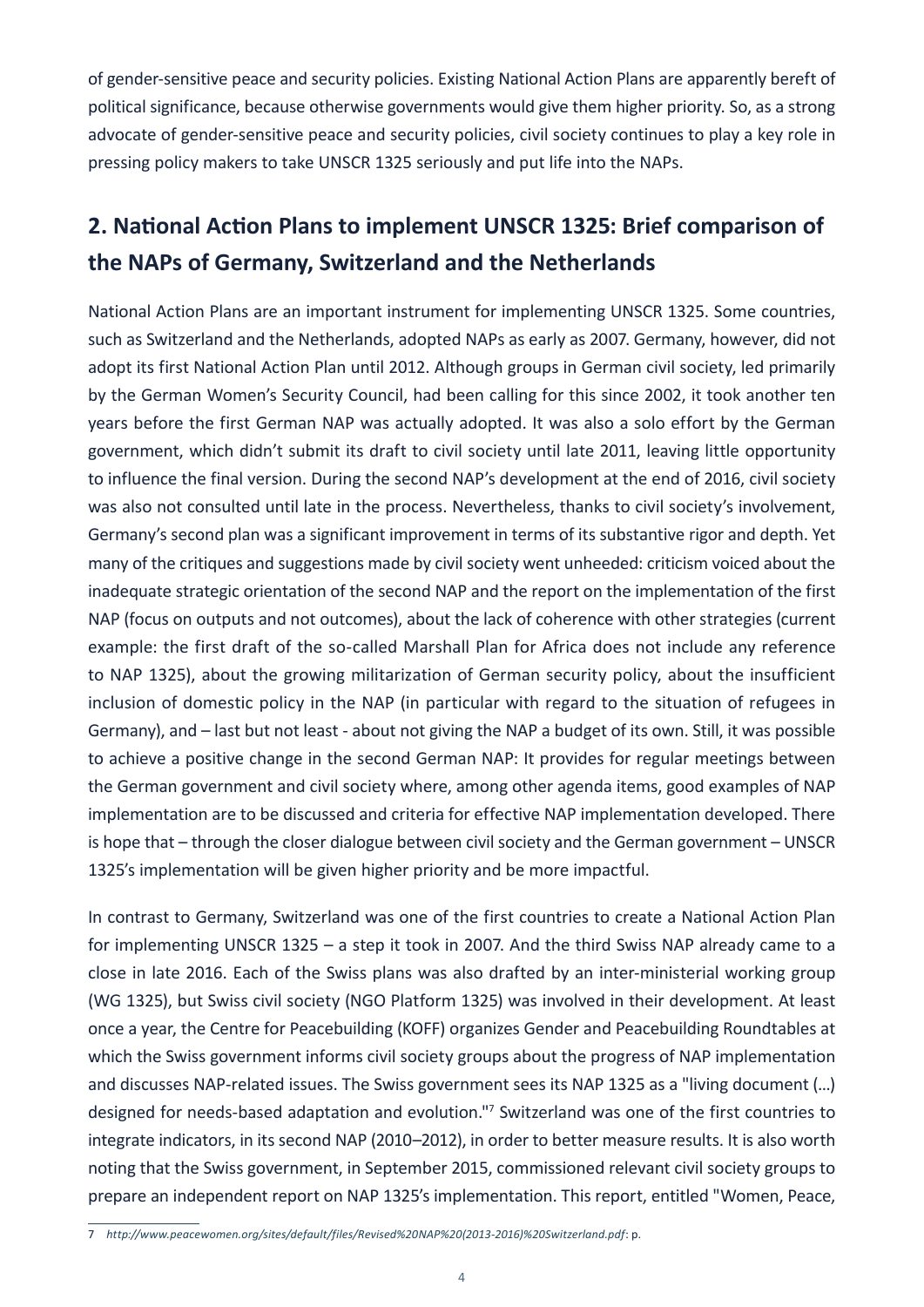of gender-sensitive peace and security policies. Existing National Action Plans are apparently bereft of political significance, because otherwise governments would give them higher priority. So, as a strong advocate of gender-sensitive peace and security policies, civil society continues to play a key role in pressing policy makers to take UNSCR 1325 seriously and put life into the NAPs.

## 2. National Action Plans to implement UNSCR 1325: Brief comparison of the NAPs of Germany, Switzerland and the Netherlands

National Action Plans are an important instrument for implementing UNSCR 1325. Some countries, such as Switzerland and the Netherlands, adopted NAPs as early as 2007. Germany, however, did not adopt its first National Action Plan until 2012. Although groups in German civil society, led primarily by the German Women's Security Council, had been calling for this since 2002, it took another ten years before the first German NAP was actually adopted. It was also a solo effort by the German government, which didn't submit its draft to civil society until late 2011, leaving little opportunity to influence the final version. During the second NAP's development at the end of 2016, civil society was also not consulted until late in the process. Nevertheless, thanks to civil society's involvement, Germany's second plan was a significant improvement in terms of its substantive rigor and depth. Yet many of the critiques and suggestions made by civil society went unheeded: criticism voiced about the inadequate strategic orientation of the second NAP and the report on the implementation of the first NAP (focus on outputs and not outcomes), about the lack of coherence with other strategies (current example: the first draft of the so-called Marshall Plan for Africa does not include any reference to NAP 1325), about the growing militarization of German security policy, about the insufficient inclusion of domestic policy in the NAP (in particular with regard to the situation of refugees in Germany), and – last but not least - about not giving the NAP a budget of its own. Still, it was possible to achieve a positive change in the second German NAP: It provides for regular meetings between the German government and civil society where, among other agenda items, good examples of NAP implementation are to be discussed and criteria for effective NAP implementation developed. There is hope that – through the closer dialogue between civil society and the German government – UNSCR 1325's implementation will be given higher priority and be more impactful.

In contrast to Germany, Switzerland was one of the first countries to create a National Action Plan for implementing UNSCR 1325 – a step it took in 2007. And the third Swiss NAP already came to a close in late 2016. Each of the Swiss plans was also drafted by an inter-ministerial working group (WG 1325), but Swiss civil society (NGO Platform 1325) was involved in their development. At least once a year, the Centre for Peacebuilding (KOFF) organizes Gender and Peacebuilding Roundtables at which the Swiss government informs civil society groups about the progress of NAP implementation and discusses NAP-related issues. The Swiss government sees its NAP 1325 as a "living document (…) designed for needs-based adaptation and evolution."[7] Switzerland was one of the first countries to integrate indicators, in its second NAP (2010–2012), in order to better measure results. It is also worth noting that the Swiss government, in September 2015, commissioned relevant civil society groups to prepare an independent report on NAP 1325's implementation. This report, entitled "Women, Peace,

7 *http://www.peacewomen.org/sites/default/files/Revised%20NAP%20(2013-2016)%20Switzerland.pdf*: p.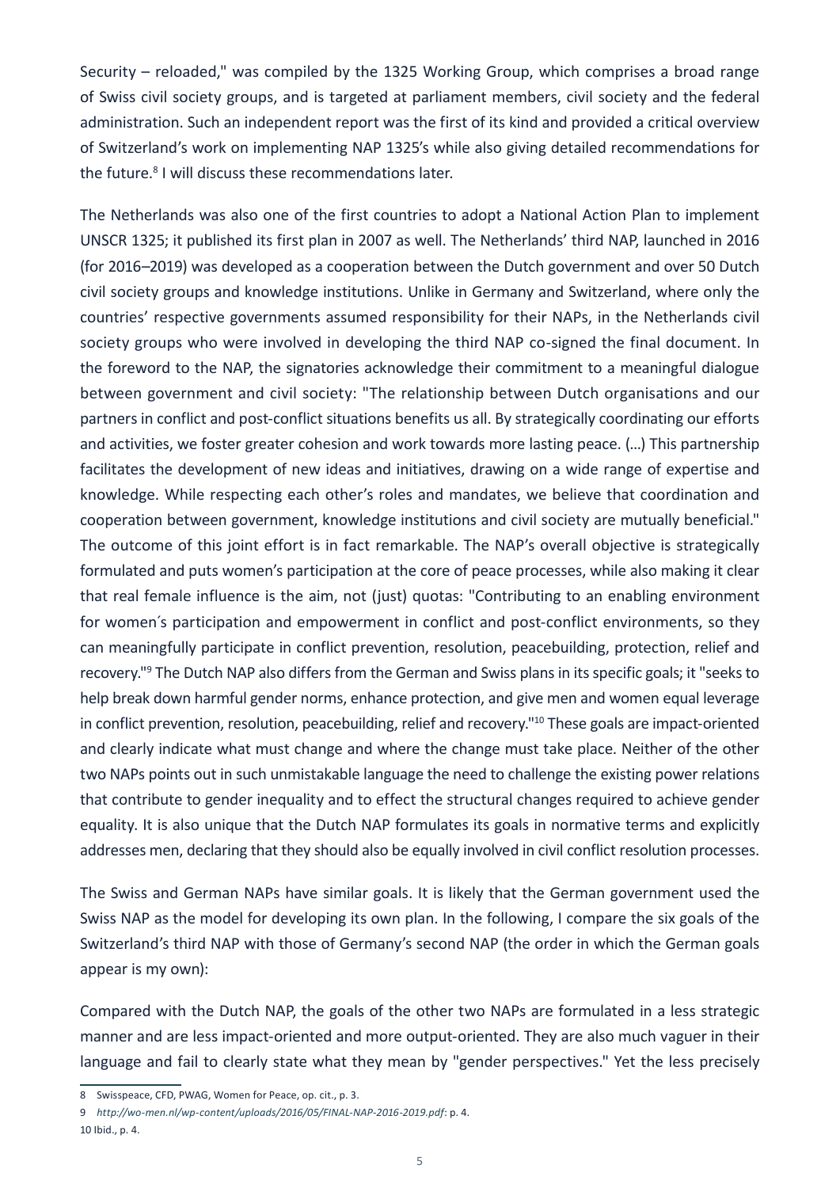Security – reloaded," was compiled by the 1325 Working Group, which comprises a broad range of Swiss civil society groups, and is targeted at parliament members, civil society and the federal administration. Such an independent report was the first of its kind and provided a critical overview of Switzerland's work on implementing NAP 1325's while also giving detailed recommendations for the future.[8] I will discuss these recommendations later.

The Netherlands was also one of the first countries to adopt a National Action Plan to implement UNSCR 1325; it published its first plan in 2007 as well. The Netherlands' third NAP, launched in 2016 (for 2016–2019) was developed as a cooperation between the Dutch government and over 50 Dutch civil society groups and knowledge institutions. Unlike in Germany and Switzerland, where only the countries' respective governments assumed responsibility for their NAPs, in the Netherlands civil society groups who were involved in developing the third NAP co-signed the final document. In the foreword to the NAP, the signatories acknowledge their commitment to a meaningful dialogue between government and civil society: "The relationship between Dutch organisations and our partners in conflict and post-conflict situations benefits us all. By strategically coordinating our efforts and activities, we foster greater cohesion and work towards more lasting peace. (…) This partnership facilitates the development of new ideas and initiatives, drawing on a wide range of expertise and knowledge. While respecting each other's roles and mandates, we believe that coordination and cooperation between government, knowledge institutions and civil society are mutually beneficial." The outcome of this joint effort is in fact remarkable. The NAP's overall objective is strategically formulated and puts women's participation at the core of peace processes, while also making it clear that real female influence is the aim, not (just) quotas: "Contributing to an enabling environment for women´s participation and empowerment in conflict and post-conflict environments, so they can meaningfully participate in conflict prevention, resolution, peacebuilding, protection, relief and recovery."[9] The Dutch NAP also differs from the German and Swiss plans in its specific goals; it "seeks to help break down harmful gender norms, enhance protection, and give men and women equal leverage in conflict prevention, resolution, peacebuilding, relief and recovery."[10] These goals are impact-oriented and clearly indicate what must change and where the change must take place. Neither of the other two NAPs points out in such unmistakable language the need to challenge the existing power relations that contribute to gender inequality and to effect the structural changes required to achieve gender equality. It is also unique that the Dutch NAP formulates its goals in normative terms and explicitly addresses men, declaring that they should also be equally involved in civil conflict resolution processes.

The Swiss and German NAPs have similar goals. It is likely that the German government used the Swiss NAP as the model for developing its own plan. In the following, I compare the six goals of the Switzerland's third NAP with those of Germany's second NAP (the order in which the German goals appear is my own):

Compared with the Dutch NAP, the goals of the other two NAPs are formulated in a less strategic manner and are less impact-oriented and more output-oriented. They are also much vaguer in their language and fail to clearly state what they mean by "gender perspectives." Yet the less precisely

---

8 Swisspeace, CFD, PWAG, Women for Peace, op. cit., p. 3.

9 *http://wo-men.nl/wp-content/uploads/2016/05/FINAL-NAP-2016-2019.pdf*: p. 4.

10 Ibid., p. 4.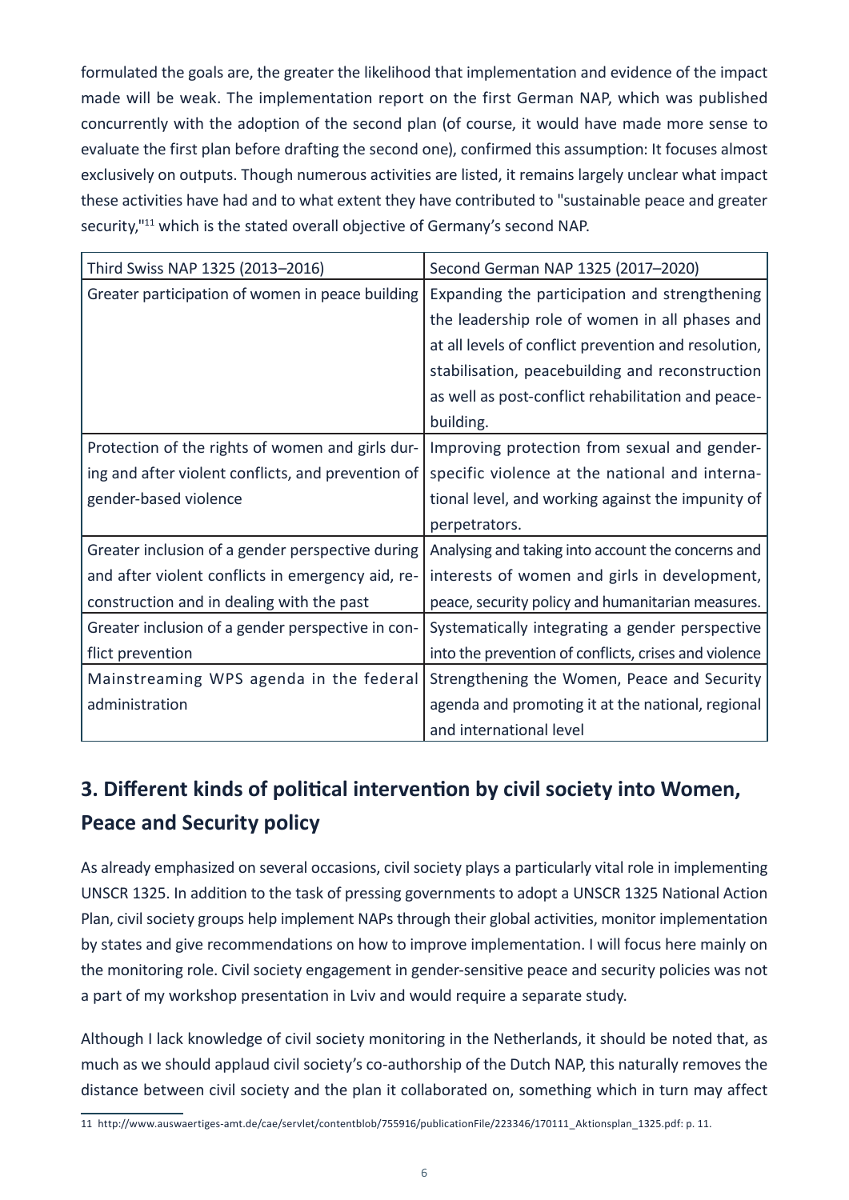formulated the goals are, the greater the likelihood that implementation and evidence of the impact made will be weak. The implementation report on the first German NAP, which was published concurrently with the adoption of the second plan (of course, it would have made more sense to evaluate the first plan before drafting the second one), confirmed this assumption: It focuses almost exclusively on outputs. Though numerous activities are listed, it remains largely unclear what impact these activities have had and to what extent they have contributed to "sustainable peace and greater security,"[11] which is the stated overall objective of Germany's second NAP.

| Third Swiss NAP 1325 (2013–2016) | Second German NAP 1325 (2017–2020) |
|---|---|
| Greater participation of women in peace building | Expanding the participation and strengthening the leadership role of women in all phases and at all levels of conflict prevention and resolution, stabilisation, peacebuilding and reconstruction as well as post-conflict rehabilitation and peacebuilding. |
| Protection of the rights of women and girls during and after violent conflicts, and prevention of gender-based violence | Improving protection from sexual and gender-specific violence at the national and international level, and working against the impunity of perpetrators. |
| Greater inclusion of a gender perspective during and after violent conflicts in emergency aid, reconstruction and in dealing with the past | Analysing and taking into account the concerns and interests of women and girls in development, peace, security policy and humanitarian measures. |
| Greater inclusion of a gender perspective in conflict prevention | Systematically integrating a gender perspective into the prevention of conflicts, crises and violence |
| Mainstreaming WPS agenda in the federal administration | Strengthening the Women, Peace and Security agenda and promoting it at the national, regional and international level |

## 3. Different kinds of political intervention by civil society into Women, Peace and Security policy

As already emphasized on several occasions, civil society plays a particularly vital role in implementing UNSCR 1325. In addition to the task of pressing governments to adopt a UNSCR 1325 National Action Plan, civil society groups help implement NAPs through their global activities, monitor implementation by states and give recommendations on how to improve implementation. I will focus here mainly on the monitoring role. Civil society engagement in gender-sensitive peace and security policies was not a part of my workshop presentation in Lviv and would require a separate study.

Although I lack knowledge of civil society monitoring in the Netherlands, it should be noted that, as much as we should applaud civil society's co-authorship of the Dutch NAP, this naturally removes the distance between civil society and the plan it collaborated on, something which in turn may affect

11 http://www.auswaertiges-amt.de/cae/servlet/contentblob/755916/publicationFile/223346/170111_Aktionsplan_1325.pdf: p. 11.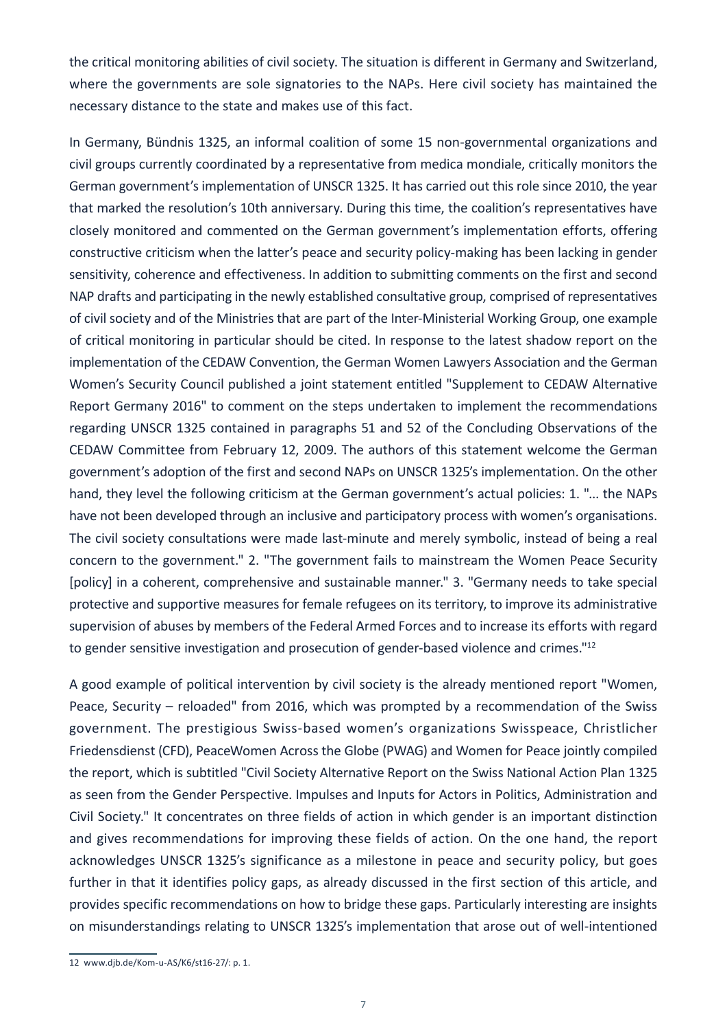the critical monitoring abilities of civil society. The situation is different in Germany and Switzerland, where the governments are sole signatories to the NAPs. Here civil society has maintained the necessary distance to the state and makes use of this fact.

In Germany, Bündnis 1325, an informal coalition of some 15 non-governmental organizations and civil groups currently coordinated by a representative from medica mondiale, critically monitors the German government's implementation of UNSCR 1325. It has carried out this role since 2010, the year that marked the resolution's 10th anniversary. During this time, the coalition's representatives have closely monitored and commented on the German government's implementation efforts, offering constructive criticism when the latter's peace and security policy-making has been lacking in gender sensitivity, coherence and effectiveness. In addition to submitting comments on the first and second NAP drafts and participating in the newly established consultative group, comprised of representatives of civil society and of the Ministries that are part of the Inter-Ministerial Working Group, one example of critical monitoring in particular should be cited. In response to the latest shadow report on the implementation of the CEDAW Convention, the German Women Lawyers Association and the German Women's Security Council published a joint statement entitled "Supplement to CEDAW Alternative Report Germany 2016" to comment on the steps undertaken to implement the recommendations regarding UNSCR 1325 contained in paragraphs 51 and 52 of the Concluding Observations of the CEDAW Committee from February 12, 2009. The authors of this statement welcome the German government's adoption of the first and second NAPs on UNSCR 1325's implementation. On the other hand, they level the following criticism at the German government's actual policies: 1. "... the NAPs have not been developed through an inclusive and participatory process with women's organisations. The civil society consultations were made last-minute and merely symbolic, instead of being a real concern to the government." 2. "The government fails to mainstream the Women Peace Security [policy] in a coherent, comprehensive and sustainable manner." 3. "Germany needs to take special protective and supportive measures for female refugees on its territory, to improve its administrative supervision of abuses by members of the Federal Armed Forces and to increase its efforts with regard to gender sensitive investigation and prosecution of gender-based violence and crimes."[12]

A good example of political intervention by civil society is the already mentioned report "Women, Peace, Security – reloaded" from 2016, which was prompted by a recommendation of the Swiss government. The prestigious Swiss-based women's organizations Swisspeace, Christlicher Friedensdienst (CFD), PeaceWomen Across the Globe (PWAG) and Women for Peace jointly compiled the report, which is subtitled "Civil Society Alternative Report on the Swiss National Action Plan 1325 as seen from the Gender Perspective. Impulses and Inputs for Actors in Politics, Administration and Civil Society." It concentrates on three fields of action in which gender is an important distinction and gives recommendations for improving these fields of action. On the one hand, the report acknowledges UNSCR 1325's significance as a milestone in peace and security policy, but goes further in that it identifies policy gaps, as already discussed in the first section of this article, and provides specific recommendations on how to bridge these gaps. Particularly interesting are insights on misunderstandings relating to UNSCR 1325's implementation that arose out of well-intentioned

12 www.djb.de/Kom-u-AS/K6/st16-27/: p. 1.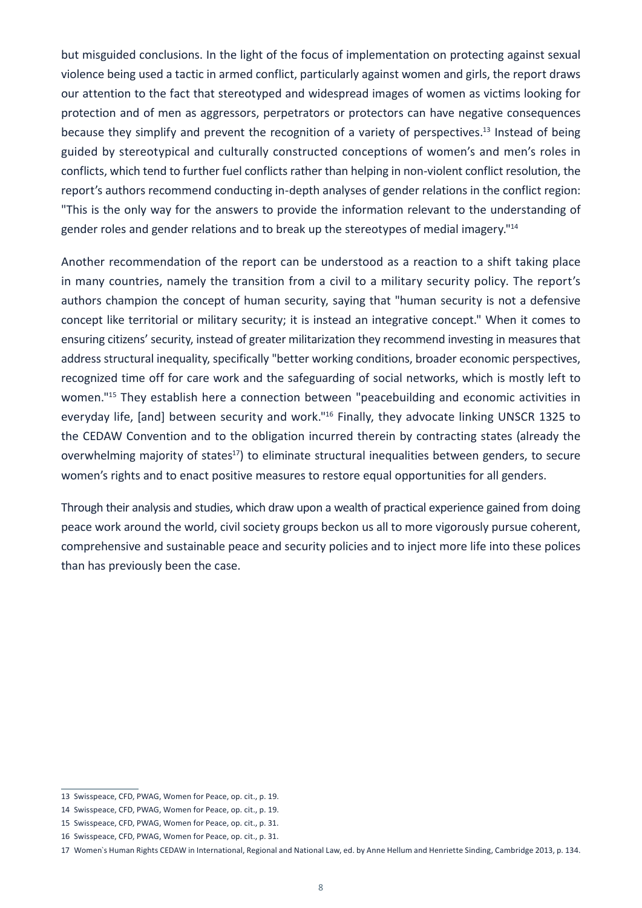but misguided conclusions. In the light of the focus of implementation on protecting against sexual violence being used a tactic in armed conflict, particularly against women and girls, the report draws our attention to the fact that stereotyped and widespread images of women as victims looking for protection and of men as aggressors, perpetrators or protectors can have negative consequences because they simplify and prevent the recognition of a variety of perspectives.[13] Instead of being guided by stereotypical and culturally constructed conceptions of women's and men's roles in conflicts, which tend to further fuel conflicts rather than helping in non-violent conflict resolution, the report's authors recommend conducting in-depth analyses of gender relations in the conflict region: "This is the only way for the answers to provide the information relevant to the understanding of gender roles and gender relations and to break up the stereotypes of medial imagery."[14]

Another recommendation of the report can be understood as a reaction to a shift taking place in many countries, namely the transition from a civil to a military security policy. The report's authors champion the concept of human security, saying that "human security is not a defensive concept like territorial or military security; it is instead an integrative concept." When it comes to ensuring citizens' security, instead of greater militarization they recommend investing in measures that address structural inequality, specifically "better working conditions, broader economic perspectives, recognized time off for care work and the safeguarding of social networks, which is mostly left to women."[15] They establish here a connection between "peacebuilding and economic activities in everyday life, [and] between security and work."[16] Finally, they advocate linking UNSCR 1325 to the CEDAW Convention and to the obligation incurred therein by contracting states (already the overwhelming majority of states[17]) to eliminate structural inequalities between genders, to secure women's rights and to enact positive measures to restore equal opportunities for all genders.

Through their analysis and studies, which draw upon a wealth of practical experience gained from doing peace work around the world, civil society groups beckon us all to more vigorously pursue coherent, comprehensive and sustainable peace and security policies and to inject more life into these polices than has previously been the case.

---

13 Swisspeace, CFD, PWAG, Women for Peace, op. cit., p. 19.

14 Swisspeace, CFD, PWAG, Women for Peace, op. cit., p. 19.

15 Swisspeace, CFD, PWAG, Women for Peace, op. cit., p. 31.

16 Swisspeace, CFD, PWAG, Women for Peace, op. cit., p. 31.

17 Women`s Human Rights CEDAW in International, Regional and National Law, ed. by Anne Hellum and Henriette Sinding, Cambridge 2013, p. 134.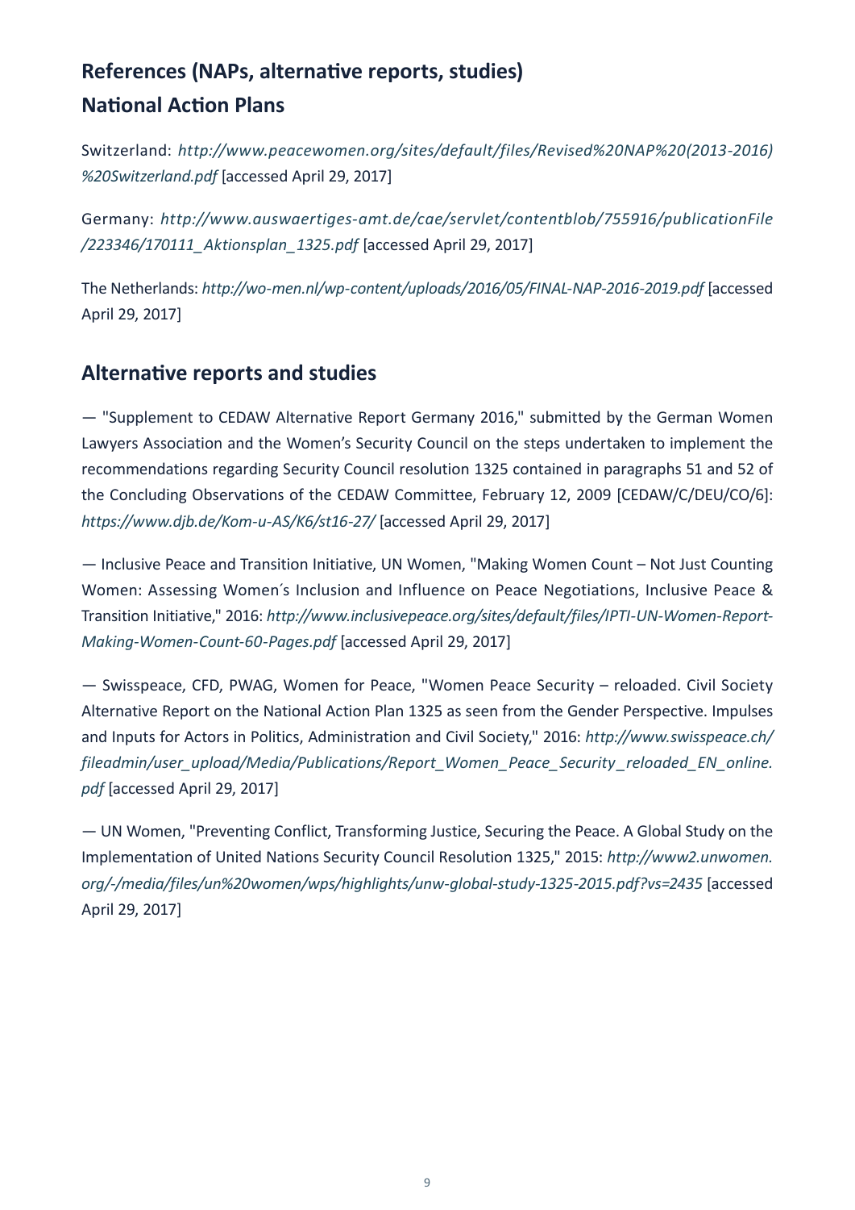## References (NAPs, alternative reports, studies)

## National Action Plans

Switzerland: *http://www.peacewomen.org/sites/default/files/Revised%20NAP%20(2013-2016)%20Switzerland.pdf* [accessed April 29, 2017]

Germany: *http://www.auswaertiges-amt.de/cae/servlet/contentblob/755916/publicationFile/223346/170111_Aktionsplan_1325.pdf* [accessed April 29, 2017]

The Netherlands: *http://wo-men.nl/wp-content/uploads/2016/05/FINAL-NAP-2016-2019.pdf* [accessed April 29, 2017]

## Alternative reports and studies

— "Supplement to CEDAW Alternative Report Germany 2016," submitted by the German Women Lawyers Association and the Women's Security Council on the steps undertaken to implement the recommendations regarding Security Council resolution 1325 contained in paragraphs 51 and 52 of the Concluding Observations of the CEDAW Committee, February 12, 2009 [CEDAW/C/DEU/CO/6]: *https://www.djb.de/Kom-u-AS/K6/st16-27/* [accessed April 29, 2017]

— Inclusive Peace and Transition Initiative, UN Women, "Making Women Count – Not Just Counting Women: Assessing Women´s Inclusion and Influence on Peace Negotiations, Inclusive Peace & Transition Initiative," 2016: *http://www.inclusivepeace.org/sites/default/files/IPTI-UN-Women-Report-Making-Women-Count-60-Pages.pdf* [accessed April 29, 2017]

— Swisspeace, CFD, PWAG, Women for Peace, "Women Peace Security – reloaded. Civil Society Alternative Report on the National Action Plan 1325 as seen from the Gender Perspective. Impulses and Inputs for Actors in Politics, Administration and Civil Society," 2016: *http://www.swisspeace.ch/fileadmin/user_upload/Media/Publications/Report_Women_Peace_Security_reloaded_EN_online.pdf* [accessed April 29, 2017]

— UN Women, "Preventing Conflict, Transforming Justice, Securing the Peace. A Global Study on the Implementation of United Nations Security Council Resolution 1325," 2015: *http://www2.unwomen.org/-/media/files/un%20women/wps/highlights/unw-global-study-1325-2015.pdf?vs=2435* [accessed April 29, 2017]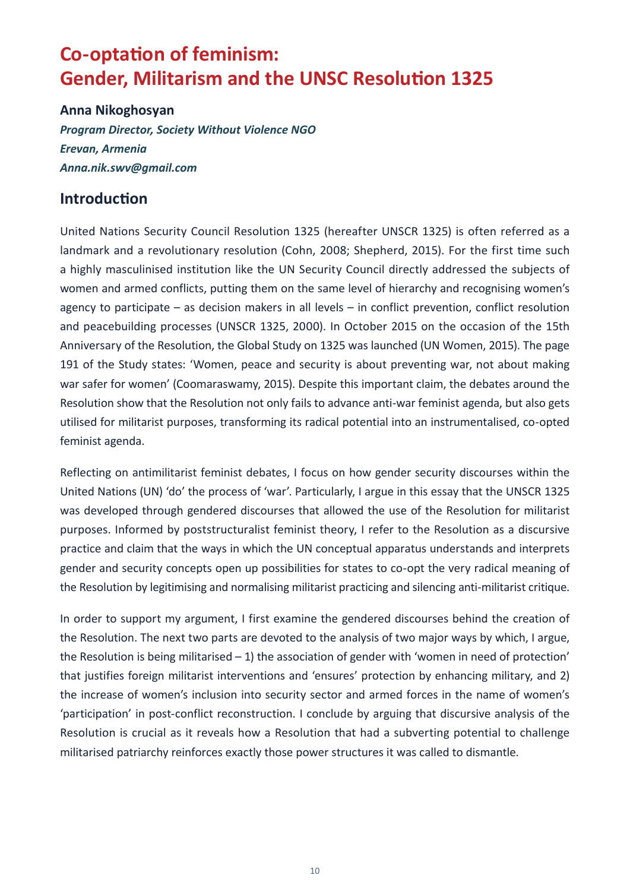# Co-optation of feminism: Gender, Militarism and the UNSC Resolution 1325

**Anna Nikoghosyan**

***Program Director, Society Without Violence NGO***
***Erevan, Armenia***
***Anna.nik.swv@gmail.com***

## Introduction

United Nations Security Council Resolution 1325 (hereafter UNSCR 1325) is often referred as a landmark and a revolutionary resolution (Cohn, 2008; Shepherd, 2015). For the first time such a highly masculinised institution like the UN Security Council directly addressed the subjects of women and armed conflicts, putting them on the same level of hierarchy and recognising women's agency to participate – as decision makers in all levels – in conflict prevention, conflict resolution and peacebuilding processes (UNSCR 1325, 2000). In October 2015 on the occasion of the 15th Anniversary of the Resolution, the Global Study on 1325 was launched (UN Women, 2015). The page 191 of the Study states: 'Women, peace and security is about preventing war, not about making war safer for women' (Coomaraswamy, 2015). Despite this important claim, the debates around the Resolution show that the Resolution not only fails to advance anti-war feminist agenda, but also gets utilised for militarist purposes, transforming its radical potential into an instrumentalised, co-opted feminist agenda.

Reflecting on antimilitarist feminist debates, I focus on how gender security discourses within the United Nations (UN) 'do' the process of 'war'. Particularly, I argue in this essay that the UNSCR 1325 was developed through gendered discourses that allowed the use of the Resolution for militarist purposes. Informed by poststructuralist feminist theory, I refer to the Resolution as a discursive practice and claim that the ways in which the UN conceptual apparatus understands and interprets gender and security concepts open up possibilities for states to co-opt the very radical meaning of the Resolution by legitimising and normalising militarist practicing and silencing anti-militarist critique.

In order to support my argument, I first examine the gendered discourses behind the creation of the Resolution. The next two parts are devoted to the analysis of two major ways by which, I argue, the Resolution is being militarised – 1) the association of gender with 'women in need of protection' that justifies foreign militarist interventions and 'ensures' protection by enhancing military, and 2) the increase of women's inclusion into security sector and armed forces in the name of women's 'participation' in post-conflict reconstruction. I conclude by arguing that discursive analysis of the Resolution is crucial as it reveals how a Resolution that had a subverting potential to challenge militarised patriarchy reinforces exactly those power structures it was called to dismantle.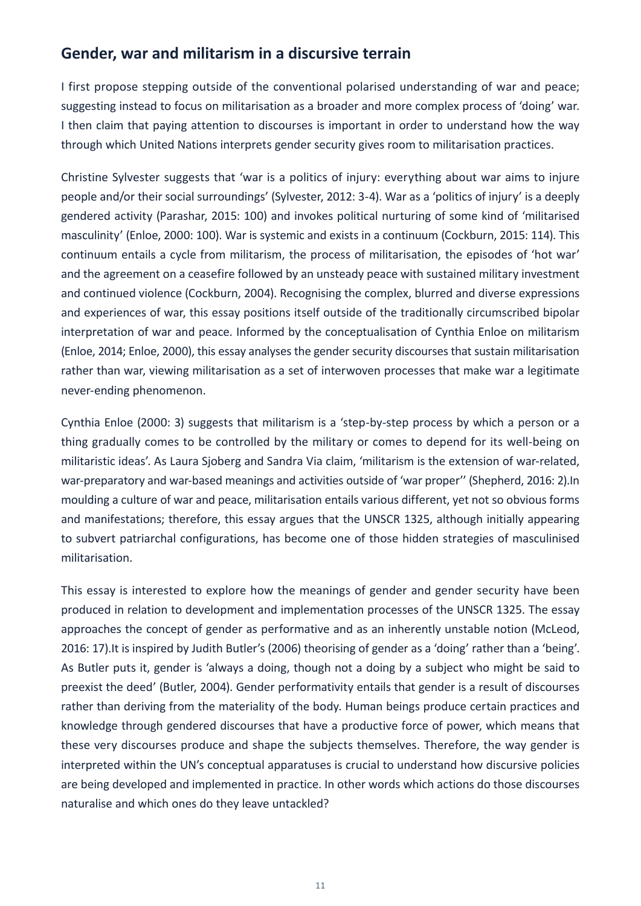## Gender, war and militarism in a discursive terrain

I first propose stepping outside of the conventional polarised understanding of war and peace; suggesting instead to focus on militarisation as a broader and more complex process of 'doing' war. I then claim that paying attention to discourses is important in order to understand how the way through which United Nations interprets gender security gives room to militarisation practices.

Christine Sylvester suggests that 'war is a politics of injury: everything about war aims to injure people and/or their social surroundings' (Sylvester, 2012: 3-4). War as a 'politics of injury' is a deeply gendered activity (Parashar, 2015: 100) and invokes political nurturing of some kind of 'militarised masculinity' (Enloe, 2000: 100). War is systemic and exists in a continuum (Cockburn, 2015: 114). This continuum entails a cycle from militarism, the process of militarisation, the episodes of 'hot war' and the agreement on a ceasefire followed by an unsteady peace with sustained military investment and continued violence (Cockburn, 2004). Recognising the complex, blurred and diverse expressions and experiences of war, this essay positions itself outside of the traditionally circumscribed bipolar interpretation of war and peace. Informed by the conceptualisation of Cynthia Enloe on militarism (Enloe, 2014; Enloe, 2000), this essay analyses the gender security discourses that sustain militarisation rather than war, viewing militarisation as a set of interwoven processes that make war a legitimate never-ending phenomenon.

Cynthia Enloe (2000: 3) suggests that militarism is a 'step-by-step process by which a person or a thing gradually comes to be controlled by the military or comes to depend for its well-being on militaristic ideas'. As Laura Sjoberg and Sandra Via claim, 'militarism is the extension of war-related, war-preparatory and war-based meanings and activities outside of 'war proper'' (Shepherd, 2016: 2).In moulding a culture of war and peace, militarisation entails various different, yet not so obvious forms and manifestations; therefore, this essay argues that the UNSCR 1325, although initially appearing to subvert patriarchal configurations, has become one of those hidden strategies of masculinised militarisation.

This essay is interested to explore how the meanings of gender and gender security have been produced in relation to development and implementation processes of the UNSCR 1325. The essay approaches the concept of gender as performative and as an inherently unstable notion (McLeod, 2016: 17).It is inspired by Judith Butler's (2006) theorising of gender as a 'doing' rather than a 'being'. As Butler puts it, gender is 'always a doing, though not a doing by a subject who might be said to preexist the deed' (Butler, 2004). Gender performativity entails that gender is a result of discourses rather than deriving from the materiality of the body. Human beings produce certain practices and knowledge through gendered discourses that have a productive force of power, which means that these very discourses produce and shape the subjects themselves. Therefore, the way gender is interpreted within the UN's conceptual apparatuses is crucial to understand how discursive policies are being developed and implemented in practice. In other words which actions do those discourses naturalise and which ones do they leave untackled?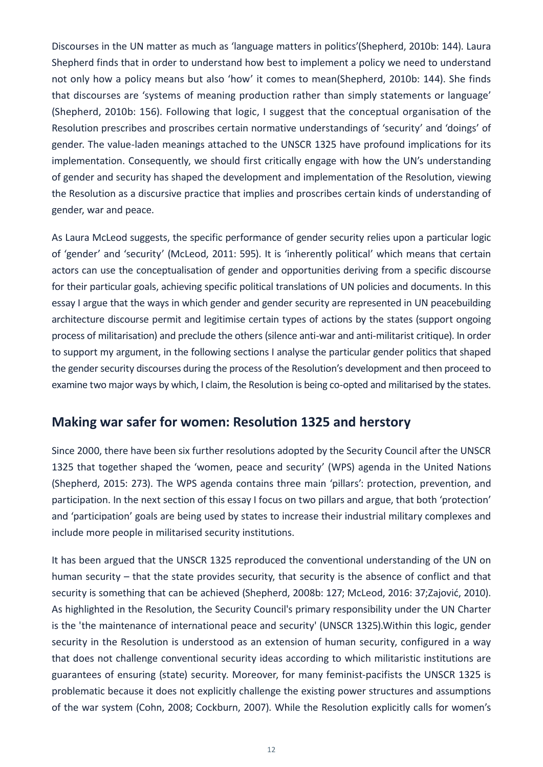Discourses in the UN matter as much as 'language matters in politics'(Shepherd, 2010b: 144). Laura Shepherd finds that in order to understand how best to implement a policy we need to understand not only how a policy means but also 'how' it comes to mean(Shepherd, 2010b: 144). She finds that discourses are 'systems of meaning production rather than simply statements or language' (Shepherd, 2010b: 156). Following that logic, I suggest that the conceptual organisation of the Resolution prescribes and proscribes certain normative understandings of 'security' and 'doings' of gender. The value-laden meanings attached to the UNSCR 1325 have profound implications for its implementation. Consequently, we should first critically engage with how the UN's understanding of gender and security has shaped the development and implementation of the Resolution, viewing the Resolution as a discursive practice that implies and proscribes certain kinds of understanding of gender, war and peace.

As Laura McLeod suggests, the specific performance of gender security relies upon a particular logic of 'gender' and 'security' (McLeod, 2011: 595). It is 'inherently political' which means that certain actors can use the conceptualisation of gender and opportunities deriving from a specific discourse for their particular goals, achieving specific political translations of UN policies and documents. In this essay I argue that the ways in which gender and gender security are represented in UN peacebuilding architecture discourse permit and legitimise certain types of actions by the states (support ongoing process of militarisation) and preclude the others (silence anti-war and anti-militarist critique). In order to support my argument, in the following sections I analyse the particular gender politics that shaped the gender security discourses during the process of the Resolution's development and then proceed to examine two major ways by which, I claim, the Resolution is being co-opted and militarised by the states.

## Making war safer for women: Resolution 1325 and herstory

Since 2000, there have been six further resolutions adopted by the Security Council after the UNSCR 1325 that together shaped the 'women, peace and security' (WPS) agenda in the United Nations (Shepherd, 2015: 273). The WPS agenda contains three main 'pillars': protection, prevention, and participation. In the next section of this essay I focus on two pillars and argue, that both 'protection' and 'participation' goals are being used by states to increase their industrial military complexes and include more people in militarised security institutions.

It has been argued that the UNSCR 1325 reproduced the conventional understanding of the UN on human security – that the state provides security, that security is the absence of conflict and that security is something that can be achieved (Shepherd, 2008b: 127; McLeod, 2016: 37;Zajović, 2010). As highlighted in the Resolution, the Security Council's primary responsibility under the UN Charter is the 'the maintenance of international peace and security' (UNSCR 1325).Within this logic, gender security in the Resolution is understood as an extension of human security, configured in a way that does not challenge conventional security ideas according to which militaristic institutions are guarantees of ensuring (state) security. Moreover, for many feminist-pacifists the UNSCR 1325 is problematic because it does not explicitly challenge the existing power structures and assumptions of the war system (Cohn, 2008; Cockburn, 2007). While the Resolution explicitly calls for women's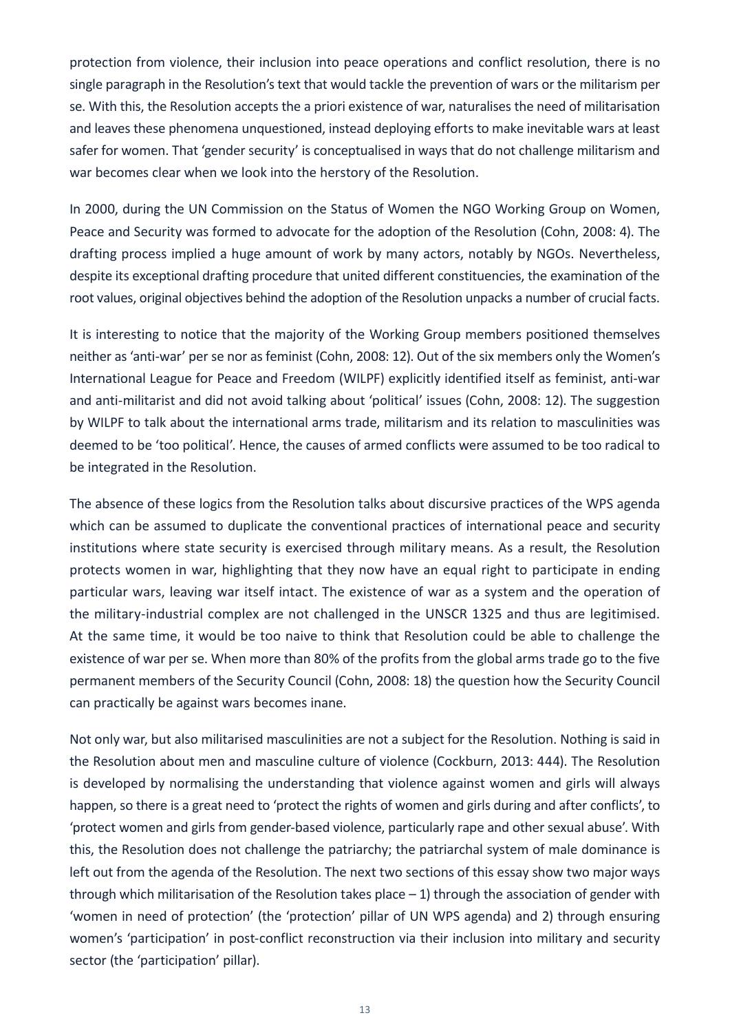protection from violence, their inclusion into peace operations and conflict resolution, there is no single paragraph in the Resolution's text that would tackle the prevention of wars or the militarism per se. With this, the Resolution accepts the a priori existence of war, naturalises the need of militarisation and leaves these phenomena unquestioned, instead deploying efforts to make inevitable wars at least safer for women. That 'gender security' is conceptualised in ways that do not challenge militarism and war becomes clear when we look into the herstory of the Resolution.

In 2000, during the UN Commission on the Status of Women the NGO Working Group on Women, Peace and Security was formed to advocate for the adoption of the Resolution (Cohn, 2008: 4). The drafting process implied a huge amount of work by many actors, notably by NGOs. Nevertheless, despite its exceptional drafting procedure that united different constituencies, the examination of the root values, original objectives behind the adoption of the Resolution unpacks a number of crucial facts.

It is interesting to notice that the majority of the Working Group members positioned themselves neither as 'anti-war' per se nor as feminist (Cohn, 2008: 12). Out of the six members only the Women's International League for Peace and Freedom (WILPF) explicitly identified itself as feminist, anti-war and anti-militarist and did not avoid talking about 'political' issues (Cohn, 2008: 12). The suggestion by WILPF to talk about the international arms trade, militarism and its relation to masculinities was deemed to be 'too political'. Hence, the causes of armed conflicts were assumed to be too radical to be integrated in the Resolution.

The absence of these logics from the Resolution talks about discursive practices of the WPS agenda which can be assumed to duplicate the conventional practices of international peace and security institutions where state security is exercised through military means. As a result, the Resolution protects women in war, highlighting that they now have an equal right to participate in ending particular wars, leaving war itself intact. The existence of war as a system and the operation of the military-industrial complex are not challenged in the UNSCR 1325 and thus are legitimised. At the same time, it would be too naive to think that Resolution could be able to challenge the existence of war per se. When more than 80% of the profits from the global arms trade go to the five permanent members of the Security Council (Cohn, 2008: 18) the question how the Security Council can practically be against wars becomes inane.

Not only war, but also militarised masculinities are not a subject for the Resolution. Nothing is said in the Resolution about men and masculine culture of violence (Cockburn, 2013: 444). The Resolution is developed by normalising the understanding that violence against women and girls will always happen, so there is a great need to 'protect the rights of women and girls during and after conflicts', to 'protect women and girls from gender-based violence, particularly rape and other sexual abuse'. With this, the Resolution does not challenge the patriarchy; the patriarchal system of male dominance is left out from the agenda of the Resolution. The next two sections of this essay show two major ways through which militarisation of the Resolution takes place – 1) through the association of gender with 'women in need of protection' (the 'protection' pillar of UN WPS agenda) and 2) through ensuring women's 'participation' in post-conflict reconstruction via their inclusion into military and security sector (the 'participation' pillar).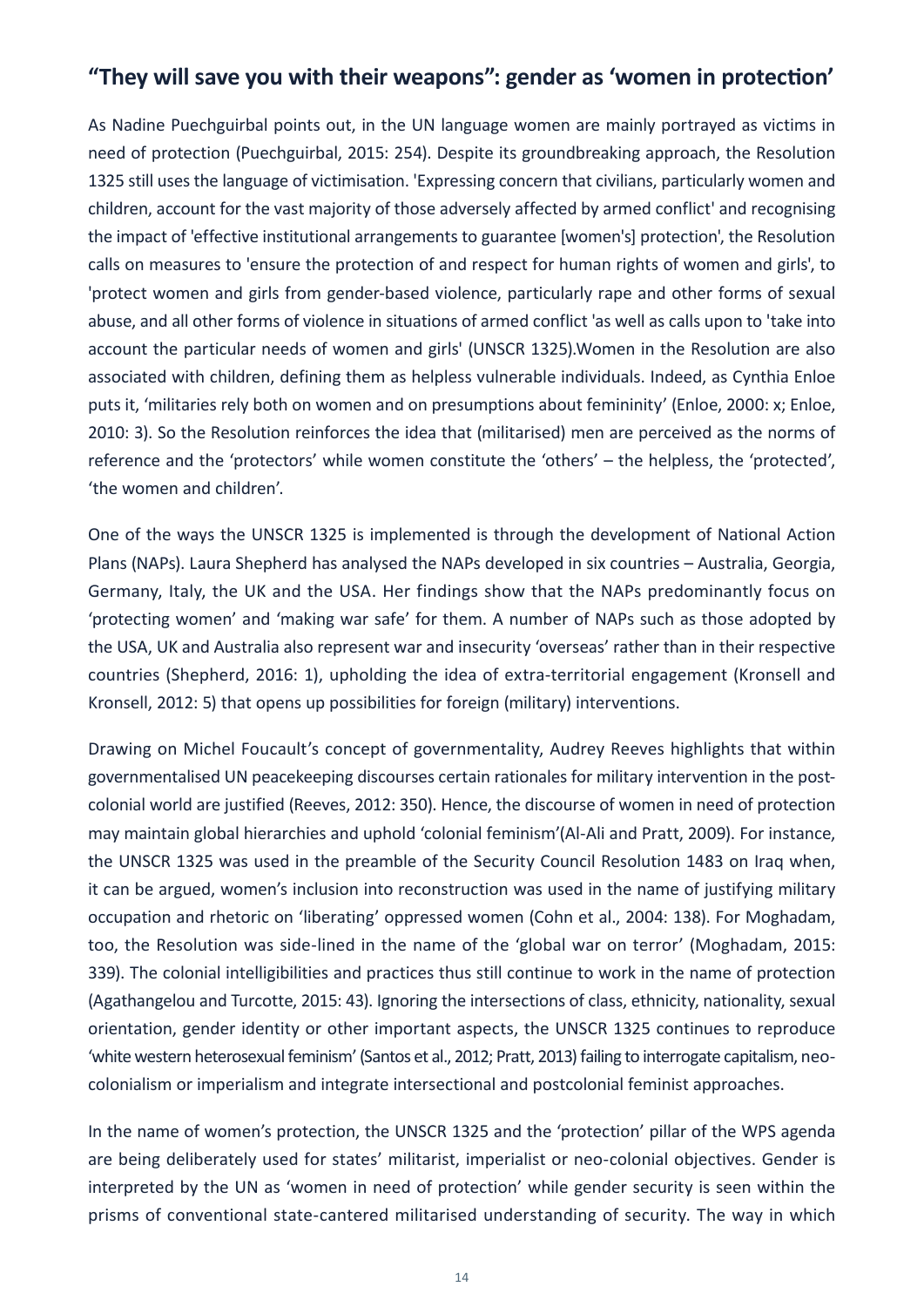## "They will save you with their weapons": gender as 'women in protection'

As Nadine Puechguirbal points out, in the UN language women are mainly portrayed as victims in need of protection (Puechguirbal, 2015: 254). Despite its groundbreaking approach, the Resolution 1325 still uses the language of victimisation. 'Expressing concern that civilians, particularly women and children, account for the vast majority of those adversely affected by armed conflict' and recognising the impact of 'effective institutional arrangements to guarantee [women's] protection', the Resolution calls on measures to 'ensure the protection of and respect for human rights of women and girls', to 'protect women and girls from gender-based violence, particularly rape and other forms of sexual abuse, and all other forms of violence in situations of armed conflict 'as well as calls upon to 'take into account the particular needs of women and girls' (UNSCR 1325).Women in the Resolution are also associated with children, defining them as helpless vulnerable individuals. Indeed, as Cynthia Enloe puts it, 'militaries rely both on women and on presumptions about femininity' (Enloe, 2000: x; Enloe, 2010: 3). So the Resolution reinforces the idea that (militarised) men are perceived as the norms of reference and the 'protectors' while women constitute the 'others' – the helpless, the 'protected', 'the women and children'.

One of the ways the UNSCR 1325 is implemented is through the development of National Action Plans (NAPs). Laura Shepherd has analysed the NAPs developed in six countries – Australia, Georgia, Germany, Italy, the UK and the USA. Her findings show that the NAPs predominantly focus on 'protecting women' and 'making war safe' for them. A number of NAPs such as those adopted by the USA, UK and Australia also represent war and insecurity 'overseas' rather than in their respective countries (Shepherd, 2016: 1), upholding the idea of extra-territorial engagement (Kronsell and Kronsell, 2012: 5) that opens up possibilities for foreign (military) interventions.

Drawing on Michel Foucault's concept of governmentality, Audrey Reeves highlights that within governmentalised UN peacekeeping discourses certain rationales for military intervention in the post-colonial world are justified (Reeves, 2012: 350). Hence, the discourse of women in need of protection may maintain global hierarchies and uphold 'colonial feminism'(Al-Ali and Pratt, 2009). For instance, the UNSCR 1325 was used in the preamble of the Security Council Resolution 1483 on Iraq when, it can be argued, women's inclusion into reconstruction was used in the name of justifying military occupation and rhetoric on 'liberating' oppressed women (Cohn et al., 2004: 138). For Moghadam, too, the Resolution was side-lined in the name of the 'global war on terror' (Moghadam, 2015: 339). The colonial intelligibilities and practices thus still continue to work in the name of protection (Agathangelou and Turcotte, 2015: 43). Ignoring the intersections of class, ethnicity, nationality, sexual orientation, gender identity or other important aspects, the UNSCR 1325 continues to reproduce 'white western heterosexual feminism' (Santos et al., 2012; Pratt, 2013) failing to interrogate capitalism, neo-colonialism or imperialism and integrate intersectional and postcolonial feminist approaches.

In the name of women's protection, the UNSCR 1325 and the 'protection' pillar of the WPS agenda are being deliberately used for states' militarist, imperialist or neo-colonial objectives. Gender is interpreted by the UN as 'women in need of protection' while gender security is seen within the prisms of conventional state-cantered militarised understanding of security. The way in which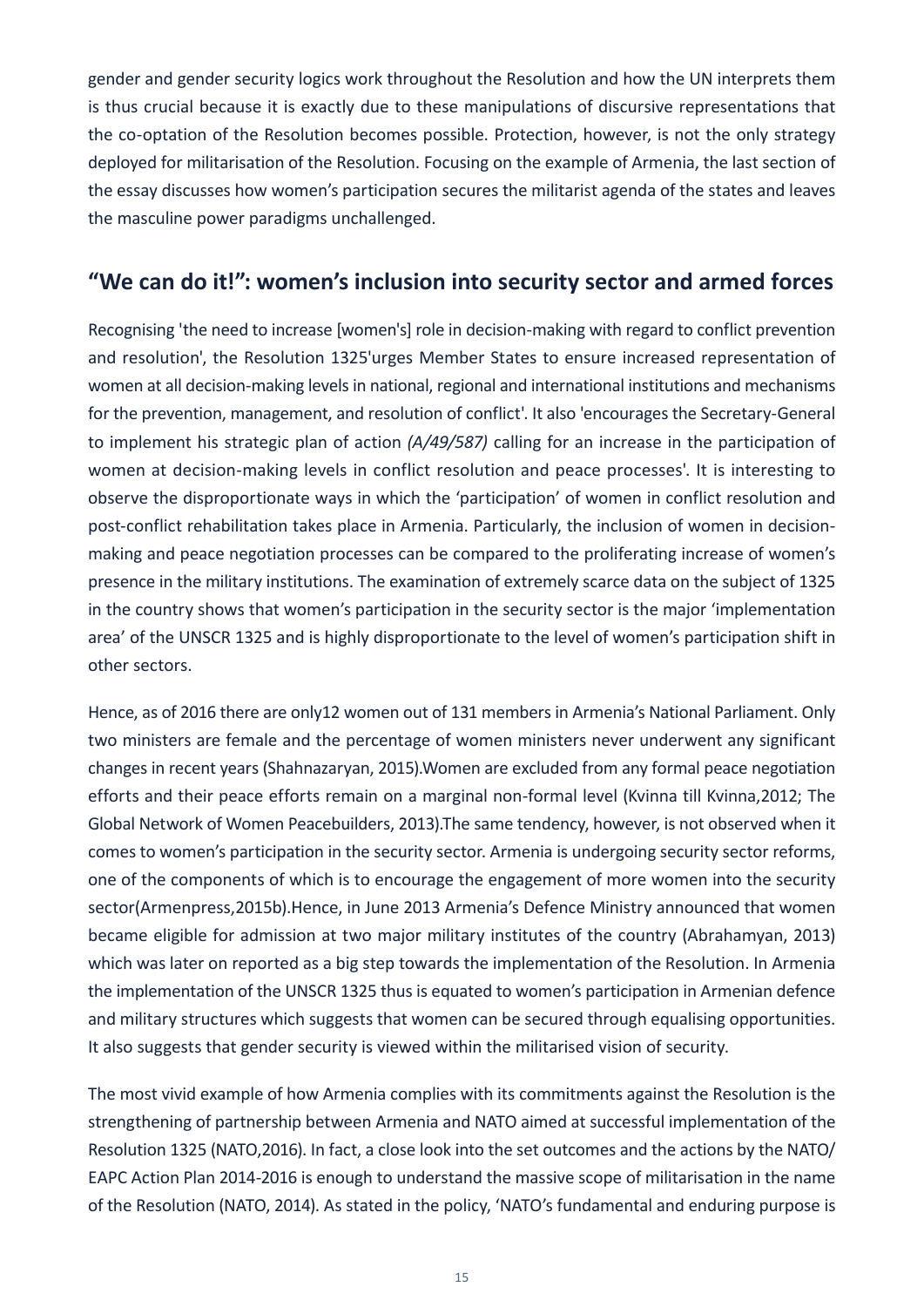gender and gender security logics work throughout the Resolution and how the UN interprets them is thus crucial because it is exactly due to these manipulations of discursive representations that the co-optation of the Resolution becomes possible. Protection, however, is not the only strategy deployed for militarisation of the Resolution. Focusing on the example of Armenia, the last section of the essay discusses how women's participation secures the militarist agenda of the states and leaves the masculine power paradigms unchallenged.

## "We can do it!": women's inclusion into security sector and armed forces

Recognising 'the need to increase [women's] role in decision-making with regard to conflict prevention and resolution', the Resolution 1325'urges Member States to ensure increased representation of women at all decision-making levels in national, regional and international institutions and mechanisms for the prevention, management, and resolution of conflict'. It also 'encourages the Secretary-General to implement his strategic plan of action *(A/49/587)* calling for an increase in the participation of women at decision-making levels in conflict resolution and peace processes'. It is interesting to observe the disproportionate ways in which the 'participation' of women in conflict resolution and post-conflict rehabilitation takes place in Armenia. Particularly, the inclusion of women in decision-making and peace negotiation processes can be compared to the proliferating increase of women's presence in the military institutions. The examination of extremely scarce data on the subject of 1325 in the country shows that women's participation in the security sector is the major 'implementation area' of the UNSCR 1325 and is highly disproportionate to the level of women's participation shift in other sectors.

Hence, as of 2016 there are only12 women out of 131 members in Armenia's National Parliament. Only two ministers are female and the percentage of women ministers never underwent any significant changes in recent years (Shahnazaryan, 2015).Women are excluded from any formal peace negotiation efforts and their peace efforts remain on a marginal non-formal level (Kvinna till Kvinna,2012; The Global Network of Women Peacebuilders, 2013).The same tendency, however, is not observed when it comes to women's participation in the security sector. Armenia is undergoing security sector reforms, one of the components of which is to encourage the engagement of more women into the security sector(Armenpress,2015b).Hence, in June 2013 Armenia's Defence Ministry announced that women became eligible for admission at two major military institutes of the country (Abrahamyan, 2013) which was later on reported as a big step towards the implementation of the Resolution. In Armenia the implementation of the UNSCR 1325 thus is equated to women's participation in Armenian defence and military structures which suggests that women can be secured through equalising opportunities. It also suggests that gender security is viewed within the militarised vision of security.

The most vivid example of how Armenia complies with its commitments against the Resolution is the strengthening of partnership between Armenia and NATO aimed at successful implementation of the Resolution 1325 (NATO,2016). In fact, a close look into the set outcomes and the actions by the NATO/ EAPC Action Plan 2014-2016 is enough to understand the massive scope of militarisation in the name of the Resolution (NATO, 2014). As stated in the policy, 'NATO's fundamental and enduring purpose is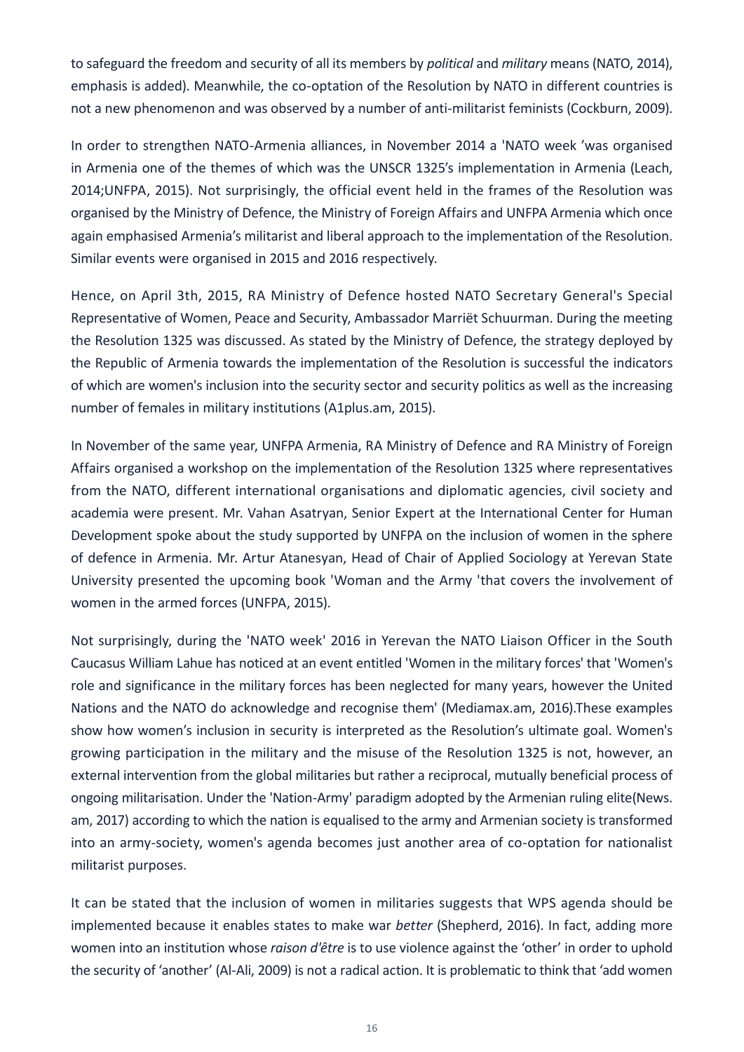to safeguard the freedom and security of all its members by *political* and *military* means (NATO, 2014), emphasis is added). Meanwhile, the co-optation of the Resolution by NATO in different countries is not a new phenomenon and was observed by a number of anti-militarist feminists (Cockburn, 2009).

In order to strengthen NATO-Armenia alliances, in November 2014 a 'NATO week 'was organised in Armenia one of the themes of which was the UNSCR 1325's implementation in Armenia (Leach, 2014;UNFPA, 2015). Not surprisingly, the official event held in the frames of the Resolution was organised by the Ministry of Defence, the Ministry of Foreign Affairs and UNFPA Armenia which once again emphasised Armenia's militarist and liberal approach to the implementation of the Resolution. Similar events were organised in 2015 and 2016 respectively.

Hence, on April 3th, 2015, RA Ministry of Defence hosted NATO Secretary General's Special Representative of Women, Peace and Security, Ambassador Marriët Schuurman. During the meeting the Resolution 1325 was discussed. As stated by the Ministry of Defence, the strategy deployed by the Republic of Armenia towards the implementation of the Resolution is successful the indicators of which are women's inclusion into the security sector and security politics as well as the increasing number of females in military institutions (A1plus.am, 2015).

In November of the same year, UNFPA Armenia, RA Ministry of Defence and RA Ministry of Foreign Affairs organised a workshop on the implementation of the Resolution 1325 where representatives from the NATO, different international organisations and diplomatic agencies, civil society and academia were present. Mr. Vahan Asatryan, Senior Expert at the International Center for Human Development spoke about the study supported by UNFPA on the inclusion of women in the sphere of defence in Armenia. Mr. Artur Atanesyan, Head of Chair of Applied Sociology at Yerevan State University presented the upcoming book 'Woman and the Army 'that covers the involvement of women in the armed forces (UNFPA, 2015).

Not surprisingly, during the 'NATO week' 2016 in Yerevan the NATO Liaison Officer in the South Caucasus William Lahue has noticed at an event entitled 'Women in the military forces' that 'Women's role and significance in the military forces has been neglected for many years, however the United Nations and the NATO do acknowledge and recognise them' (Mediamax.am, 2016).These examples show how women's inclusion in security is interpreted as the Resolution's ultimate goal. Women's growing participation in the military and the misuse of the Resolution 1325 is not, however, an external intervention from the global militaries but rather a reciprocal, mutually beneficial process of ongoing militarisation. Under the 'Nation-Army' paradigm adopted by the Armenian ruling elite(News. am, 2017) according to which the nation is equalised to the army and Armenian society is transformed into an army-society, women's agenda becomes just another area of co-optation for nationalist militarist purposes.

It can be stated that the inclusion of women in militaries suggests that WPS agenda should be implemented because it enables states to make war *better* (Shepherd, 2016). In fact, adding more women into an institution whose *raison d'être* is to use violence against the 'other' in order to uphold the security of 'another' (Al-Ali, 2009) is not a radical action. It is problematic to think that 'add women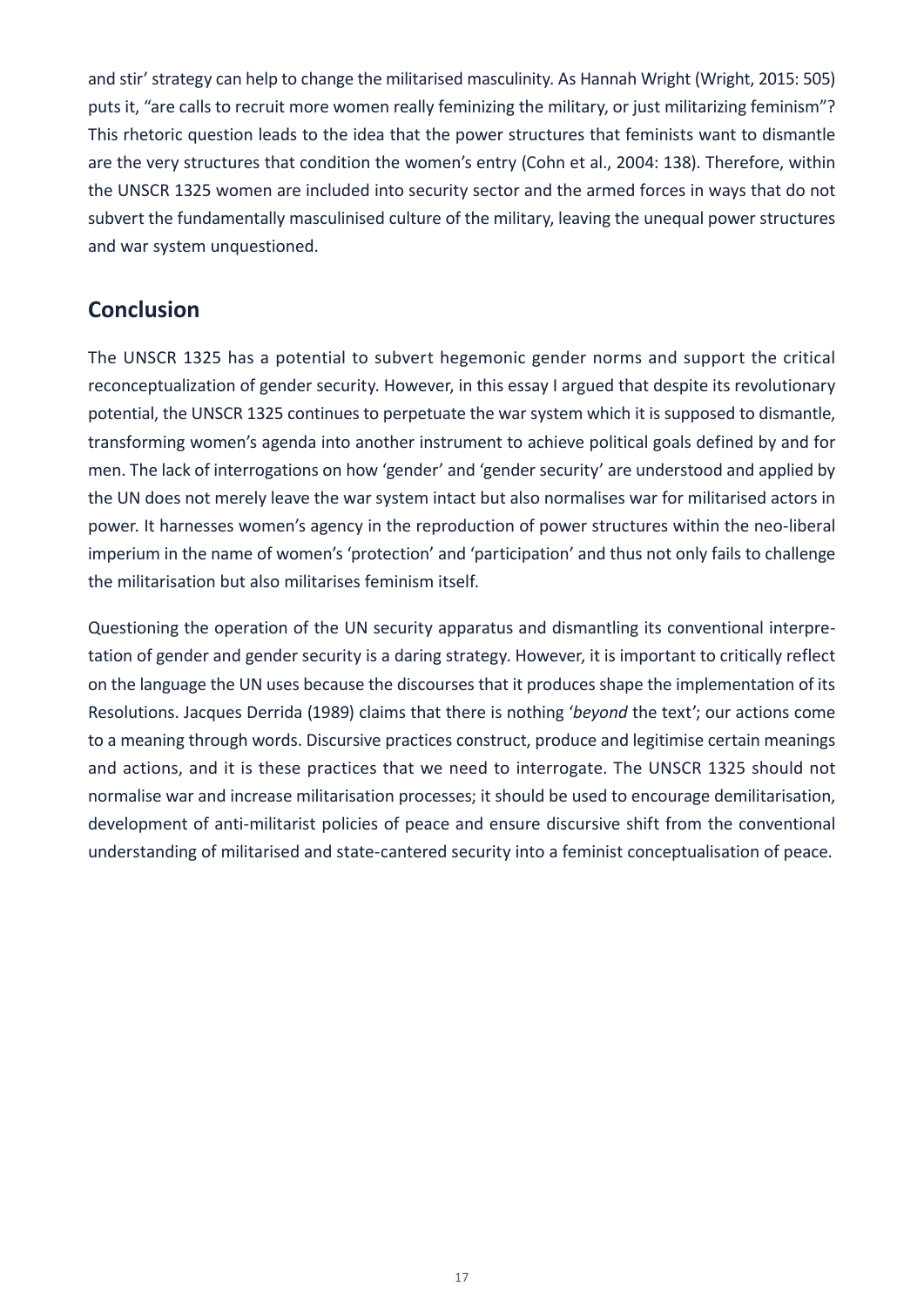and stir' strategy can help to change the militarised masculinity. As Hannah Wright (Wright, 2015: 505) puts it, "are calls to recruit more women really feminizing the military, or just militarizing feminism"? This rhetoric question leads to the idea that the power structures that feminists want to dismantle are the very structures that condition the women's entry (Cohn et al., 2004: 138). Therefore, within the UNSCR 1325 women are included into security sector and the armed forces in ways that do not subvert the fundamentally masculinised culture of the military, leaving the unequal power structures and war system unquestioned.

## Conclusion

The UNSCR 1325 has a potential to subvert hegemonic gender norms and support the critical reconceptualization of gender security. However, in this essay I argued that despite its revolutionary potential, the UNSCR 1325 continues to perpetuate the war system which it is supposed to dismantle, transforming women's agenda into another instrument to achieve political goals defined by and for men. The lack of interrogations on how 'gender' and 'gender security' are understood and applied by the UN does not merely leave the war system intact but also normalises war for militarised actors in power. It harnesses women's agency in the reproduction of power structures within the neo-liberal imperium in the name of women's 'protection' and 'participation' and thus not only fails to challenge the militarisation but also militarises feminism itself.

Questioning the operation of the UN security apparatus and dismantling its conventional interpretation of gender and gender security is a daring strategy. However, it is important to critically reflect on the language the UN uses because the discourses that it produces shape the implementation of its Resolutions. Jacques Derrida (1989) claims that there is nothing '*beyond* the text'; our actions come to a meaning through words. Discursive practices construct, produce and legitimise certain meanings and actions, and it is these practices that we need to interrogate. The UNSCR 1325 should not normalise war and increase militarisation processes; it should be used to encourage demilitarisation, development of anti-militarist policies of peace and ensure discursive shift from the conventional understanding of militarised and state-cantered security into a feminist conceptualisation of peace.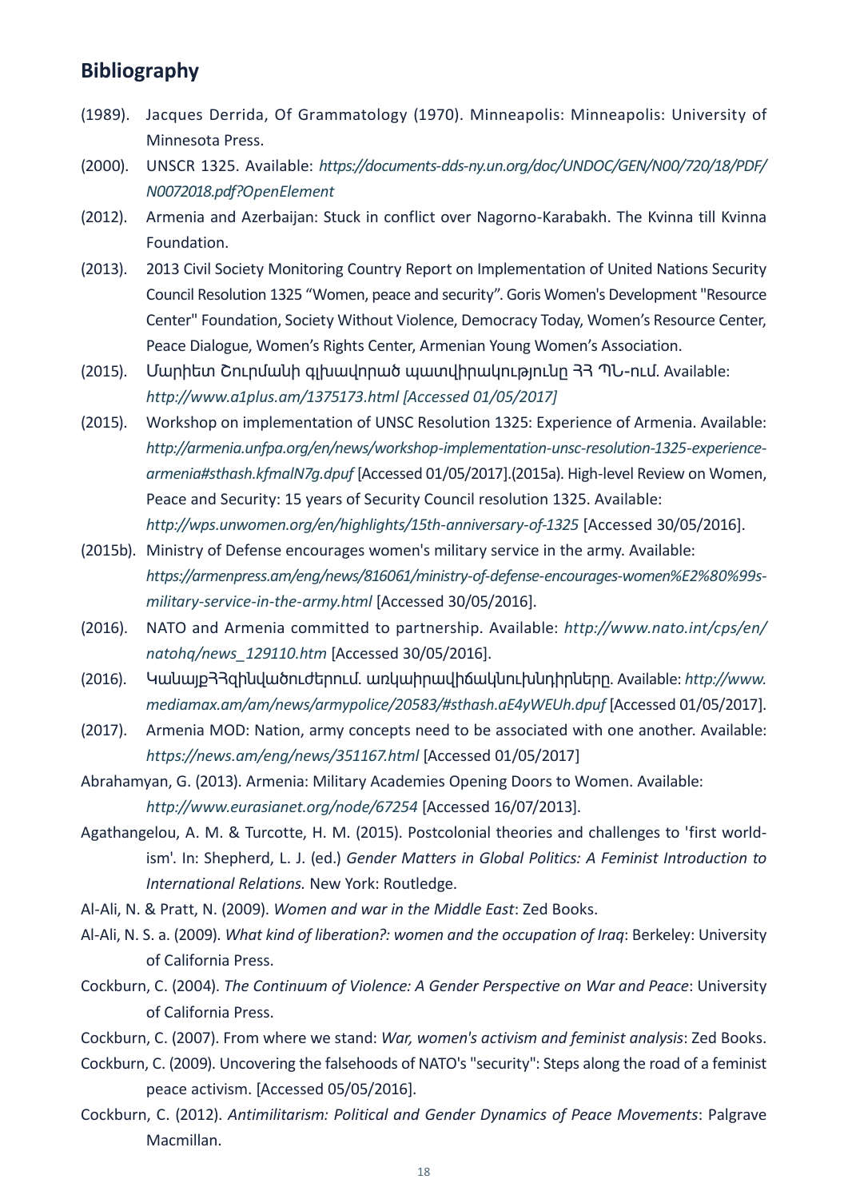## Bibliography

(1989). Jacques Derrida, Of Grammatology (1970). Minneapolis: Minneapolis: University of Minnesota Press.

(2000). UNSCR 1325. Available: *https://documents-dds-ny.un.org/doc/UNDOC/GEN/N00/720/18/PDF/N0072018.pdf?OpenElement*

(2012). Armenia and Azerbaijan: Stuck in conflict over Nagorno-Karabakh. The Kvinna till Kvinna Foundation.

(2013). 2013 Civil Society Monitoring Country Report on Implementation of United Nations Security Council Resolution 1325 "Women, peace and security". Goris Women's Development "Resource Center" Foundation, Society Without Violence, Democracy Today, Women's Resource Center, Peace Dialogue, Women's Rights Center, Armenian Young Women's Association.

(2015). Մարիետ Շուրմանի գլխավորած պատվիրակությունը ՀՀ ՊՆ-ում. Available: *http://www.a1plus.am/1375173.html [Accessed 01/05/2017]*

(2015). Workshop on implementation of UNSC Resolution 1325: Experience of Armenia. Available: *http://armenia.unfpa.org/en/news/workshop-implementation-unsc-resolution-1325-experience-armenia#sthash.kfmalN7g.dpuf* [Accessed 01/05/2017].(2015a). High-level Review on Women, Peace and Security: 15 years of Security Council resolution 1325. Available: *http://wps.unwomen.org/en/highlights/15th-anniversary-of-1325* [Accessed 30/05/2016].

(2015b). Ministry of Defense encourages women's military service in the army. Available: *https://armenpress.am/eng/news/816061/ministry-of-defense-encourages-women%E2%80%99s-military-service-in-the-army.html* [Accessed 30/05/2016].

(2016). NATO and Armenia committed to partnership. Available: *http://www.nato.int/cps/en/natohq/news_129110.htm* [Accessed 30/05/2016].

(2016). ԿանայքՀՀզինվածուժերում. առկաիրավիճակնուխնդիրները. Available: *http://www.mediamax.am/am/news/armypolice/20583/#sthash.aE4yWEUh.dpuf* [Accessed 01/05/2017].

(2017). Armenia MOD: Nation, army concepts need to be associated with one another. Available: *https://news.am/eng/news/351167.html* [Accessed 01/05/2017]

Abrahamyan, G. (2013). Armenia: Military Academies Opening Doors to Women. Available: *http://www.eurasianet.org/node/67254* [Accessed 16/07/2013].

Agathangelou, A. M. & Turcotte, H. M. (2015). Postcolonial theories and challenges to 'first world-ism'. In: Shepherd, L. J. (ed.) *Gender Matters in Global Politics: A Feminist Introduction to International Relations.* New York: Routledge.

Al-Ali, N. & Pratt, N. (2009). *Women and war in the Middle East*: Zed Books.

Al-Ali, N. S. a. (2009). *What kind of liberation?: women and the occupation of Iraq*: Berkeley: University of California Press.

Cockburn, C. (2004). *The Continuum of Violence: A Gender Perspective on War and Peace*: University of California Press.

Cockburn, C. (2007). From where we stand: *War, women's activism and feminist analysis*: Zed Books.

Cockburn, C. (2009). Uncovering the falsehoods of NATO's "security": Steps along the road of a feminist peace activism. [Accessed 05/05/2016].

Cockburn, C. (2012). *Antimilitarism: Political and Gender Dynamics of Peace Movements*: Palgrave Macmillan.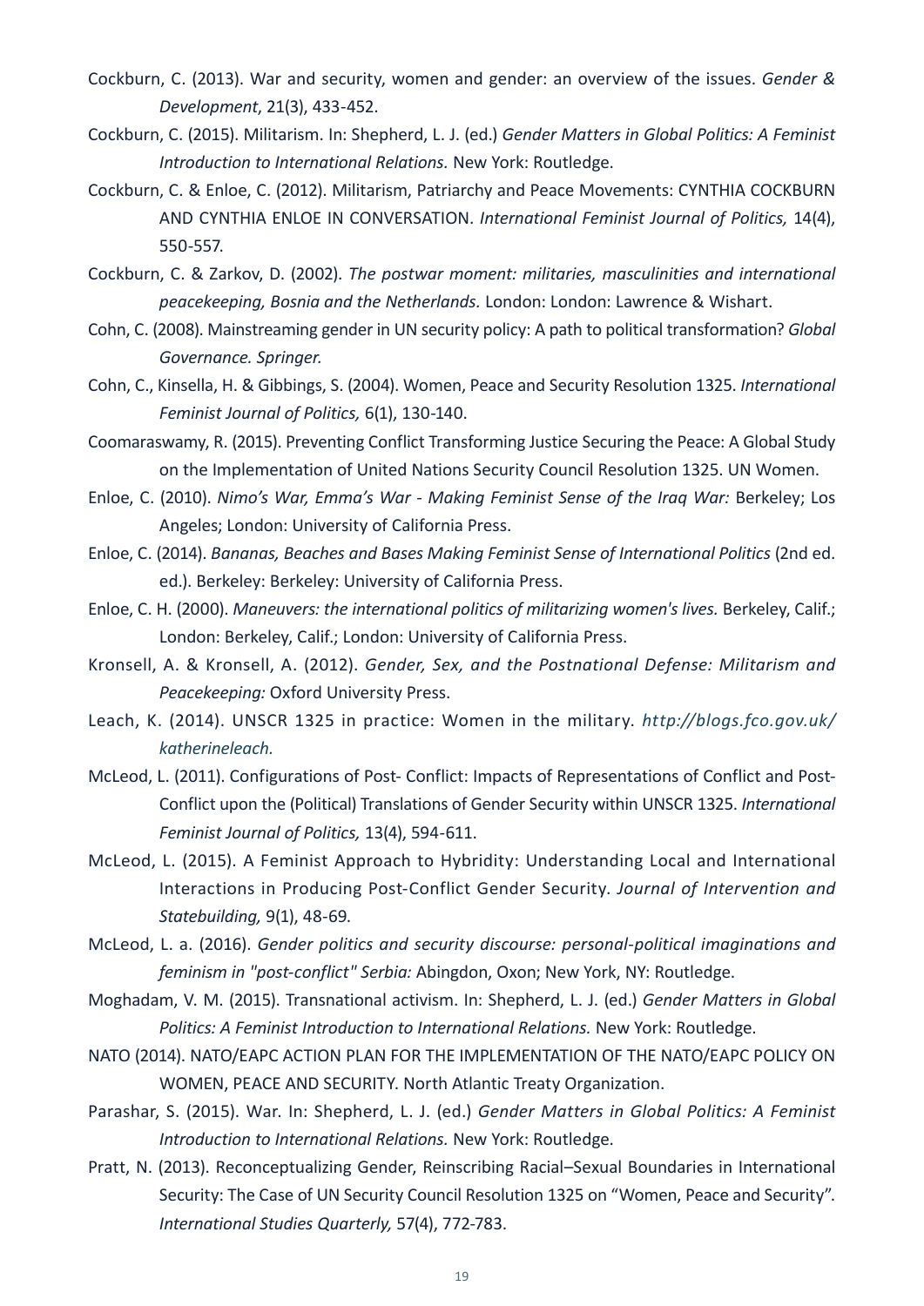Cockburn, C. (2013). War and security, women and gender: an overview of the issues. *Gender & Development*, 21(3), 433-452.

Cockburn, C. (2015). Militarism. In: Shepherd, L. J. (ed.) *Gender Matters in Global Politics: A Feminist Introduction to International Relations.* New York: Routledge.

Cockburn, C. & Enloe, C. (2012). Militarism, Patriarchy and Peace Movements: CYNTHIA COCKBURN AND CYNTHIA ENLOE IN CONVERSATION. *International Feminist Journal of Politics,* 14(4), 550-557.

Cockburn, C. & Zarkov, D. (2002). *The postwar moment: militaries, masculinities and international peacekeeping, Bosnia and the Netherlands.* London: London: Lawrence & Wishart.

Cohn, C. (2008). Mainstreaming gender in UN security policy: A path to political transformation? *Global Governance. Springer.*

Cohn, C., Kinsella, H. & Gibbings, S. (2004). Women, Peace and Security Resolution 1325. *International Feminist Journal of Politics,* 6(1), 130-140.

Coomaraswamy, R. (2015). Preventing Conflict Transforming Justice Securing the Peace: A Global Study on the Implementation of United Nations Security Council Resolution 1325. UN Women.

Enloe, C. (2010). *Nimo's War, Emma's War - Making Feminist Sense of the Iraq War:* Berkeley; Los Angeles; London: University of California Press.

Enloe, C. (2014). *Bananas, Beaches and Bases Making Feminist Sense of International Politics* (2nd ed. ed.). Berkeley: Berkeley: University of California Press.

Enloe, C. H. (2000). *Maneuvers: the international politics of militarizing women's lives.* Berkeley, Calif.; London: Berkeley, Calif.; London: University of California Press.

Kronsell, A. & Kronsell, A. (2012). *Gender, Sex, and the Postnational Defense: Militarism and Peacekeeping:* Oxford University Press.

Leach, K. (2014). UNSCR 1325 in practice: Women in the military. *http://blogs.fco.gov.uk/katherineleach.*

McLeod, L. (2011). Configurations of Post- Conflict: Impacts of Representations of Conflict and Post-Conflict upon the (Political) Translations of Gender Security within UNSCR 1325. *International Feminist Journal of Politics,* 13(4), 594-611.

McLeod, L. (2015). A Feminist Approach to Hybridity: Understanding Local and International Interactions in Producing Post-Conflict Gender Security. *Journal of Intervention and Statebuilding,* 9(1), 48-69.

McLeod, L. a. (2016). *Gender politics and security discourse: personal-political imaginations and feminism in "post-conflict" Serbia:* Abingdon, Oxon; New York, NY: Routledge.

Moghadam, V. M. (2015). Transnational activism. In: Shepherd, L. J. (ed.) *Gender Matters in Global Politics: A Feminist Introduction to International Relations.* New York: Routledge.

NATO (2014). NATO/EAPC ACTION PLAN FOR THE IMPLEMENTATION OF THE NATO/EAPC POLICY ON WOMEN, PEACE AND SECURITY. North Atlantic Treaty Organization.

Parashar, S. (2015). War. In: Shepherd, L. J. (ed.) *Gender Matters in Global Politics: A Feminist Introduction to International Relations.* New York: Routledge.

Pratt, N. (2013). Reconceptualizing Gender, Reinscribing Racial–Sexual Boundaries in International Security: The Case of UN Security Council Resolution 1325 on "Women, Peace and Security". *International Studies Quarterly,* 57(4), 772-783.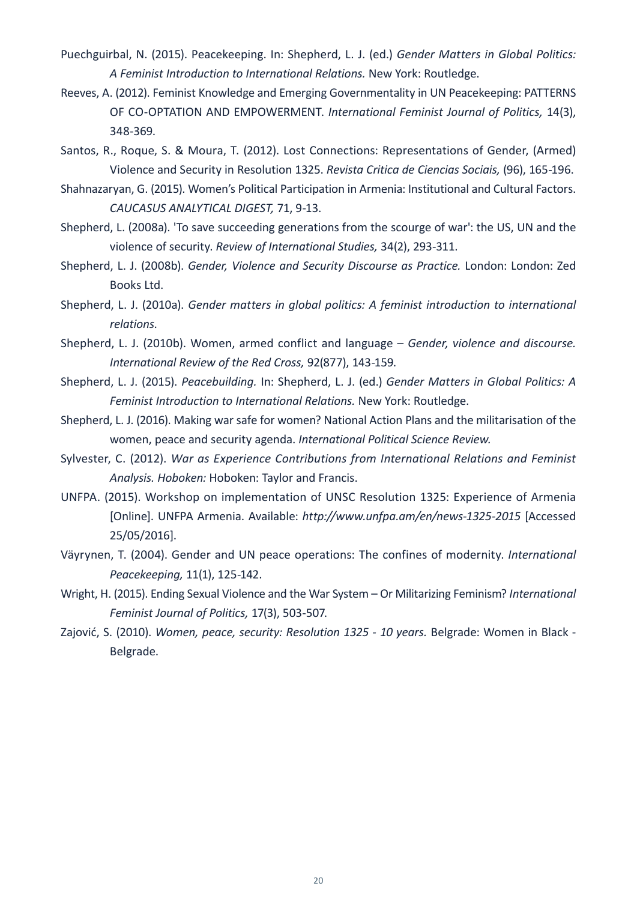Puechguirbal, N. (2015). Peacekeeping. In: Shepherd, L. J. (ed.) *Gender Matters in Global Politics: A Feminist Introduction to International Relations.* New York: Routledge.

Reeves, A. (2012). Feminist Knowledge and Emerging Governmentality in UN Peacekeeping: PATTERNS OF CO-OPTATION AND EMPOWERMENT. *International Feminist Journal of Politics,* 14(3), 348-369.

Santos, R., Roque, S. & Moura, T. (2012). Lost Connections: Representations of Gender, (Armed) Violence and Security in Resolution 1325. *Revista Critica de Ciencias Sociais,* (96), 165-196.

Shahnazaryan, G. (2015). Women's Political Participation in Armenia: Institutional and Cultural Factors. *CAUCASUS ANALYTICAL DIGEST,* 71, 9-13.

Shepherd, L. (2008a). 'To save succeeding generations from the scourge of war': the US, UN and the violence of security. *Review of International Studies,* 34(2), 293-311.

Shepherd, L. J. (2008b). *Gender, Violence and Security Discourse as Practice.* London: London: Zed Books Ltd.

Shepherd, L. J. (2010a). *Gender matters in global politics: A feminist introduction to international relations.*

Shepherd, L. J. (2010b). Women, armed conflict and language – *Gender, violence and discourse. International Review of the Red Cross,* 92(877), 143-159.

Shepherd, L. J. (2015). *Peacebuilding.* In: Shepherd, L. J. (ed.) *Gender Matters in Global Politics: A Feminist Introduction to International Relations.* New York: Routledge.

Shepherd, L. J. (2016). Making war safe for women? National Action Plans and the militarisation of the women, peace and security agenda. *International Political Science Review.*

Sylvester, C. (2012). *War as Experience Contributions from International Relations and Feminist Analysis. Hoboken:* Hoboken: Taylor and Francis.

UNFPA. (2015). Workshop on implementation of UNSC Resolution 1325: Experience of Armenia [Online]. UNFPA Armenia. Available: *http://www.unfpa.am/en/news-1325-2015* [Accessed 25/05/2016].

Väyrynen, T. (2004). Gender and UN peace operations: The confines of modernity. *International Peacekeeping,* 11(1), 125-142.

Wright, H. (2015). Ending Sexual Violence and the War System – Or Militarizing Feminism? *International Feminist Journal of Politics,* 17(3), 503-507.

Zajović, S. (2010). *Women, peace, security: Resolution 1325 - 10 years.* Belgrade: Women in Black - Belgrade.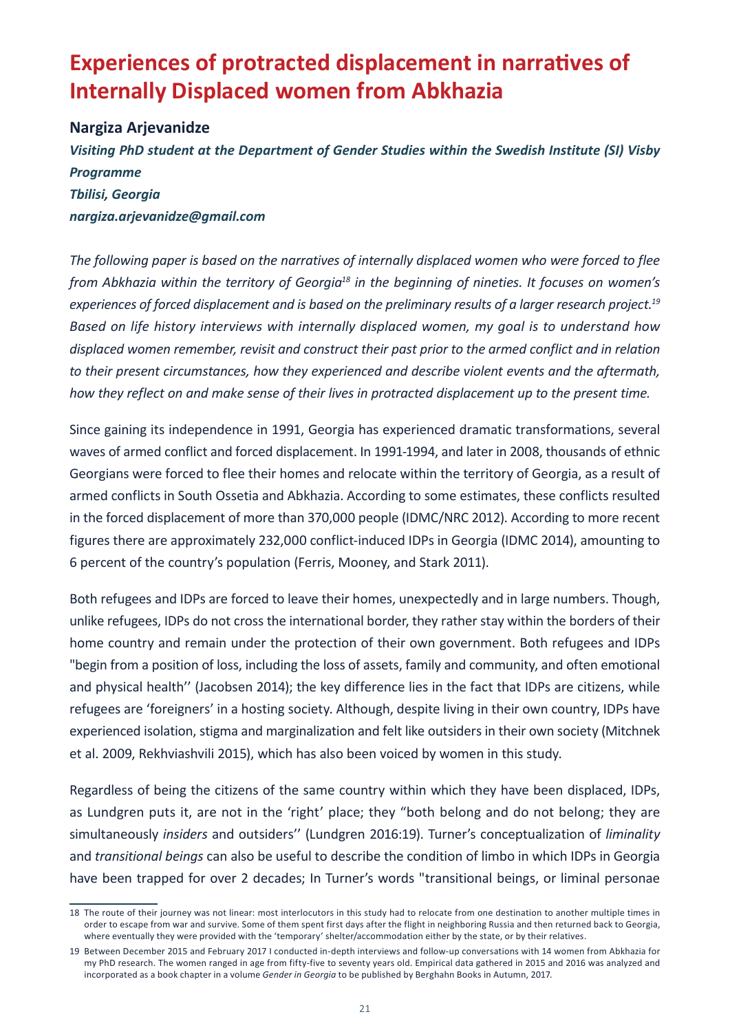# Experiences of protracted displacement in narratives of Internally Displaced women from Abkhazia

**Nargiza Arjevanidze**

***Visiting PhD student at the Department of Gender Studies within the Swedish Institute (SI) Visby Programme***
***Tbilisi, Georgia***
***nargiza.arjevanidze@gmail.com***

*The following paper is based on the narratives of internally displaced women who were forced to flee from Abkhazia within the territory of Georgia*[18] *in the beginning of nineties. It focuses on women's experiences of forced displacement and is based on the preliminary results of a larger research project.*[19] *Based on life history interviews with internally displaced women, my goal is to understand how displaced women remember, revisit and construct their past prior to the armed conflict and in relation to their present circumstances, how they experienced and describe violent events and the aftermath, how they reflect on and make sense of their lives in protracted displacement up to the present time.*

Since gaining its independence in 1991, Georgia has experienced dramatic transformations, several waves of armed conflict and forced displacement. In 1991-1994, and later in 2008, thousands of ethnic Georgians were forced to flee their homes and relocate within the territory of Georgia, as a result of armed conflicts in South Ossetia and Abkhazia. According to some estimates, these conflicts resulted in the forced displacement of more than 370,000 people (IDMC/NRC 2012). According to more recent figures there are approximately 232,000 conflict-induced IDPs in Georgia (IDMC 2014), amounting to 6 percent of the country's population (Ferris, Mooney, and Stark 2011).

Both refugees and IDPs are forced to leave their homes, unexpectedly and in large numbers. Though, unlike refugees, IDPs do not cross the international border, they rather stay within the borders of their home country and remain under the protection of their own government. Both refugees and IDPs "begin from a position of loss, including the loss of assets, family and community, and often emotional and physical health'' (Jacobsen 2014); the key difference lies in the fact that IDPs are citizens, while refugees are 'foreigners' in a hosting society. Although, despite living in their own country, IDPs have experienced isolation, stigma and marginalization and felt like outsiders in their own society (Mitchnek et al. 2009, Rekhviashvili 2015), which has also been voiced by women in this study.

Regardless of being the citizens of the same country within which they have been displaced, IDPs, as Lundgren puts it, are not in the 'right' place; they "both belong and do not belong; they are simultaneously *insiders* and outsiders'' (Lundgren 2016:19). Turner's conceptualization of *liminality* and *transitional beings* can also be useful to describe the condition of limbo in which IDPs in Georgia have been trapped for over 2 decades; In Turner's words "transitional beings, or liminal personae

18 The route of their journey was not linear: most interlocutors in this study had to relocate from one destination to another multiple times in order to escape from war and survive. Some of them spent first days after the flight in neighboring Russia and then returned back to Georgia, where eventually they were provided with the 'temporary' shelter/accommodation either by the state, or by their relatives.

19 Between December 2015 and February 2017 I conducted in-depth interviews and follow-up conversations with 14 women from Abkhazia for my PhD research. The women ranged in age from fifty-five to seventy years old. Empirical data gathered in 2015 and 2016 was analyzed and incorporated as a book chapter in a volume *Gender in Georgia* to be published by Berghahn Books in Autumn, 2017.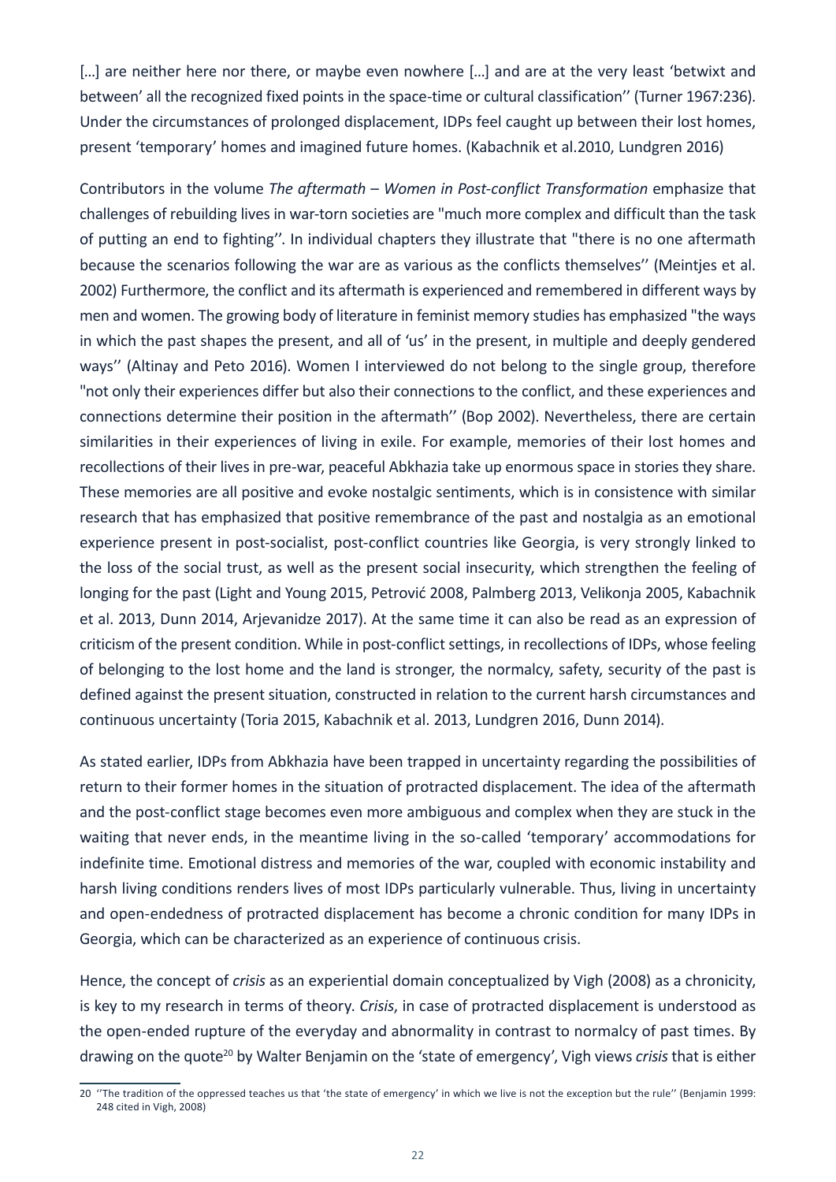[…] are neither here nor there, or maybe even nowhere […] and are at the very least 'betwixt and between' all the recognized fixed points in the space-time or cultural classification'' (Turner 1967:236). Under the circumstances of prolonged displacement, IDPs feel caught up between their lost homes, present 'temporary' homes and imagined future homes. (Kabachnik et al.2010, Lundgren 2016)

Contributors in the volume *The aftermath – Women in Post-conflict Transformation* emphasize that challenges of rebuilding lives in war-torn societies are "much more complex and difficult than the task of putting an end to fighting''. In individual chapters they illustrate that "there is no one aftermath because the scenarios following the war are as various as the conflicts themselves'' (Meintjes et al. 2002) Furthermore, the conflict and its aftermath is experienced and remembered in different ways by men and women. The growing body of literature in feminist memory studies has emphasized "the ways in which the past shapes the present, and all of 'us' in the present, in multiple and deeply gendered ways'' (Altinay and Peto 2016). Women I interviewed do not belong to the single group, therefore "not only their experiences differ but also their connections to the conflict, and these experiences and connections determine their position in the aftermath'' (Bop 2002). Nevertheless, there are certain similarities in their experiences of living in exile. For example, memories of their lost homes and recollections of their lives in pre-war, peaceful Abkhazia take up enormous space in stories they share. These memories are all positive and evoke nostalgic sentiments, which is in consistence with similar research that has emphasized that positive remembrance of the past and nostalgia as an emotional experience present in post-socialist, post-conflict countries like Georgia, is very strongly linked to the loss of the social trust, as well as the present social insecurity, which strengthen the feeling of longing for the past (Light and Young 2015, Petrović 2008, Palmberg 2013, Velikonja 2005, Kabachnik et al. 2013, Dunn 2014, Arjevanidze 2017). At the same time it can also be read as an expression of criticism of the present condition. While in post-conflict settings, in recollections of IDPs, whose feeling of belonging to the lost home and the land is stronger, the normalcy, safety, security of the past is defined against the present situation, constructed in relation to the current harsh circumstances and continuous uncertainty (Toria 2015, Kabachnik et al. 2013, Lundgren 2016, Dunn 2014).

As stated earlier, IDPs from Abkhazia have been trapped in uncertainty regarding the possibilities of return to their former homes in the situation of protracted displacement. The idea of the aftermath and the post-conflict stage becomes even more ambiguous and complex when they are stuck in the waiting that never ends, in the meantime living in the so-called 'temporary' accommodations for indefinite time. Emotional distress and memories of the war, coupled with economic instability and harsh living conditions renders lives of most IDPs particularly vulnerable. Thus, living in uncertainty and open-endedness of protracted displacement has become a chronic condition for many IDPs in Georgia, which can be characterized as an experience of continuous crisis.

Hence, the concept of *crisis* as an experiential domain conceptualized by Vigh (2008) as a chronicity, is key to my research in terms of theory. *Crisis*, in case of protracted displacement is understood as the open-ended rupture of the everyday and abnormality in contrast to normalcy of past times. By drawing on the quote[20] by Walter Benjamin on the 'state of emergency', Vigh views *crisis* that is either

[20] ''The tradition of the oppressed teaches us that 'the state of emergency' in which we live is not the exception but the rule'' (Benjamin 1999: 248 cited in Vigh, 2008)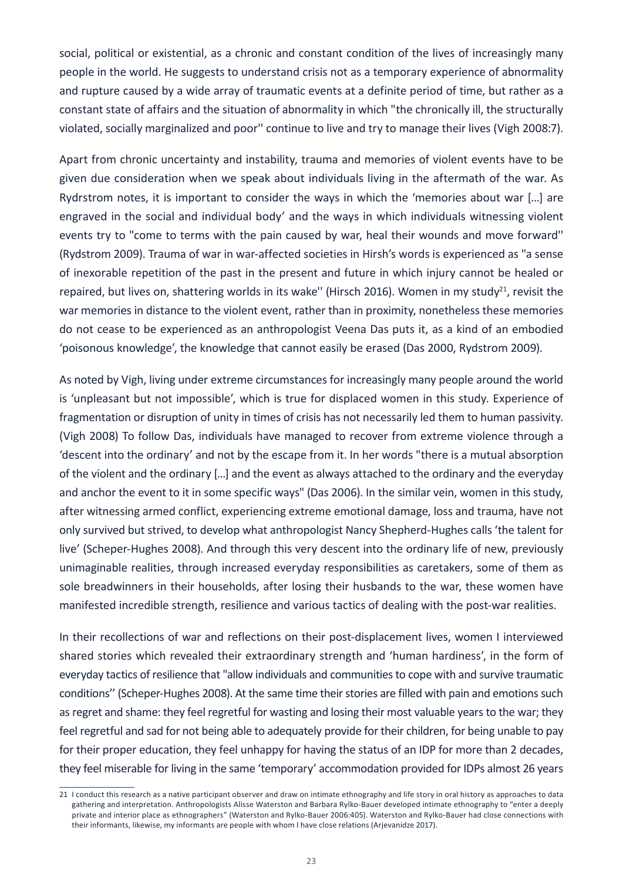social, political or existential, as a chronic and constant condition of the lives of increasingly many people in the world. He suggests to understand crisis not as a temporary experience of abnormality and rupture caused by a wide array of traumatic events at a definite period of time, but rather as a constant state of affairs and the situation of abnormality in which "the chronically ill, the structurally violated, socially marginalized and poor'' continue to live and try to manage their lives (Vigh 2008:7).

Apart from chronic uncertainty and instability, trauma and memories of violent events have to be given due consideration when we speak about individuals living in the aftermath of the war. As Rydrstrom notes, it is important to consider the ways in which the 'memories about war […] are engraved in the social and individual body' and the ways in which individuals witnessing violent events try to "come to terms with the pain caused by war, heal their wounds and move forward'' (Rydstrom 2009). Trauma of war in war-affected societies in Hirsh's words is experienced as "a sense of inexorable repetition of the past in the present and future in which injury cannot be healed or repaired, but lives on, shattering worlds in its wake'' (Hirsch 2016). Women in my study[21], revisit the war memories in distance to the violent event, rather than in proximity, nonetheless these memories do not cease to be experienced as an anthropologist Veena Das puts it, as a kind of an embodied 'poisonous knowledge', the knowledge that cannot easily be erased (Das 2000, Rydstrom 2009).

As noted by Vigh, living under extreme circumstances for increasingly many people around the world is 'unpleasant but not impossible', which is true for displaced women in this study. Experience of fragmentation or disruption of unity in times of crisis has not necessarily led them to human passivity. (Vigh 2008) To follow Das, individuals have managed to recover from extreme violence through a 'descent into the ordinary' and not by the escape from it. In her words "there is a mutual absorption of the violent and the ordinary […] and the event as always attached to the ordinary and the everyday and anchor the event to it in some specific ways" (Das 2006). In the similar vein, women in this study, after witnessing armed conflict, experiencing extreme emotional damage, loss and trauma, have not only survived but strived, to develop what anthropologist Nancy Shepherd-Hughes calls 'the talent for live' (Scheper-Hughes 2008). And through this very descent into the ordinary life of new, previously unimaginable realities, through increased everyday responsibilities as caretakers, some of them as sole breadwinners in their households, after losing their husbands to the war, these women have manifested incredible strength, resilience and various tactics of dealing with the post-war realities.

In their recollections of war and reflections on their post-displacement lives, women I interviewed shared stories which revealed their extraordinary strength and 'human hardiness', in the form of everyday tactics of resilience that "allow individuals and communities to cope with and survive traumatic conditions'' (Scheper-Hughes 2008). At the same time their stories are filled with pain and emotions such as regret and shame: they feel regretful for wasting and losing their most valuable years to the war; they feel regretful and sad for not being able to adequately provide for their children, for being unable to pay for their proper education, they feel unhappy for having the status of an IDP for more than 2 decades, they feel miserable for living in the same 'temporary' accommodation provided for IDPs almost 26 years

---

21 I conduct this research as a native participant observer and draw on intimate ethnography and life story in oral history as approaches to data gathering and interpretation. Anthropologists Alisse Waterston and Barbara Rylko-Bauer developed intimate ethnography to "enter a deeply private and interior place as ethnographers" (Waterston and Rylko-Bauer 2006:405). Waterston and Rylko-Bauer had close connections with their informants, likewise, my informants are people with whom I have close relations (Arjevanidze 2017).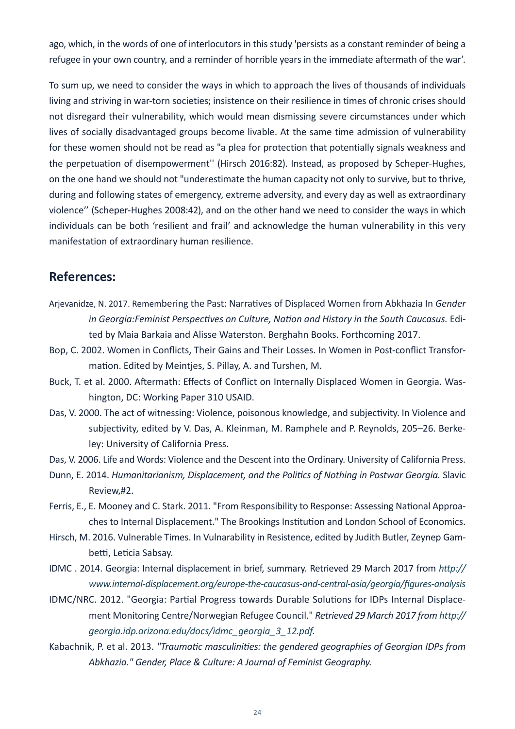ago, which, in the words of one of interlocutors in this study 'persists as a constant reminder of being a refugee in your own country, and a reminder of horrible years in the immediate aftermath of the war'.

To sum up, we need to consider the ways in which to approach the lives of thousands of individuals living and striving in war-torn societies; insistence on their resilience in times of chronic crises should not disregard their vulnerability, which would mean dismissing severe circumstances under which lives of socially disadvantaged groups become livable. At the same time admission of vulnerability for these women should not be read as "a plea for protection that potentially signals weakness and the perpetuation of disempowerment'' (Hirsch 2016:82). Instead, as proposed by Scheper-Hughes, on the one hand we should not "underestimate the human capacity not only to survive, but to thrive, during and following states of emergency, extreme adversity, and every day as well as extraordinary violence'' (Scheper-Hughes 2008:42), and on the other hand we need to consider the ways in which individuals can be both 'resilient and frail' and acknowledge the human vulnerability in this very manifestation of extraordinary human resilience.

## References:

Arjevanidze, N. 2017. Remembering the Past: Narratives of Displaced Women from Abkhazia In *Gender in Georgia:Feminist Perspectives on Culture, Nation and History in the South Caucasus.* Edited by Maia Barkaia and Alisse Waterston. Berghahn Books. Forthcoming 2017.

Bop, C. 2002. Women in Conflicts, Their Gains and Their Losses. In Women in Post-conflict Transformation. Edited by Meintjes, S. Pillay, A. and Turshen, M.

Buck, T. et al. 2000. Aftermath: Effects of Conflict on Internally Displaced Women in Georgia. Washington, DC: Working Paper 310 USAID.

Das, V. 2000. The act of witnessing: Violence, poisonous knowledge, and subjectivity. In Violence and subjectivity, edited by V. Das, A. Kleinman, M. Ramphele and P. Reynolds, 205–26. Berkeley: University of California Press.

Das, V. 2006. Life and Words: Violence and the Descent into the Ordinary. University of California Press.

Dunn, E. 2014. *Humanitarianism, Displacement, and the Politics of Nothing in Postwar Georgia.* Slavic Review,#2.

Ferris, E., E. Mooney and C. Stark. 2011. "From Responsibility to Response: Assessing National Approaches to Internal Displacement." The Brookings Institution and London School of Economics.

Hirsch, M. 2016. Vulnerable Times. In Vulnarability in Resistence, edited by Judith Butler, Zeynep Gambetti, Leticia Sabsay.

IDMC . 2014. Georgia: Internal displacement in brief, summary. Retrieved 29 March 2017 from *http://www.internal-displacement.org/europe-the-caucasus-and-central-asia/georgia/figures-analysis*

IDMC/NRC. 2012. "Georgia: Partial Progress towards Durable Solutions for IDPs Internal Displacement Monitoring Centre/Norwegian Refugee Council." *Retrieved 29 March 2017 from http://georgia.idp.arizona.edu/docs/idmc_georgia_3_12.pdf.*

Kabachnik, P. et al. 2013. *"Traumatic masculinities: the gendered geographies of Georgian IDPs from Abkhazia." Gender, Place & Culture: A Journal of Feminist Geography.*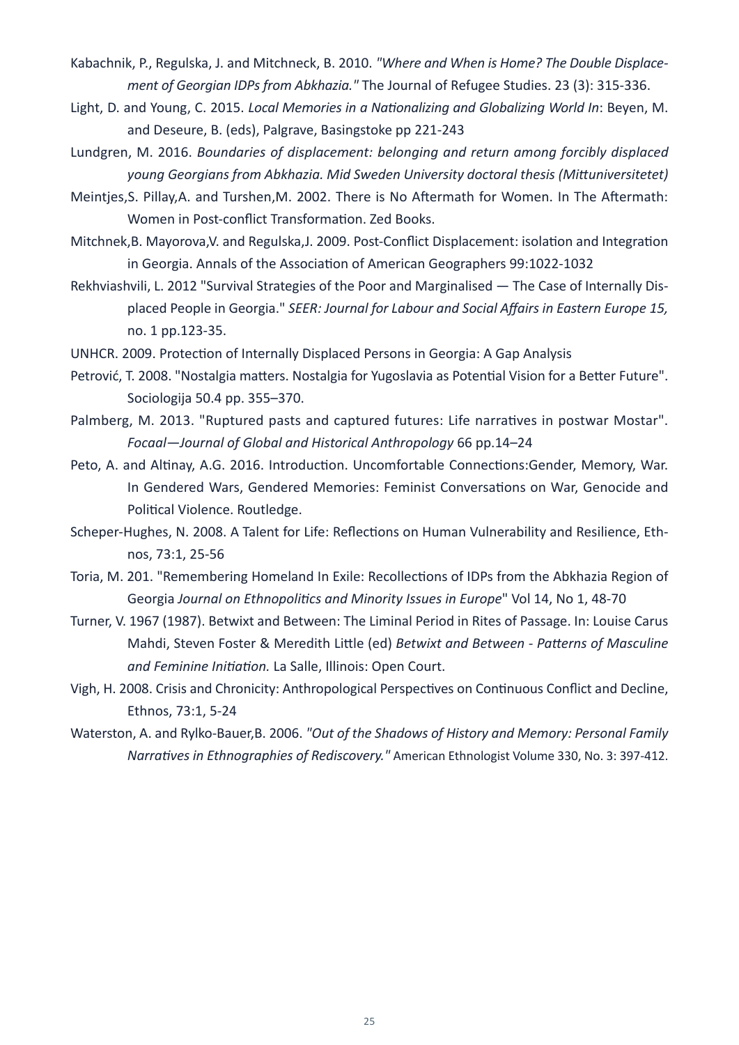Kabachnik, P., Regulska, J. and Mitchneck, B. 2010. *"Where and When is Home? The Double Displacement of Georgian IDPs from Abkhazia."* The Journal of Refugee Studies. 23 (3): 315-336.

Light, D. and Young, C. 2015. *Local Memories in a Nationalizing and Globalizing World In*: Beyen, M. and Deseure, B. (eds), Palgrave, Basingstoke pp 221-243

Lundgren, M. 2016. *Boundaries of displacement: belonging and return among forcibly displaced young Georgians from Abkhazia. Mid Sweden University doctoral thesis (Mittuniversitetet)*

Meintjes,S. Pillay,A. and Turshen,M. 2002. There is No Aftermath for Women. In The Aftermath: Women in Post-conflict Transformation. Zed Books.

Mitchnek,B. Mayorova,V. and Regulska,J. 2009. Post-Conflict Displacement: isolation and Integration in Georgia. Annals of the Association of American Geographers 99:1022-1032

Rekhviashvili, L. 2012 "Survival Strategies of the Poor and Marginalised — The Case of Internally Displaced People in Georgia." *SEER: Journal for Labour and Social Affairs in Eastern Europe 15,* no. 1 pp.123-35.

UNHCR. 2009. Protection of Internally Displaced Persons in Georgia: A Gap Analysis

Petrović, T. 2008. "Nostalgia matters. Nostalgia for Yugoslavia as Potential Vision for a Better Future". Sociologija 50.4 pp. 355–370.

Palmberg, M. 2013. "Ruptured pasts and captured futures: Life narratives in postwar Mostar". *Focaal—Journal of Global and Historical Anthropology* 66 pp.14–24

Peto, A. and Altinay, A.G. 2016. Introduction. Uncomfortable Connections:Gender, Memory, War. In Gendered Wars, Gendered Memories: Feminist Conversations on War, Genocide and Political Violence. Routledge.

Scheper-Hughes, N. 2008. A Talent for Life: Reflections on Human Vulnerability and Resilience, Ethnos, 73:1, 25-56

Toria, M. 201. "Remembering Homeland In Exile: Recollections of IDPs from the Abkhazia Region of Georgia *Journal on Ethnopolitics and Minority Issues in Europe*" Vol 14, No 1, 48-70

Turner, V. 1967 (1987). Betwixt and Between: The Liminal Period in Rites of Passage. In: Louise Carus Mahdi, Steven Foster & Meredith Little (ed) *Betwixt and Between - Patterns of Masculine and Feminine Initiation.* La Salle, Illinois: Open Court.

Vigh, H. 2008. Crisis and Chronicity: Anthropological Perspectives on Continuous Conflict and Decline, Ethnos, 73:1, 5-24

Waterston, A. and Rylko-Bauer,B. 2006. *"Out of the Shadows of History and Memory: Personal Family Narratives in Ethnographies of Rediscovery."* American Ethnologist Volume 330, No. 3: 397-412.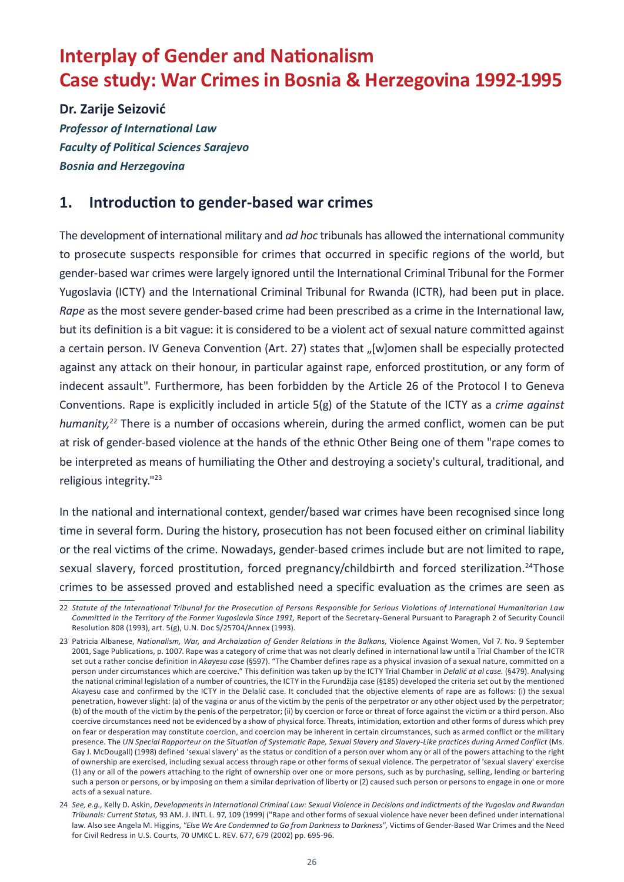# Interplay of Gender and Nationalism
# Case study: War Crimes in Bosnia & Herzegovina 1992-1995

**Dr. Zarije Seizović**

***Professor of International Law***

***Faculty of Political Sciences Sarajevo***

***Bosnia and Herzegovina***

## 1. Introduction to gender-based war crimes

The development of international military and *ad hoc* tribunals has allowed the international community to prosecute suspects responsible for crimes that occurred in specific regions of the world, but gender-based war crimes were largely ignored until the International Criminal Tribunal for the Former Yugoslavia (ICTY) and the International Criminal Tribunal for Rwanda (ICTR), had been put in place. *Rape* as the most severe gender-based crime had been prescribed as a crime in the International law, but its definition is a bit vague: it is considered to be a violent act of sexual nature committed against a certain person. IV Geneva Convention (Art. 27) states that „[w]omen shall be especially protected against any attack on their honour, in particular against rape, enforced prostitution, or any form of indecent assault". Furthermore, has been forbidden by the Article 26 of the Protocol I to Geneva Conventions. Rape is explicitly included in article 5(g) of the Statute of the ICTY as a *crime against humanity,*[22] There is a number of occasions wherein, during the armed conflict, women can be put at risk of gender-based violence at the hands of the ethnic Other Being one of them "rape comes to be interpreted as means of humiliating the Other and destroying a society's cultural, traditional, and religious integrity."[23]

In the national and international context, gender/based war crimes have been recognised since long time in several form. During the history, prosecution has not been focused either on criminal liability or the real victims of the crime. Nowadays, gender-based crimes include but are not limited to rape, sexual slavery, forced prostitution, forced pregnancy/childbirth and forced sterilization.[24]Those crimes to be assessed proved and established need a specific evaluation as the crimes are seen as

---

22 *Statute of the International Tribunal for the Prosecution of Persons Responsible for Serious Violations of International Humanitarian Law Committed in the Territory of the Former Yugoslavia Since 1991,* Report of the Secretary-General Pursuant to Paragraph 2 of Security Council Resolution 808 (1993), art. 5(g), U.N. Doc S/25704/Annex (1993).

23 Patricia Albanese, *Nationalism, War, and Archaization of Gender Relations in the Balkans,* Violence Against Women, Vol 7. No. 9 September 2001, Sage Publications, p. 1007. Rape was a category of crime that was not clearly defined in international law until a Trial Chamber of the ICTR set out a rather concise definition in *Akayesu case* (§597). "The Chamber defines rape as a physical invasion of a sexual nature, committed on a person under circumstances which are coercive." This definition was taken up by the ICTY Trial Chamber in *Delalić at al case.* (§479). Analysing the national criminal legislation of a number of countries, the ICTY in the Furundžija case (§185) developed the criteria set out by the mentioned Akayesu case and confirmed by the ICTY in the Delalić case. It concluded that the objective elements of rape are as follows: (i) the sexual penetration, however slight: (a) of the vagina or anus of the victim by the penis of the perpetrator or any other object used by the perpetrator; (b) of the mouth of the victim by the penis of the perpetrator; (ii) by coercion or force or threat of force against the victim or a third person. Also coercive circumstances need not be evidenced by a show of physical force. Threats, intimidation, extortion and other forms of duress which prey on fear or desperation may constitute coercion, and coercion may be inherent in certain circumstances, such as armed conflict or the military presence. The *UN Special Rapporteur on the Situation of Systematic Rape, Sexual Slavery and Slavery-Like practices during Armed Conflict* (Ms. Gay J. McDougall) (1998) defined 'sexual slavery' as the status or condition of a person over whom any or all of the powers attaching to the right of ownership are exercised, including sexual access through rape or other forms of sexual violence. The perpetrator of 'sexual slavery' exercise (1) any or all of the powers attaching to the right of ownership over one or more persons, such as by purchasing, selling, lending or bartering such a person or persons, or by imposing on them a similar deprivation of liberty or (2) caused such person or persons to engage in one or more acts of a sexual nature.

24 *See, e.g.,* Kelly D. Askin, *Developments in International Criminal Law: Sexual Violence in Decisions and Indictments of the Yugoslav and Rwandan Tribunals: Current Status,* 93 AM. J. INTL L. 97, 109 (1999) ("Rape and other forms of sexual violence have never been defined under international law. Also see Angela M. Higgins, *"Else We Are Condemned to Go from Darkness to Darkness",* Victims of Gender-Based War Crimes and the Need for Civil Redress in U.S. Courts, 70 UMKC L. REV. 677, 679 (2002) pp. 695-96.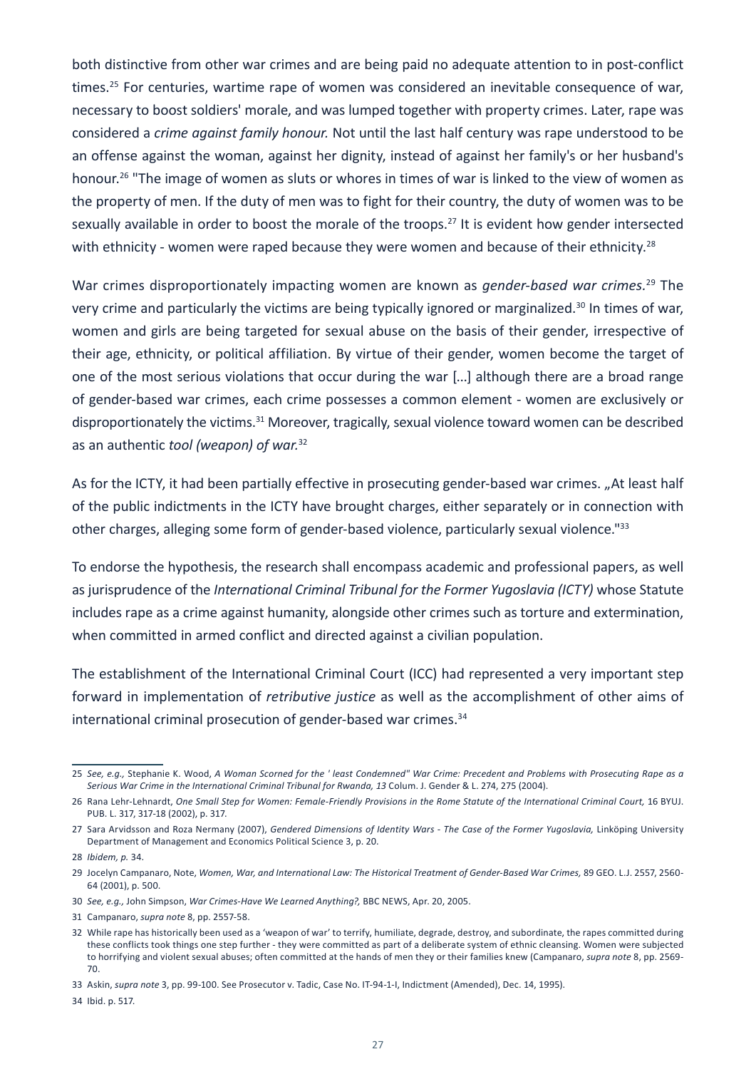both distinctive from other war crimes and are being paid no adequate attention to in post-conflict times.[25] For centuries, wartime rape of women was considered an inevitable consequence of war, necessary to boost soldiers' morale, and was lumped together with property crimes. Later, rape was considered a *crime against family honour.* Not until the last half century was rape understood to be an offense against the woman, against her dignity, instead of against her family's or her husband's honour.[26] "The image of women as sluts or whores in times of war is linked to the view of women as the property of men. If the duty of men was to fight for their country, the duty of women was to be sexually available in order to boost the morale of the troops.[27] It is evident how gender intersected with ethnicity - women were raped because they were women and because of their ethnicity.[28]

War crimes disproportionately impacting women are known as *gender-based war crimes.*[29] The very crime and particularly the victims are being typically ignored or marginalized.[30] In times of war, women and girls are being targeted for sexual abuse on the basis of their gender, irrespective of their age, ethnicity, or political affiliation. By virtue of their gender, women become the target of one of the most serious violations that occur during the war [...] although there are a broad range of gender-based war crimes, each crime possesses a common element - women are exclusively or disproportionately the victims.[31] Moreover, tragically, sexual violence toward women can be described as an authentic *tool (weapon) of war.*[32]

As for the ICTY, it had been partially effective in prosecuting gender-based war crimes. „At least half of the public indictments in the ICTY have brought charges, either separately or in connection with other charges, alleging some form of gender-based violence, particularly sexual violence."[33]

To endorse the hypothesis, the research shall encompass academic and professional papers, as well as jurisprudence of the *International Criminal Tribunal for the Former Yugoslavia (ICTY)* whose Statute includes rape as a crime against humanity, alongside other crimes such as torture and extermination, when committed in armed conflict and directed against a civilian population.

The establishment of the International Criminal Court (ICC) had represented a very important step forward in implementation of *retributive justice* as well as the accomplishment of other aims of international criminal prosecution of gender-based war crimes.[34]

---

25 *See, e.g.,* Stephanie K. Wood, *A Woman Scorned for the ' least Condemned" War Crime: Precedent and Problems with Prosecuting Rape as a Serious War Crime in the International Criminal Tribunal for Rwanda, 13* Colum. J. Gender & L. 274, 275 (2004).

26 Rana Lehr-Lehnardt, *One Small Step for Women: Female-Friendly Provisions in the Rome Statute of the International Criminal Court,* 16 BYUJ. PUB. L. 317, 317-18 (2002), p. 317.

27 Sara Arvidsson and Roza Nermany (2007), *Gendered Dimensions of Identity Wars - The Case of the Former Yugoslavia,* Linköping University Department of Management and Economics Political Science 3, p. 20.

28 *Ibidem, p.* 34.

29 Jocelyn Campanaro, Note, *Women, War, and International Law: The Historical Treatment of Gender-Based War Crimes,* 89 GEO. L.J. 2557, 2560-64 (2001), p. 500.

30 *See, e.g.,* John Simpson, *War Crimes-Have We Learned Anything?,* BBC NEWS, Apr. 20, 2005.

31 Campanaro, *supra note* 8, pp. 2557-58.

32 While rape has historically been used as a 'weapon of war' to terrify, humiliate, degrade, destroy, and subordinate, the rapes committed during these conflicts took things one step further - they were committed as part of a deliberate system of ethnic cleansing. Women were subjected to horrifying and violent sexual abuses; often committed at the hands of men they or their families knew (Campanaro, *supra note* 8, pp. 2569-70.

33 Askin, *supra note* 3, pp. 99-100. See Prosecutor v. Tadic, Case No. IT-94-1-I, Indictment (Amended), Dec. 14, 1995).

34 Ibid. p. 517.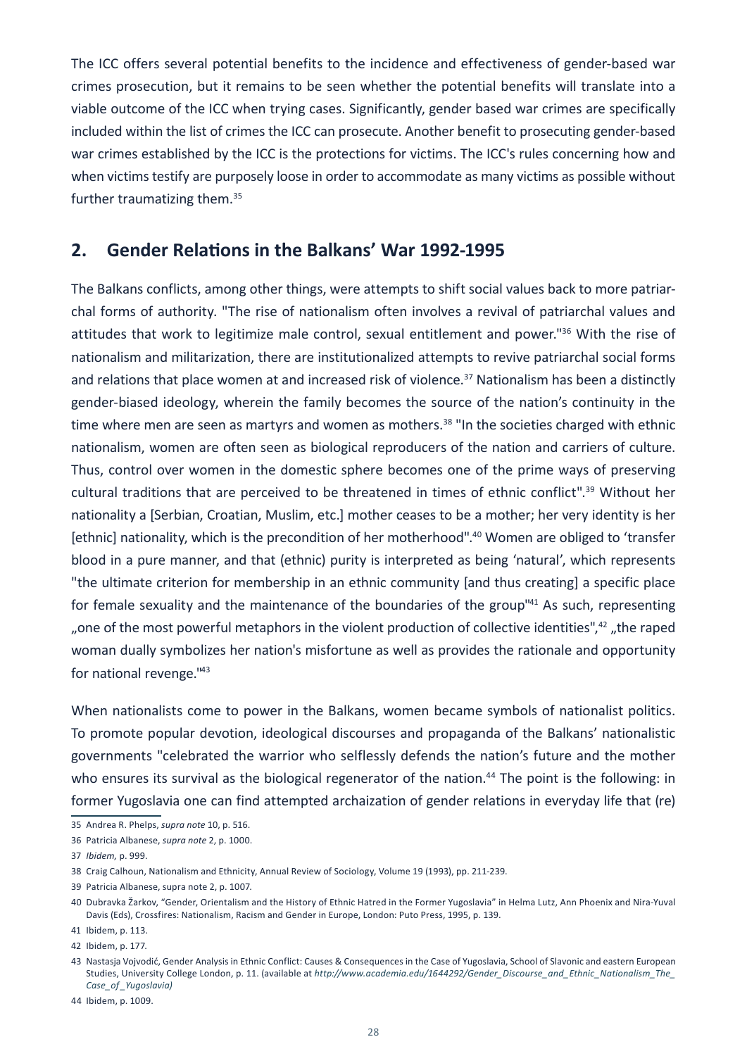The ICC offers several potential benefits to the incidence and effectiveness of gender-based war crimes prosecution, but it remains to be seen whether the potential benefits will translate into a viable outcome of the ICC when trying cases. Significantly, gender based war crimes are specifically included within the list of crimes the ICC can prosecute. Another benefit to prosecuting gender-based war crimes established by the ICC is the protections for victims. The ICC's rules concerning how and when victims testify are purposely loose in order to accommodate as many victims as possible without further traumatizing them.[35]

## 2. Gender Relations in the Balkans' War 1992-1995

The Balkans conflicts, among other things, were attempts to shift social values back to more patriarchal forms of authority. "The rise of nationalism often involves a revival of patriarchal values and attitudes that work to legitimize male control, sexual entitlement and power."[36] With the rise of nationalism and militarization, there are institutionalized attempts to revive patriarchal social forms and relations that place women at and increased risk of violence.[37] Nationalism has been a distinctly gender-biased ideology, wherein the family becomes the source of the nation's continuity in the time where men are seen as martyrs and women as mothers.[38] "In the societies charged with ethnic nationalism, women are often seen as biological reproducers of the nation and carriers of culture. Thus, control over women in the domestic sphere becomes one of the prime ways of preserving cultural traditions that are perceived to be threatened in times of ethnic conflict".[39] Without her nationality a [Serbian, Croatian, Muslim, etc.] mother ceases to be a mother; her very identity is her [ethnic] nationality, which is the precondition of her motherhood".[40] Women are obliged to 'transfer blood in a pure manner, and that (ethnic) purity is interpreted as being 'natural', which represents "the ultimate criterion for membership in an ethnic community [and thus creating] a specific place for female sexuality and the maintenance of the boundaries of the group"[41] As such, representing „one of the most powerful metaphors in the violent production of collective identities",[42] „the raped woman dually symbolizes her nation's misfortune as well as provides the rationale and opportunity for national revenge."[43]

When nationalists come to power in the Balkans, women became symbols of nationalist politics. To promote popular devotion, ideological discourses and propaganda of the Balkans' nationalistic governments "celebrated the warrior who selflessly defends the nation's future and the mother who ensures its survival as the biological regenerator of the nation.[44] The point is the following: in former Yugoslavia one can find attempted archaization of gender relations in everyday life that (re)

---

35 Andrea R. Phelps, *supra note* 10, p. 516.

36 Patricia Albanese, *supra note* 2, p. 1000.

37 *Ibidem,* p. 999.

38 Craig Calhoun, Nationalism and Ethnicity, Annual Review of Sociology, Volume 19 (1993), pp. 211-239.

39 Patricia Albanese, supra note 2, p. 1007.

40 Dubravka Žarkov, "Gender, Orientalism and the History of Ethnic Hatred in the Former Yugoslavia" in Helma Lutz, Ann Phoenix and Nira-Yuval Davis (Eds), Crossfires: Nationalism, Racism and Gender in Europe, London: Puto Press, 1995, p. 139.

41 Ibidem, p. 113.

42 Ibidem, p. 177.

43 Nastasja Vojvodić, Gender Analysis in Ethnic Conflict: Causes & Consequences in the Case of Yugoslavia, School of Slavonic and eastern European Studies, University College London, p. 11. (available at *http://www.academia.edu/1644292/Gender_Discourse_and_Ethnic_Nationalism_The_Case_of_Yugoslavia)*

44 Ibidem, p. 1009.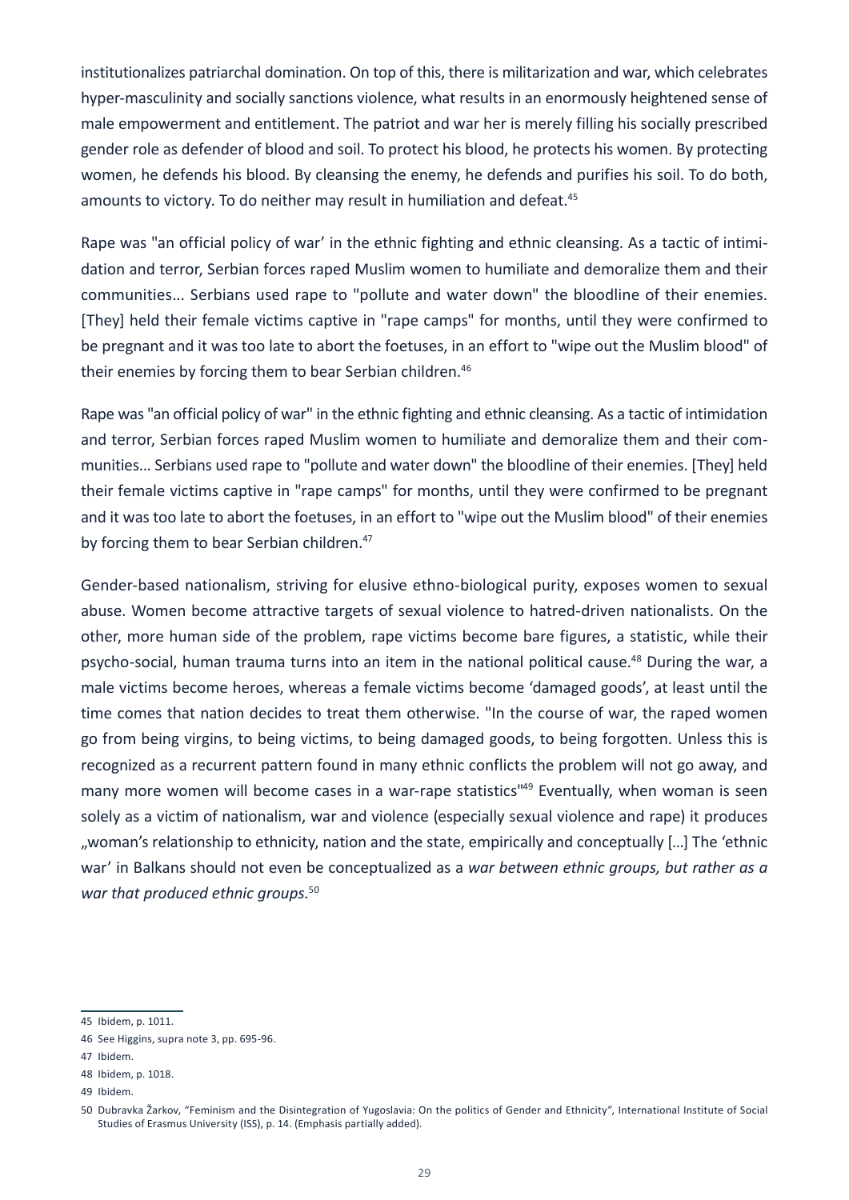institutionalizes patriarchal domination. On top of this, there is militarization and war, which celebrates hyper-masculinity and socially sanctions violence, what results in an enormously heightened sense of male empowerment and entitlement. The patriot and war her is merely filling his socially prescribed gender role as defender of blood and soil. To protect his blood, he protects his women. By protecting women, he defends his blood. By cleansing the enemy, he defends and purifies his soil. To do both, amounts to victory. To do neither may result in humiliation and defeat.[45]

Rape was "an official policy of war' in the ethnic fighting and ethnic cleansing. As a tactic of intimidation and terror, Serbian forces raped Muslim women to humiliate and demoralize them and their communities... Serbians used rape to "pollute and water down" the bloodline of their enemies. [They] held their female victims captive in "rape camps" for months, until they were confirmed to be pregnant and it was too late to abort the foetuses, in an effort to "wipe out the Muslim blood" of their enemies by forcing them to bear Serbian children.[46]

Rape was "an official policy of war" in the ethnic fighting and ethnic cleansing. As a tactic of intimidation and terror, Serbian forces raped Muslim women to humiliate and demoralize them and their communities... Serbians used rape to "pollute and water down" the bloodline of their enemies. [They] held their female victims captive in "rape camps" for months, until they were confirmed to be pregnant and it was too late to abort the foetuses, in an effort to "wipe out the Muslim blood" of their enemies by forcing them to bear Serbian children.[47]

Gender-based nationalism, striving for elusive ethno-biological purity, exposes women to sexual abuse. Women become attractive targets of sexual violence to hatred-driven nationalists. On the other, more human side of the problem, rape victims become bare figures, a statistic, while their psycho-social, human trauma turns into an item in the national political cause.[48] During the war, a male victims become heroes, whereas a female victims become 'damaged goods', at least until the time comes that nation decides to treat them otherwise. "In the course of war, the raped women go from being virgins, to being victims, to being damaged goods, to being forgotten. Unless this is recognized as a recurrent pattern found in many ethnic conflicts the problem will not go away, and many more women will become cases in a war-rape statistics"[49] Eventually, when woman is seen solely as a victim of nationalism, war and violence (especially sexual violence and rape) it produces „woman's relationship to ethnicity, nation and the state, empirically and conceptually […] The 'ethnic war' in Balkans should not even be conceptualized as a *war between ethnic groups, but rather as a war that produced ethnic groups.*[50]

---

45 Ibidem, p. 1011.

46 See Higgins, supra note 3, pp. 695-96.

47 Ibidem.

48 Ibidem, p. 1018.

49 Ibidem.

50 Dubravka Žarkov, "Feminism and the Disintegration of Yugoslavia: On the politics of Gender and Ethnicity", International Institute of Social Studies of Erasmus University (ISS), p. 14. (Emphasis partially added).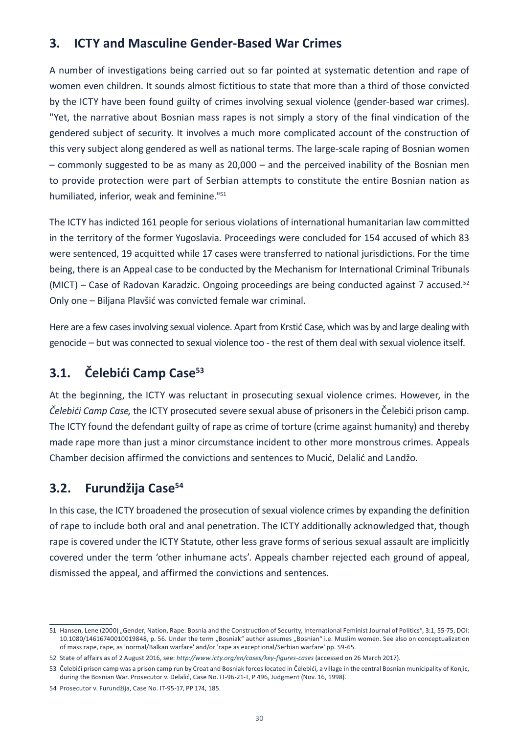## 3. ICTY and Masculine Gender-Based War Crimes

A number of investigations being carried out so far pointed at systematic detention and rape of women even children. It sounds almost fictitious to state that more than a third of those convicted by the ICTY have been found guilty of crimes involving sexual violence (gender-based war crimes). "Yet, the narrative about Bosnian mass rapes is not simply a story of the final vindication of the gendered subject of security. It involves a much more complicated account of the construction of this very subject along gendered as well as national terms. The large-scale raping of Bosnian women – commonly suggested to be as many as 20,000 – and the perceived inability of the Bosnian men to provide protection were part of Serbian attempts to constitute the entire Bosnian nation as humiliated, inferior, weak and feminine."[51]

The ICTY has indicted 161 people for serious violations of international humanitarian law committed in the territory of the former Yugoslavia. Proceedings were concluded for 154 accused of which 83 were sentenced, 19 acquitted while 17 cases were transferred to national jurisdictions. For the time being, there is an Appeal case to be conducted by the Mechanism for International Criminal Tribunals (MICT) – Case of Radovan Karadzic. Ongoing proceedings are being conducted against 7 accused.[52] Only one – Biljana Plavšić was convicted female war criminal.

Here are a few cases involving sexual violence. Apart from Krstić Case, which was by and large dealing with genocide – but was connected to sexual violence too - the rest of them deal with sexual violence itself.

### 3.1. Čelebići Camp Case[53]

At the beginning, the ICTY was reluctant in prosecuting sexual violence crimes. However, in the *Čelebići Camp Case,* the ICTY prosecuted severe sexual abuse of prisoners in the Čelebići prison camp. The ICTY found the defendant guilty of rape as crime of torture (crime against humanity) and thereby made rape more than just a minor circumstance incident to other more monstrous crimes. Appeals Chamber decision affirmed the convictions and sentences to Mucić, Delalić and Landžo.

### 3.2. Furundžija Case[54]

In this case, the ICTY broadened the prosecution of sexual violence crimes by expanding the definition of rape to include both oral and anal penetration. The ICTY additionally acknowledged that, though rape is covered under the ICTY Statute, other less grave forms of serious sexual assault are implicitly covered under the term 'other inhumane acts'. Appeals chamber rejected each ground of appeal, dismissed the appeal, and affirmed the convictions and sentences.

---

51 Hansen, Lene (2000) „Gender, Nation, Rape: Bosnia and the Construction of Security, International Feminist Journal of Politics", 3:1, 55-75, DOI: 10.1080/14616740010019848, p. 56. Under the term „Bosniak" author assumes „Bosnian" i.e. Muslim women. See also on conceptualization of mass rape, rape, as 'normal/Balkan warfare' and/or 'rape as exceptional/Serbian warfare' pp. 59-65.

52 State of affairs as of 2 August 2016, see: *http://www.icty.org/en/cases/key-figures-cases* (accessed on 26 March 2017).

53 Čelebići prison camp was a prison camp run by Croat and Bosniak forces located in Čelebići, a village in the central Bosnian municipality of Konjic, during the Bosnian War. Prosecutor v. Delalić, Case No. IT-96-21-T, P 496, Judgment (Nov. 16, 1998).

54 Prosecutor v. Furundžija, Case No. IT-95-17, PP 174, 185.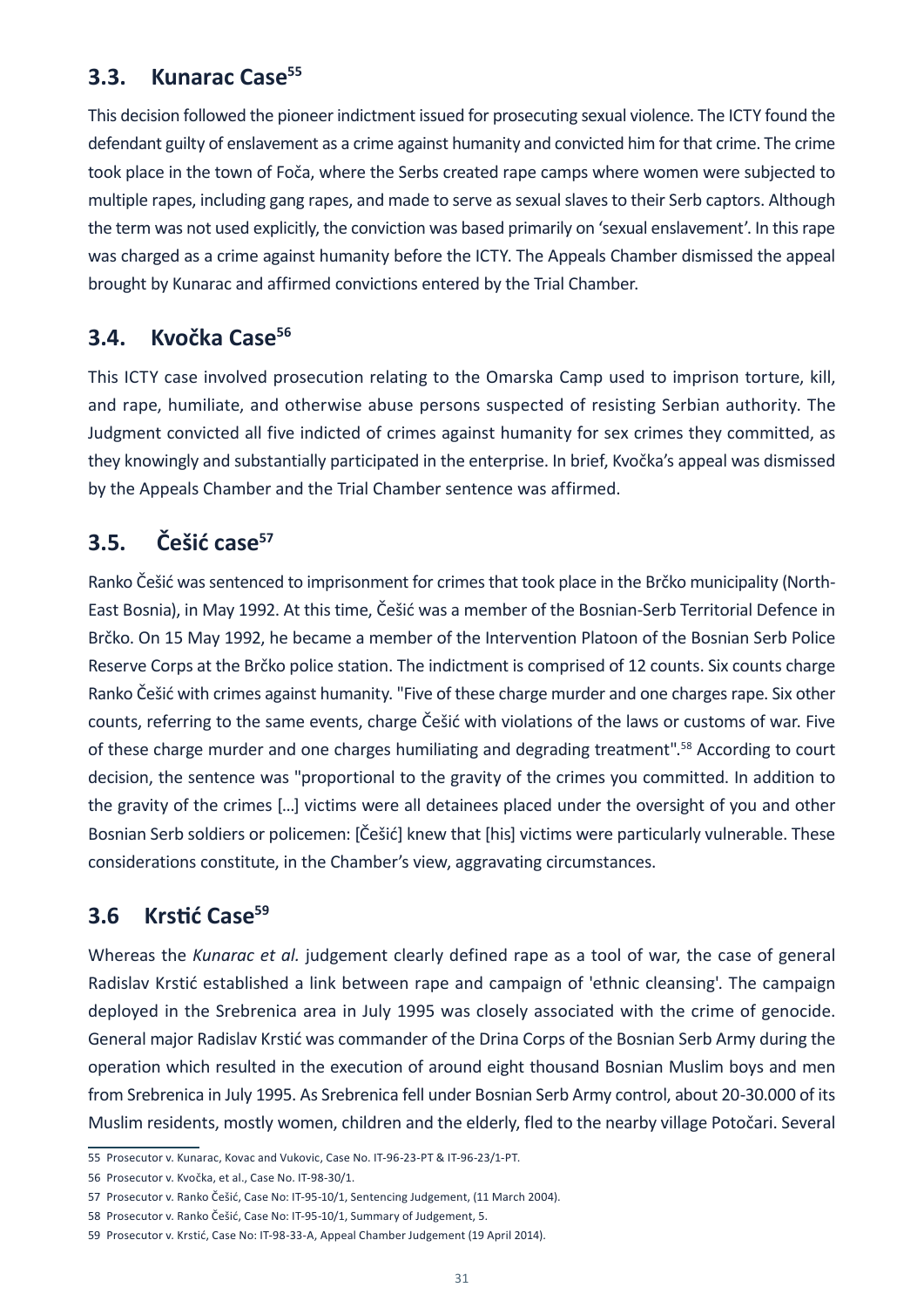## 3.3. Kunarac Case[55]

This decision followed the pioneer indictment issued for prosecuting sexual violence. The ICTY found the defendant guilty of enslavement as a crime against humanity and convicted him for that crime. The crime took place in the town of Foča, where the Serbs created rape camps where women were subjected to multiple rapes, including gang rapes, and made to serve as sexual slaves to their Serb captors. Although the term was not used explicitly, the conviction was based primarily on 'sexual enslavement'. In this rape was charged as a crime against humanity before the ICTY. The Appeals Chamber dismissed the appeal brought by Kunarac and affirmed convictions entered by the Trial Chamber.

## 3.4. Kvočka Case[56]

This ICTY case involved prosecution relating to the Omarska Camp used to imprison torture, kill, and rape, humiliate, and otherwise abuse persons suspected of resisting Serbian authority. The Judgment convicted all five indicted of crimes against humanity for sex crimes they committed, as they knowingly and substantially participated in the enterprise. In brief, Kvočka's appeal was dismissed by the Appeals Chamber and the Trial Chamber sentence was affirmed.

## 3.5. Češić case[57]

Ranko Češić was sentenced to imprisonment for crimes that took place in the Brčko municipality (North-East Bosnia), in May 1992. At this time, Češić was a member of the Bosnian-Serb Territorial Defence in Brčko. On 15 May 1992, he became a member of the Intervention Platoon of the Bosnian Serb Police Reserve Corps at the Brčko police station. The indictment is comprised of 12 counts. Six counts charge Ranko Češić with crimes against humanity. "Five of these charge murder and one charges rape. Six other counts, referring to the same events, charge Češić with violations of the laws or customs of war. Five of these charge murder and one charges humiliating and degrading treatment".[58] According to court decision, the sentence was "proportional to the gravity of the crimes you committed. In addition to the gravity of the crimes […] victims were all detainees placed under the oversight of you and other Bosnian Serb soldiers or policemen: [Češić] knew that [his] victims were particularly vulnerable. These considerations constitute, in the Chamber's view, aggravating circumstances.

## 3.6 Krstić Case[59]

Whereas the *Kunarac et al.* judgement clearly defined rape as a tool of war, the case of general Radislav Krstić established a link between rape and campaign of 'ethnic cleansing'. The campaign deployed in the Srebrenica area in July 1995 was closely associated with the crime of genocide. General major Radislav Krstić was commander of the Drina Corps of the Bosnian Serb Army during the operation which resulted in the execution of around eight thousand Bosnian Muslim boys and men from Srebrenica in July 1995. As Srebrenica fell under Bosnian Serb Army control, about 20-30.000 of its Muslim residents, mostly women, children and the elderly, fled to the nearby village Potočari. Several

---

55 Prosecutor v. Kunarac, Kovac and Vukovic, Case No. IT-96-23-PT & IT-96-23/1-PT.

56 Prosecutor v. Kvočka, et al., Case No. IT-98-30/1.

57 Prosecutor v. Ranko Češić, Case No: IT-95-10/1, Sentencing Judgement, (11 March 2004).

58 Prosecutor v. Ranko Češić, Case No: IT-95-10/1, Summary of Judgement, 5.

59 Prosecutor v. Krstić, Case No: IT-98-33-A, Appeal Chamber Judgement (19 April 2014).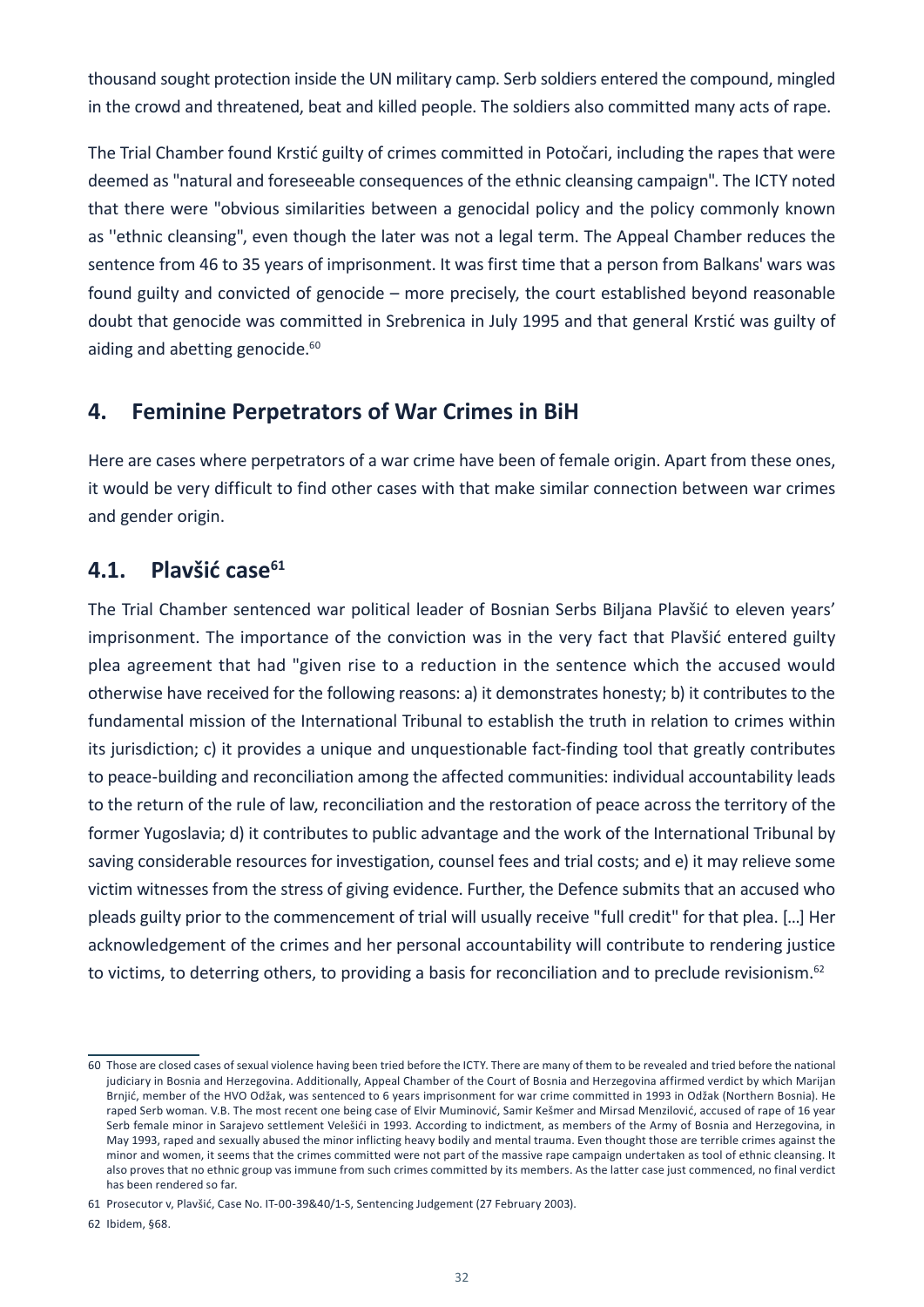thousand sought protection inside the UN military camp. Serb soldiers entered the compound, mingled in the crowd and threatened, beat and killed people. The soldiers also committed many acts of rape.

The Trial Chamber found Krstić guilty of crimes committed in Potočari, including the rapes that were deemed as "natural and foreseeable consequences of the ethnic cleansing campaign". The ICTY noted that there were "obvious similarities between a genocidal policy and the policy commonly known as ''ethnic cleansing", even though the later was not a legal term. The Appeal Chamber reduces the sentence from 46 to 35 years of imprisonment. It was first time that a person from Balkans' wars was found guilty and convicted of genocide – more precisely, the court established beyond reasonable doubt that genocide was committed in Srebrenica in July 1995 and that general Krstić was guilty of aiding and abetting genocide.[60]

## 4. Feminine Perpetrators of War Crimes in BiH

Here are cases where perpetrators of a war crime have been of female origin. Apart from these ones, it would be very difficult to find other cases with that make similar connection between war crimes and gender origin.

### 4.1. Plavšić case[61]

The Trial Chamber sentenced war political leader of Bosnian Serbs Biljana Plavšić to eleven years' imprisonment. The importance of the conviction was in the very fact that Plavšić entered guilty plea agreement that had "given rise to a reduction in the sentence which the accused would otherwise have received for the following reasons: a) it demonstrates honesty; b) it contributes to the fundamental mission of the International Tribunal to establish the truth in relation to crimes within its jurisdiction; c) it provides a unique and unquestionable fact-finding tool that greatly contributes to peace-building and reconciliation among the affected communities: individual accountability leads to the return of the rule of law, reconciliation and the restoration of peace across the territory of the former Yugoslavia; d) it contributes to public advantage and the work of the International Tribunal by saving considerable resources for investigation, counsel fees and trial costs; and e) it may relieve some victim witnesses from the stress of giving evidence. Further, the Defence submits that an accused who pleads guilty prior to the commencement of trial will usually receive "full credit" for that plea. […] Her acknowledgement of the crimes and her personal accountability will contribute to rendering justice to victims, to deterring others, to providing a basis for reconciliation and to preclude revisionism.[62]

---

60 Those are closed cases of sexual violence having been tried before the ICTY. There are many of them to be revealed and tried before the national judiciary in Bosnia and Herzegovina. Additionally, Appeal Chamber of the Court of Bosnia and Herzegovina affirmed verdict by which Marijan Brnjić, member of the HVO Odžak, was sentenced to 6 years imprisonment for war crime committed in 1993 in Odžak (Northern Bosnia). He raped Serb woman. V.B. The most recent one being case of Elvir Muminović, Samir Kešmer and Mirsad Menzilović, accused of rape of 16 year Serb female minor in Sarajevo settlement Velešići in 1993. According to indictment, as members of the Army of Bosnia and Herzegovina, in May 1993, raped and sexually abused the minor inflicting heavy bodily and mental trauma. Even thought those are terrible crimes against the minor and women, it seems that the crimes committed were not part of the massive rape campaign undertaken as tool of ethnic cleansing. It also proves that no ethnic group vas immune from such crimes committed by its members. As the latter case just commenced, no final verdict has been rendered so far.

61 Prosecutor v, Plavšić, Case No. IT-00-39&40/1-S, Sentencing Judgement (27 February 2003).

62 Ibidem, §68.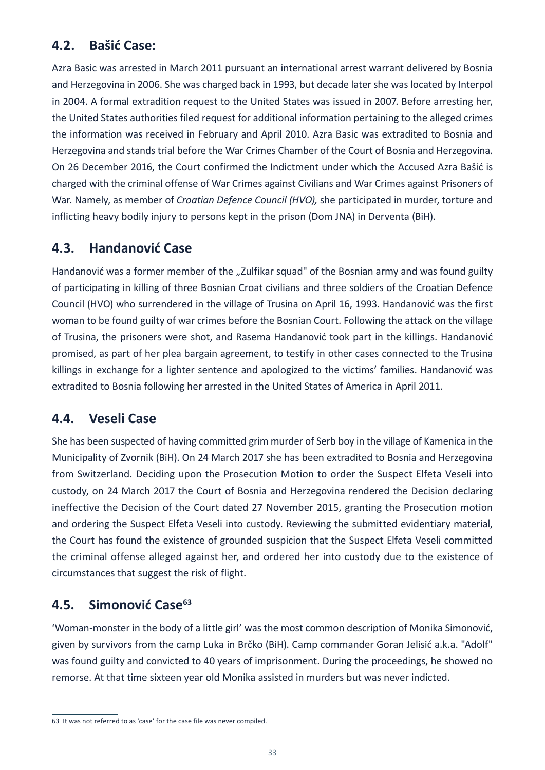## 4.2. Bašić Case:

Azra Basic was arrested in March 2011 pursuant an international arrest warrant delivered by Bosnia and Herzegovina in 2006. She was charged back in 1993, but decade later she was located by Interpol in 2004. A formal extradition request to the United States was issued in 2007. Before arresting her, the United States authorities filed request for additional information pertaining to the alleged crimes the information was received in February and April 2010. Azra Basic was extradited to Bosnia and Herzegovina and stands trial before the War Crimes Chamber of the Court of Bosnia and Herzegovina. On 26 December 2016, the Court confirmed the Indictment under which the Accused Azra Bašić is charged with the criminal offense of War Crimes against Civilians and War Crimes against Prisoners of War. Namely, as member of *Croatian Defence Council (HVO),* she participated in murder, torture and inflicting heavy bodily injury to persons kept in the prison (Dom JNA) in Derventa (BiH).

## 4.3. Handanović Case

Handanović was a former member of the „Zulfikar squad" of the Bosnian army and was found guilty of participating in killing of three Bosnian Croat civilians and three soldiers of the Croatian Defence Council (HVO) who surrendered in the village of Trusina on April 16, 1993. Handanović was the first woman to be found guilty of war crimes before the Bosnian Court. Following the attack on the village of Trusina, the prisoners were shot, and Rasema Handanović took part in the killings. Handanović promised, as part of her plea bargain agreement, to testify in other cases connected to the Trusina killings in exchange for a lighter sentence and apologized to the victims' families. Handanović was extradited to Bosnia following her arrested in the United States of America in April 2011.

## 4.4. Veseli Case

She has been suspected of having committed grim murder of Serb boy in the village of Kamenica in the Municipality of Zvornik (BiH). On 24 March 2017 she has been extradited to Bosnia and Herzegovina from Switzerland. Deciding upon the Prosecution Motion to order the Suspect Elfeta Veseli into custody, on 24 March 2017 the Court of Bosnia and Herzegovina rendered the Decision declaring ineffective the Decision of the Court dated 27 November 2015, granting the Prosecution motion and ordering the Suspect Elfeta Veseli into custody. Reviewing the submitted evidentiary material, the Court has found the existence of grounded suspicion that the Suspect Elfeta Veseli committed the criminal offense alleged against her, and ordered her into custody due to the existence of circumstances that suggest the risk of flight.

## 4.5. Simonović Case[63]

'Woman-monster in the body of a little girl' was the most common description of Monika Simonović, given by survivors from the camp Luka in Brčko (BiH). Camp commander Goran Jelisić a.k.a. "Adolf" was found guilty and convicted to 40 years of imprisonment. During the proceedings, he showed no remorse. At that time sixteen year old Monika assisted in murders but was never indicted.

---

63 It was not referred to as 'case' for the case file was never compiled.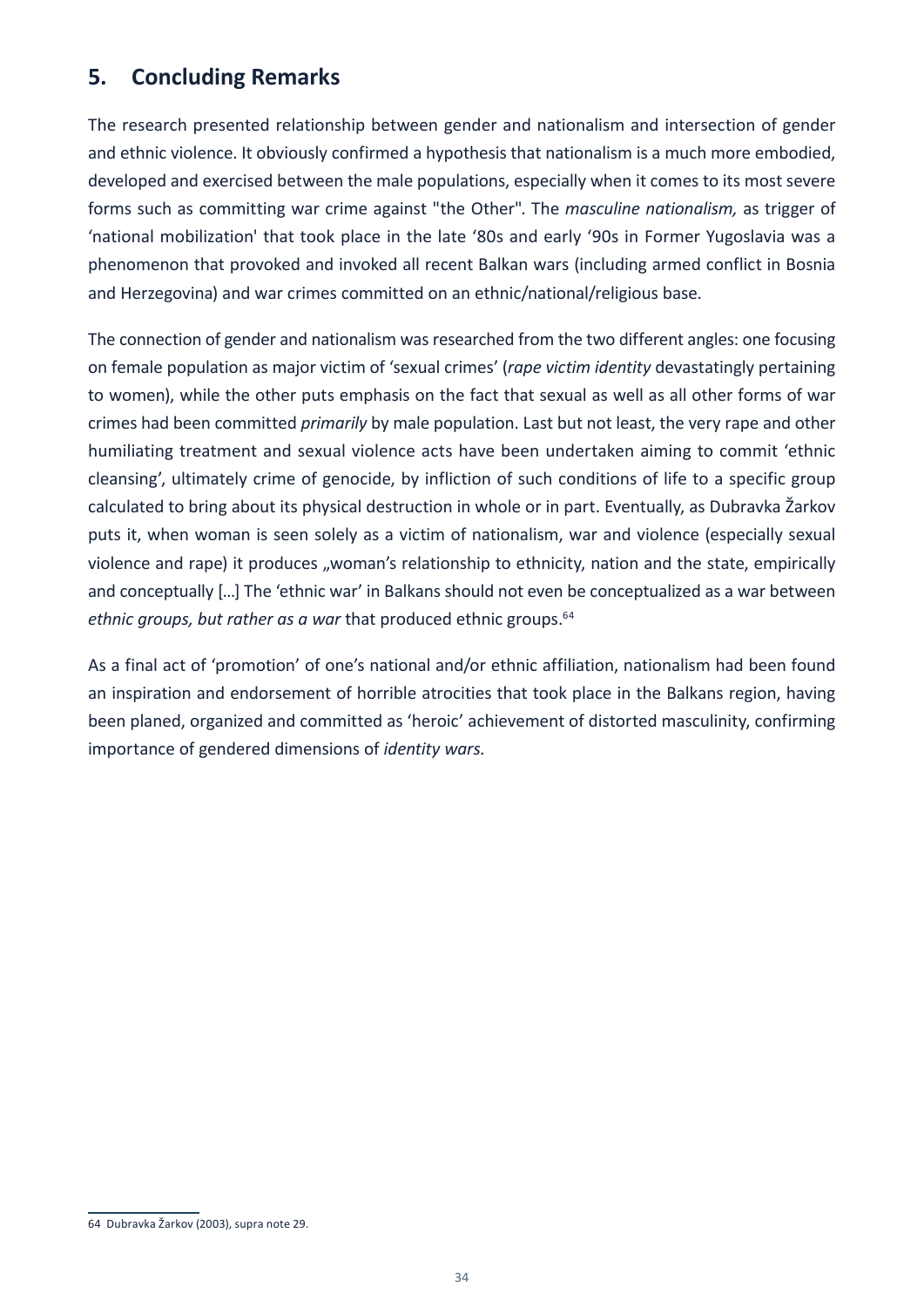## 5. Concluding Remarks

The research presented relationship between gender and nationalism and intersection of gender and ethnic violence. It obviously confirmed a hypothesis that nationalism is a much more embodied, developed and exercised between the male populations, especially when it comes to its most severe forms such as committing war crime against "the Other". The *masculine nationalism,* as trigger of 'national mobilization' that took place in the late '80s and early '90s in Former Yugoslavia was a phenomenon that provoked and invoked all recent Balkan wars (including armed conflict in Bosnia and Herzegovina) and war crimes committed on an ethnic/national/religious base.

The connection of gender and nationalism was researched from the two different angles: one focusing on female population as major victim of 'sexual crimes' (*rape victim identity* devastatingly pertaining to women), while the other puts emphasis on the fact that sexual as well as all other forms of war crimes had been committed *primarily* by male population. Last but not least, the very rape and other humiliating treatment and sexual violence acts have been undertaken aiming to commit 'ethnic cleansing', ultimately crime of genocide, by infliction of such conditions of life to a specific group calculated to bring about its physical destruction in whole or in part. Eventually, as Dubravka Žarkov puts it, when woman is seen solely as a victim of nationalism, war and violence (especially sexual violence and rape) it produces „woman's relationship to ethnicity, nation and the state, empirically and conceptually [...] The 'ethnic war' in Balkans should not even be conceptualized as a war between *ethnic groups, but rather as a war* that produced ethnic groups.[64]

As a final act of 'promotion' of one's national and/or ethnic affiliation, nationalism had been found an inspiration and endorsement of horrible atrocities that took place in the Balkans region, having been planed, organized and committed as 'heroic' achievement of distorted masculinity, confirming importance of gendered dimensions of *identity wars.*

---

64 Dubravka Žarkov (2003), supra note 29.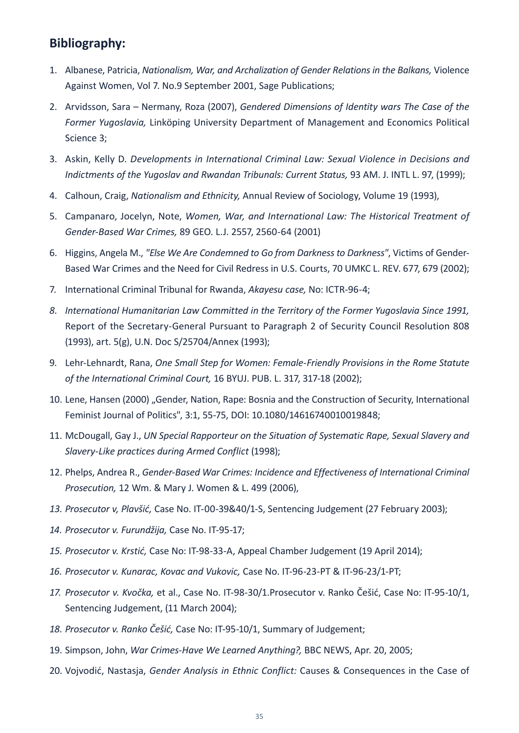## Bibliography:

1. Albanese, Patricia, *Nationalism, War, and Archalization of Gender Relations in the Balkans,* Violence Against Women, Vol 7. No.9 September 2001, Sage Publications;
2. Arvidsson, Sara – Nermany, Roza (2007), *Gendered Dimensions of Identity wars The Case of the Former Yugoslavia,* Linköping University Department of Management and Economics Political Science 3;
3. Askin, Kelly D. *Developments in International Criminal Law: Sexual Violence in Decisions and Indictments of the Yugoslav and Rwandan Tribunals: Current Status,* 93 AM. J. INTL L. 97, (1999);
4. Calhoun, Craig, *Nationalism and Ethnicity,* Annual Review of Sociology, Volume 19 (1993),
5. Campanaro, Jocelyn, Note, *Women, War, and International Law: The Historical Treatment of Gender-Based War Crimes,* 89 GEO. L.J. 2557, 2560-64 (2001)
6. Higgins, Angela M., *"Else We Are Condemned to Go from Darkness to Darkness"*, Victims of Gender-Based War Crimes and the Need for Civil Redress in U.S. Courts, 70 UMKC L. REV. 677, 679 (2002);
7. International Criminal Tribunal for Rwanda, *Akayesu case,* No: ICTR-96-4;
8. *International Humanitarian Law Committed in the Territory of the Former Yugoslavia Since 1991,* Report of the Secretary-General Pursuant to Paragraph 2 of Security Council Resolution 808 (1993), art. 5(g), U.N. Doc S/25704/Annex (1993);
9. Lehr-Lehnardt, Rana, *One Small Step for Women: Female-Friendly Provisions in the Rome Statute of the International Criminal Court,* 16 BYUJ. PUB. L. 317, 317-18 (2002);
10. Lene, Hansen (2000) „Gender, Nation, Rape: Bosnia and the Construction of Security, International Feminist Journal of Politics", 3:1, 55-75, DOI: 10.1080/14616740010019848;
11. McDougall, Gay J., *UN Special Rapporteur on the Situation of Systematic Rape, Sexual Slavery and Slavery-Like practices during Armed Conflict* (1998);
12. Phelps, Andrea R., *Gender-Based War Crimes: Incidence and Effectiveness of International Criminal Prosecution,* 12 Wm. & Mary J. Women & L. 499 (2006),
13. *Prosecutor v, Plavšić,* Case No. IT-00-39&40/1-S, Sentencing Judgement (27 February 2003);
14. *Prosecutor v. Furundžija,* Case No. IT-95-17;
15. *Prosecutor v. Krstić,* Case No: IT-98-33-A, Appeal Chamber Judgement (19 April 2014);
16. *Prosecutor v. Kunarac, Kovac and Vukovic,* Case No. IT-96-23-PT & IT-96-23/1-PT;
17. *Prosecutor v. Kvočka,* et al., Case No. IT-98-30/1.Prosecutor v. Ranko Češić, Case No: IT-95-10/1, Sentencing Judgement, (11 March 2004);
18. *Prosecutor v. Ranko Češić,* Case No: IT-95-10/1, Summary of Judgement;
19. Simpson, John, *War Crimes-Have We Learned Anything?,* BBC NEWS, Apr. 20, 2005;
20. Vojvodić, Nastasja, *Gender Analysis in Ethnic Conflict:* Causes & Consequences in the Case of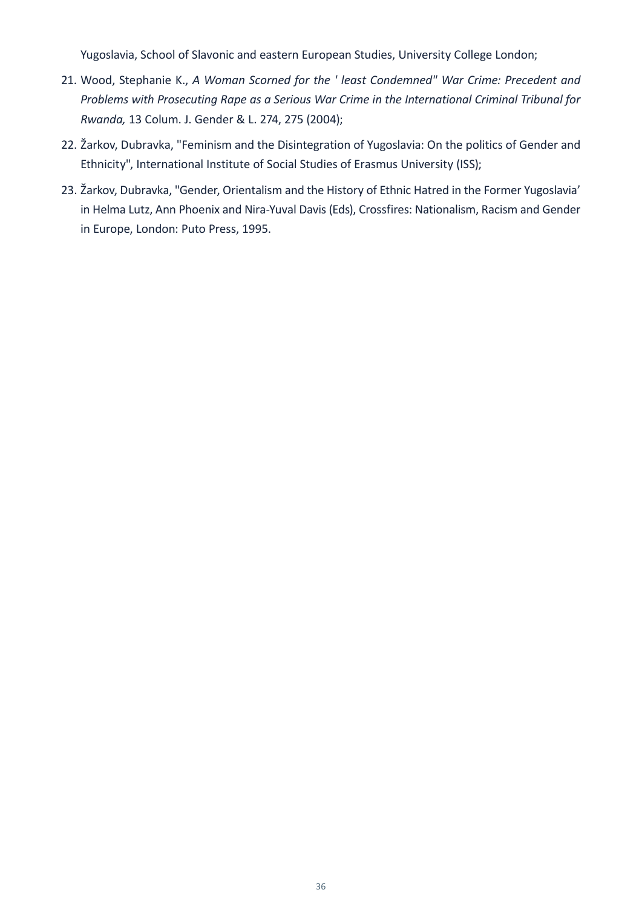Yugoslavia, School of Slavonic and eastern European Studies, University College London;

21. Wood, Stephanie K., *A Woman Scorned for the ' least Condemned" War Crime: Precedent and Problems with Prosecuting Rape as a Serious War Crime in the International Criminal Tribunal for Rwanda,* 13 Colum. J. Gender & L. 274, 275 (2004);
22. Žarkov, Dubravka, "Feminism and the Disintegration of Yugoslavia: On the politics of Gender and Ethnicity", International Institute of Social Studies of Erasmus University (ISS);
23. Žarkov, Dubravka, "Gender, Orientalism and the History of Ethnic Hatred in the Former Yugoslavia' in Helma Lutz, Ann Phoenix and Nira-Yuval Davis (Eds), Crossfires: Nationalism, Racism and Gender in Europe, London: Puto Press, 1995.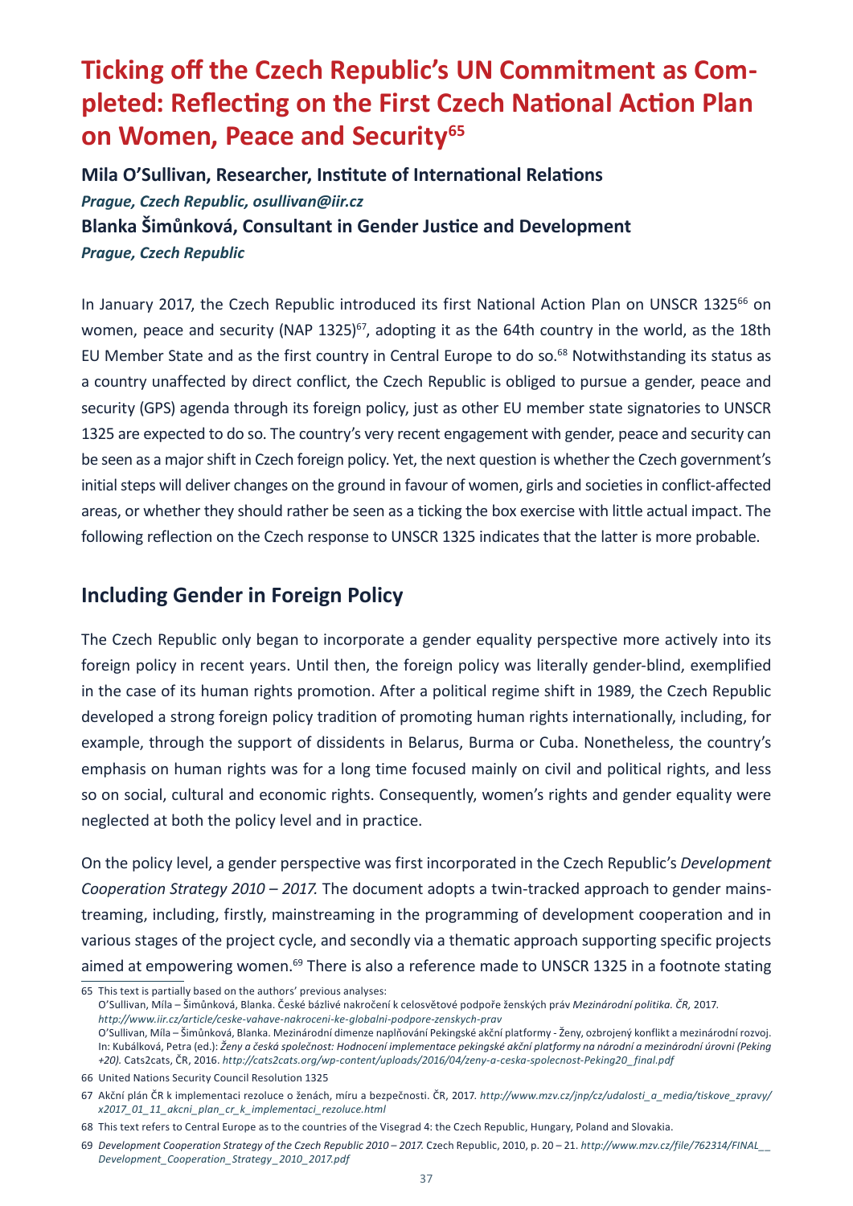# Ticking off the Czech Republic's UN Commitment as Completed: Reflecting on the First Czech National Action Plan on Women, Peace and Security[65]

**Mila O'Sullivan, Researcher, Institute of International Relations**

***Prague, Czech Republic, osullivan@iir.cz***

**Blanka Šimůnková, Consultant in Gender Justice and Development**

***Prague, Czech Republic***

In January 2017, the Czech Republic introduced its first National Action Plan on UNSCR 1325[66] on women, peace and security (NAP 1325)[67], adopting it as the 64th country in the world, as the 18th EU Member State and as the first country in Central Europe to do so.[68] Notwithstanding its status as a country unaffected by direct conflict, the Czech Republic is obliged to pursue a gender, peace and security (GPS) agenda through its foreign policy, just as other EU member state signatories to UNSCR 1325 are expected to do so. The country's very recent engagement with gender, peace and security can be seen as a major shift in Czech foreign policy. Yet, the next question is whether the Czech government's initial steps will deliver changes on the ground in favour of women, girls and societies in conflict-affected areas, or whether they should rather be seen as a ticking the box exercise with little actual impact. The following reflection on the Czech response to UNSCR 1325 indicates that the latter is more probable.

## Including Gender in Foreign Policy

The Czech Republic only began to incorporate a gender equality perspective more actively into its foreign policy in recent years. Until then, the foreign policy was literally gender-blind, exemplified in the case of its human rights promotion. After a political regime shift in 1989, the Czech Republic developed a strong foreign policy tradition of promoting human rights internationally, including, for example, through the support of dissidents in Belarus, Burma or Cuba. Nonetheless, the country's emphasis on human rights was for a long time focused mainly on civil and political rights, and less so on social, cultural and economic rights. Consequently, women's rights and gender equality were neglected at both the policy level and in practice.

On the policy level, a gender perspective was first incorporated in the Czech Republic's *Development Cooperation Strategy 2010 – 2017.* The document adopts a twin-tracked approach to gender mainstreaming, including, firstly, mainstreaming in the programming of development cooperation and in various stages of the project cycle, and secondly via a thematic approach supporting specific projects aimed at empowering women.[69] There is also a reference made to UNSCR 1325 in a footnote stating

---

65 This text is partially based on the authors' previous analyses:
O'Sullivan, Míla – Šimůnková, Blanka. České bázlivé nakročení k celosvětové podpoře ženských práv *Mezinárodní politika. ČR,* 2017. *http://www.iir.cz/article/ceske-vahave-nakroceni-ke-globalni-podpore-zenskych-prav*
O'Sullivan, Míla – Šimůnková, Blanka. Mezinárodní dimenze naplňování Pekingské akční platformy - Ženy, ozbrojený konflikt a mezinárodní rozvoj. In: Kubálková, Petra (ed.): *Ženy a česká společnost: Hodnocení implementace pekingské akční platformy na národní a mezinárodní úrovni (Peking +20).* Cats2cats, ČR, 2016. *http://cats2cats.org/wp-content/uploads/2016/04/zeny-a-ceska-spolecnost-Peking20_final.pdf*

66 United Nations Security Council Resolution 1325

67 Akční plán ČR k implementaci rezoluce o ženách, míru a bezpečnosti. ČR, 2017. *http://www.mzv.cz/jnp/cz/udalosti_a_media/tiskove_zpravy/x2017_01_11_akcni_plan_cr_k_implementaci_rezoluce.html*

68 This text refers to Central Europe as to the countries of the Visegrad 4: the Czech Republic, Hungary, Poland and Slovakia.

69 *Development Cooperation Strategy of the Czech Republic 2010 – 2017.* Czech Republic, 2010, p. 20 – 21. *http://www.mzv.cz/file/762314/FINAL__Development_Cooperation_Strategy_2010_2017.pdf*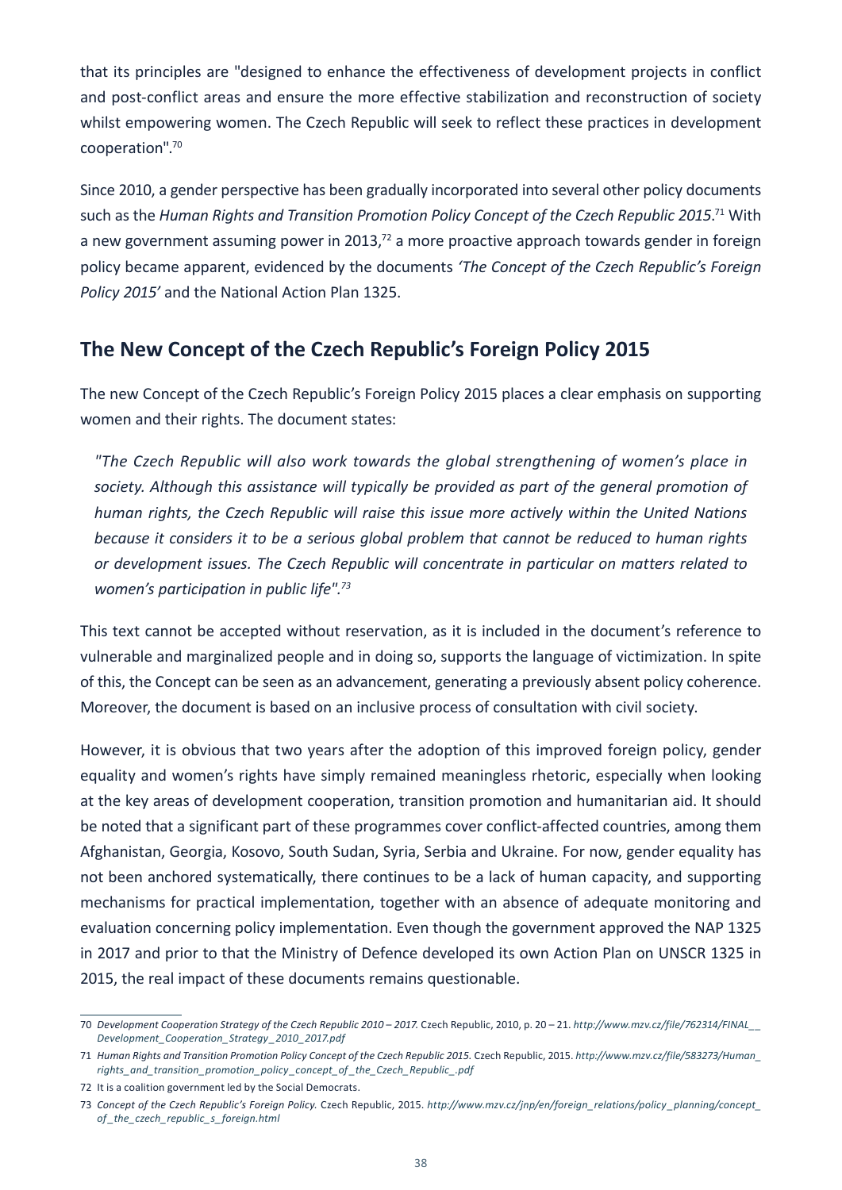that its principles are "designed to enhance the effectiveness of development projects in conflict and post-conflict areas and ensure the more effective stabilization and reconstruction of society whilst empowering women. The Czech Republic will seek to reflect these practices in development cooperation".[70]

Since 2010, a gender perspective has been gradually incorporated into several other policy documents such as the *Human Rights and Transition Promotion Policy Concept of the Czech Republic 2015*.[71] With a new government assuming power in 2013,[72] a more proactive approach towards gender in foreign policy became apparent, evidenced by the documents *'The Concept of the Czech Republic's Foreign Policy 2015'* and the National Action Plan 1325.

## The New Concept of the Czech Republic's Foreign Policy 2015

The new Concept of the Czech Republic's Foreign Policy 2015 places a clear emphasis on supporting women and their rights. The document states:

> *"The Czech Republic will also work towards the global strengthening of women's place in society. Although this assistance will typically be provided as part of the general promotion of human rights, the Czech Republic will raise this issue more actively within the United Nations because it considers it to be a serious global problem that cannot be reduced to human rights or development issues. The Czech Republic will concentrate in particular on matters related to women's participation in public life".[73]*

This text cannot be accepted without reservation, as it is included in the document's reference to vulnerable and marginalized people and in doing so, supports the language of victimization. In spite of this, the Concept can be seen as an advancement, generating a previously absent policy coherence. Moreover, the document is based on an inclusive process of consultation with civil society.

However, it is obvious that two years after the adoption of this improved foreign policy, gender equality and women's rights have simply remained meaningless rhetoric, especially when looking at the key areas of development cooperation, transition promotion and humanitarian aid. It should be noted that a significant part of these programmes cover conflict-affected countries, among them Afghanistan, Georgia, Kosovo, South Sudan, Syria, Serbia and Ukraine. For now, gender equality has not been anchored systematically, there continues to be a lack of human capacity, and supporting mechanisms for practical implementation, together with an absence of adequate monitoring and evaluation concerning policy implementation. Even though the government approved the NAP 1325 in 2017 and prior to that the Ministry of Defence developed its own Action Plan on UNSCR 1325 in 2015, the real impact of these documents remains questionable.

---

70 *Development Cooperation Strategy of the Czech Republic 2010 – 2017.* Czech Republic, 2010, p. 20 – 21. *http://www.mzv.cz/file/762314/FINAL__Development_Cooperation_Strategy_2010_2017.pdf*

71 *Human Rights and Transition Promotion Policy Concept of the Czech Republic 2015.* Czech Republic, 2015. *http://www.mzv.cz/file/583273/Human_rights_and_transition_promotion_policy_concept_of_the_Czech_Republic_.pdf*

72 It is a coalition government led by the Social Democrats.

73 *Concept of the Czech Republic's Foreign Policy.* Czech Republic, 2015. *http://www.mzv.cz/jnp/en/foreign_relations/policy_planning/concept_of_the_czech_republic_s_foreign.html*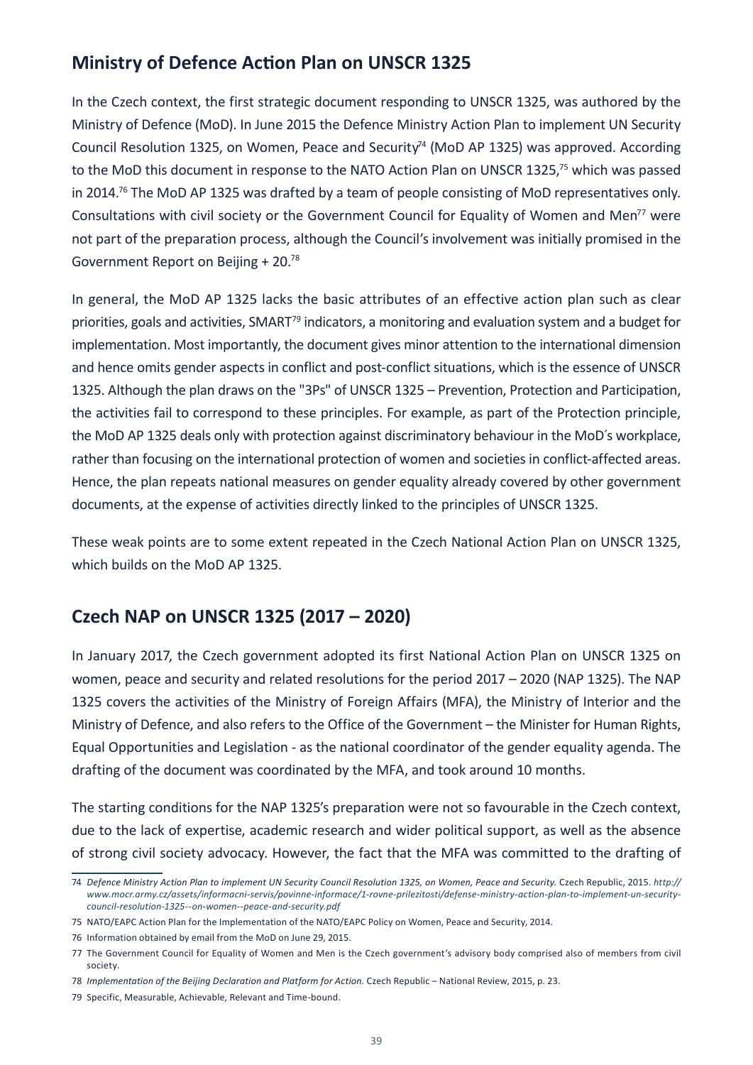## Ministry of Defence Action Plan on UNSCR 1325

In the Czech context, the first strategic document responding to UNSCR 1325, was authored by the Ministry of Defence (MoD). In June 2015 the Defence Ministry Action Plan to implement UN Security Council Resolution 1325, on Women, Peace and Security[74] (MoD AP 1325) was approved. According to the MoD this document in response to the NATO Action Plan on UNSCR 1325,[75] which was passed in 2014.[76] The MoD AP 1325 was drafted by a team of people consisting of MoD representatives only. Consultations with civil society or the Government Council for Equality of Women and Men[77] were not part of the preparation process, although the Council's involvement was initially promised in the Government Report on Beijing + 20.[78]

In general, the MoD AP 1325 lacks the basic attributes of an effective action plan such as clear priorities, goals and activities, SMART[79] indicators, a monitoring and evaluation system and a budget for implementation. Most importantly, the document gives minor attention to the international dimension and hence omits gender aspects in conflict and post-conflict situations, which is the essence of UNSCR 1325. Although the plan draws on the "3Ps" of UNSCR 1325 – Prevention, Protection and Participation, the activities fail to correspond to these principles. For example, as part of the Protection principle, the MoD AP 1325 deals only with protection against discriminatory behaviour in the MoD´s workplace, rather than focusing on the international protection of women and societies in conflict-affected areas. Hence, the plan repeats national measures on gender equality already covered by other government documents, at the expense of activities directly linked to the principles of UNSCR 1325.

These weak points are to some extent repeated in the Czech National Action Plan on UNSCR 1325, which builds on the MoD AP 1325.

## Czech NAP on UNSCR 1325 (2017 – 2020)

In January 2017, the Czech government adopted its first National Action Plan on UNSCR 1325 on women, peace and security and related resolutions for the period 2017 – 2020 (NAP 1325). The NAP 1325 covers the activities of the Ministry of Foreign Affairs (MFA), the Ministry of Interior and the Ministry of Defence, and also refers to the Office of the Government – the Minister for Human Rights, Equal Opportunities and Legislation - as the national coordinator of the gender equality agenda. The drafting of the document was coordinated by the MFA, and took around 10 months.

The starting conditions for the NAP 1325's preparation were not so favourable in the Czech context, due to the lack of expertise, academic research and wider political support, as well as the absence of strong civil society advocacy. However, the fact that the MFA was committed to the drafting of

---

74 *Defence Ministry Action Plan to implement UN Security Council Resolution 1325, on Women, Peace and Security.* Czech Republic, 2015. *http://www.mocr.army.cz/assets/informacni-servis/povinne-informace/1-rovne-prilezitosti/defense-ministry-action-plan-to-implement-un-security-council-resolution-1325--on-women--peace-and-security.pdf*

75 NATO/EAPC Action Plan for the Implementation of the NATO/EAPC Policy on Women, Peace and Security, 2014.

76 Information obtained by email from the MoD on June 29, 2015.

77 The Government Council for Equality of Women and Men is the Czech government's advisory body comprised also of members from civil society.

78 *Implementation of the Beijing Declaration and Platform for Action.* Czech Republic – National Review, 2015, p. 23.

79 Specific, Measurable, Achievable, Relevant and Time-bound.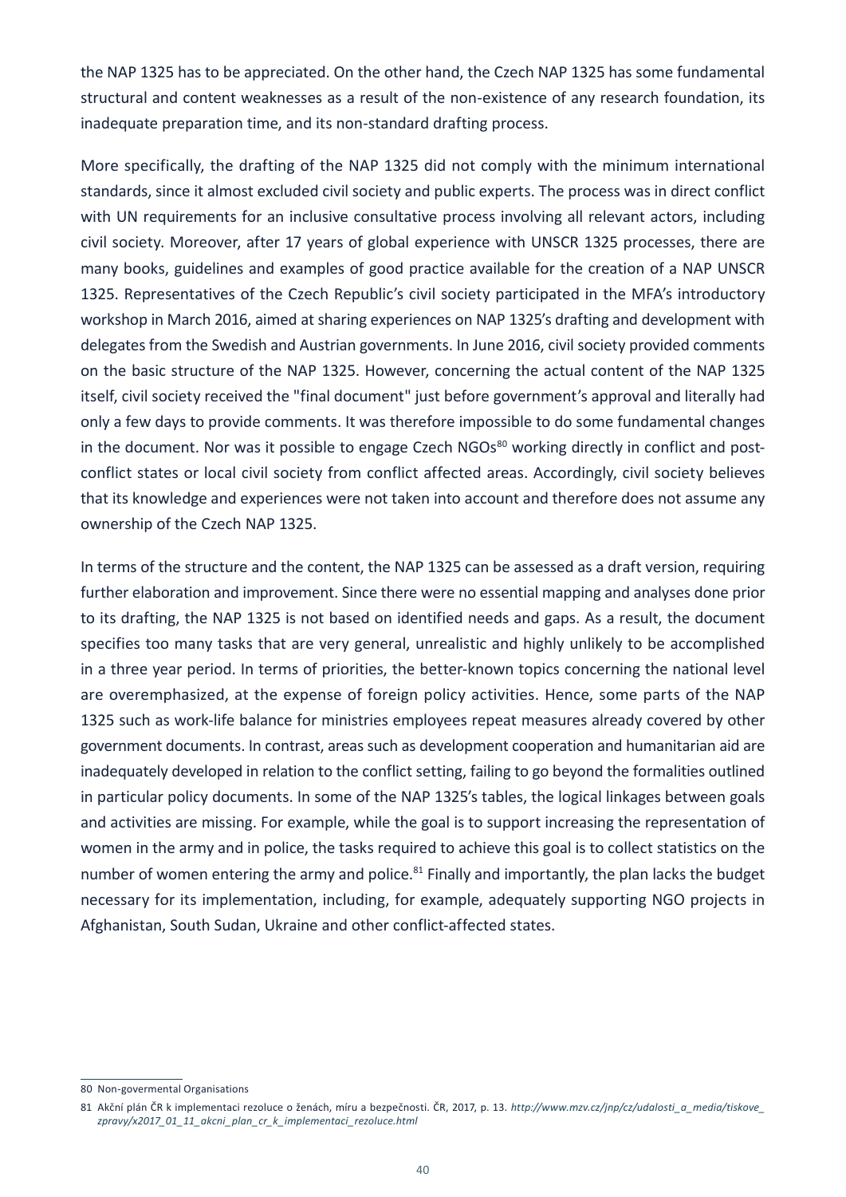the NAP 1325 has to be appreciated. On the other hand, the Czech NAP 1325 has some fundamental structural and content weaknesses as a result of the non-existence of any research foundation, its inadequate preparation time, and its non-standard drafting process.

More specifically, the drafting of the NAP 1325 did not comply with the minimum international standards, since it almost excluded civil society and public experts. The process was in direct conflict with UN requirements for an inclusive consultative process involving all relevant actors, including civil society. Moreover, after 17 years of global experience with UNSCR 1325 processes, there are many books, guidelines and examples of good practice available for the creation of a NAP UNSCR 1325. Representatives of the Czech Republic's civil society participated in the MFA's introductory workshop in March 2016, aimed at sharing experiences on NAP 1325's drafting and development with delegates from the Swedish and Austrian governments. In June 2016, civil society provided comments on the basic structure of the NAP 1325. However, concerning the actual content of the NAP 1325 itself, civil society received the "final document" just before government's approval and literally had only a few days to provide comments. It was therefore impossible to do some fundamental changes in the document. Nor was it possible to engage Czech NGOs[80] working directly in conflict and post-conflict states or local civil society from conflict affected areas. Accordingly, civil society believes that its knowledge and experiences were not taken into account and therefore does not assume any ownership of the Czech NAP 1325.

In terms of the structure and the content, the NAP 1325 can be assessed as a draft version, requiring further elaboration and improvement. Since there were no essential mapping and analyses done prior to its drafting, the NAP 1325 is not based on identified needs and gaps. As a result, the document specifies too many tasks that are very general, unrealistic and highly unlikely to be accomplished in a three year period. In terms of priorities, the better-known topics concerning the national level are overemphasized, at the expense of foreign policy activities. Hence, some parts of the NAP 1325 such as work-life balance for ministries employees repeat measures already covered by other government documents. In contrast, areas such as development cooperation and humanitarian aid are inadequately developed in relation to the conflict setting, failing to go beyond the formalities outlined in particular policy documents. In some of the NAP 1325's tables, the logical linkages between goals and activities are missing. For example, while the goal is to support increasing the representation of women in the army and in police, the tasks required to achieve this goal is to collect statistics on the number of women entering the army and police.[81] Finally and importantly, the plan lacks the budget necessary for its implementation, including, for example, adequately supporting NGO projects in Afghanistan, South Sudan, Ukraine and other conflict-affected states.

---

80 Non-govermental Organisations

81 Akční plán ČR k implementaci rezoluce o ženách, míru a bezpečnosti. ČR, 2017, p. 13. *http://www.mzv.cz/jnp/cz/udalosti_a_media/tiskove_zpravy/x2017_01_11_akcni_plan_cr_k_implementaci_rezoluce.html*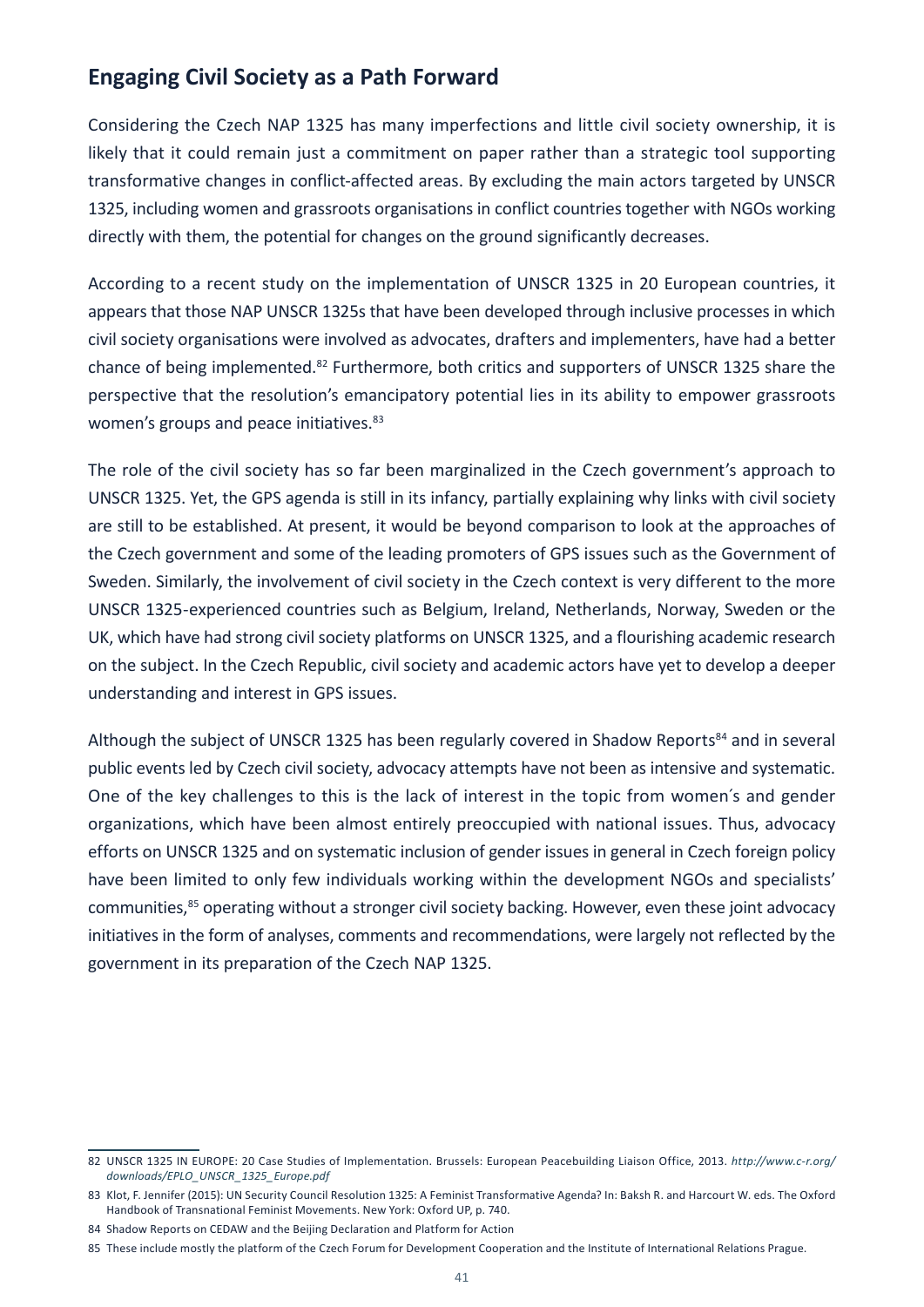## Engaging Civil Society as a Path Forward

Considering the Czech NAP 1325 has many imperfections and little civil society ownership, it is likely that it could remain just a commitment on paper rather than a strategic tool supporting transformative changes in conflict-affected areas. By excluding the main actors targeted by UNSCR 1325, including women and grassroots organisations in conflict countries together with NGOs working directly with them, the potential for changes on the ground significantly decreases.

According to a recent study on the implementation of UNSCR 1325 in 20 European countries, it appears that those NAP UNSCR 1325s that have been developed through inclusive processes in which civil society organisations were involved as advocates, drafters and implementers, have had a better chance of being implemented.[82] Furthermore, both critics and supporters of UNSCR 1325 share the perspective that the resolution's emancipatory potential lies in its ability to empower grassroots women's groups and peace initiatives.[83]

The role of the civil society has so far been marginalized in the Czech government's approach to UNSCR 1325. Yet, the GPS agenda is still in its infancy, partially explaining why links with civil society are still to be established. At present, it would be beyond comparison to look at the approaches of the Czech government and some of the leading promoters of GPS issues such as the Government of Sweden. Similarly, the involvement of civil society in the Czech context is very different to the more UNSCR 1325-experienced countries such as Belgium, Ireland, Netherlands, Norway, Sweden or the UK, which have had strong civil society platforms on UNSCR 1325, and a flourishing academic research on the subject. In the Czech Republic, civil society and academic actors have yet to develop a deeper understanding and interest in GPS issues.

Although the subject of UNSCR 1325 has been regularly covered in Shadow Reports[84] and in several public events led by Czech civil society, advocacy attempts have not been as intensive and systematic. One of the key challenges to this is the lack of interest in the topic from women´s and gender organizations, which have been almost entirely preoccupied with national issues. Thus, advocacy efforts on UNSCR 1325 and on systematic inclusion of gender issues in general in Czech foreign policy have been limited to only few individuals working within the development NGOs and specialists' communities,[85] operating without a stronger civil society backing. However, even these joint advocacy initiatives in the form of analyses, comments and recommendations, were largely not reflected by the government in its preparation of the Czech NAP 1325.

---

82 UNSCR 1325 IN EUROPE: 20 Case Studies of Implementation. Brussels: European Peacebuilding Liaison Office, 2013. *http://www.c-r.org/downloads/EPLO_UNSCR_1325_Europe.pdf*

83 Klot, F. Jennifer (2015): UN Security Council Resolution 1325: A Feminist Transformative Agenda? In: Baksh R. and Harcourt W. eds. The Oxford Handbook of Transnational Feminist Movements. New York: Oxford UP, p. 740.

84 Shadow Reports on CEDAW and the Beijing Declaration and Platform for Action

85 These include mostly the platform of the Czech Forum for Development Cooperation and the Institute of International Relations Prague.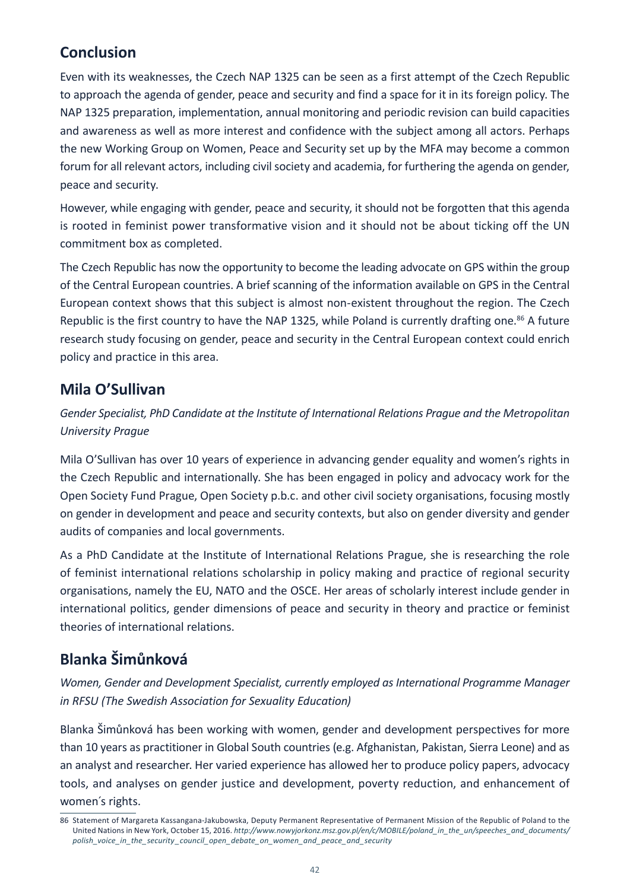## Conclusion

Even with its weaknesses, the Czech NAP 1325 can be seen as a first attempt of the Czech Republic to approach the agenda of gender, peace and security and find a space for it in its foreign policy. The NAP 1325 preparation, implementation, annual monitoring and periodic revision can build capacities and awareness as well as more interest and confidence with the subject among all actors. Perhaps the new Working Group on Women, Peace and Security set up by the MFA may become a common forum for all relevant actors, including civil society and academia, for furthering the agenda on gender, peace and security.

However, while engaging with gender, peace and security, it should not be forgotten that this agenda is rooted in feminist power transformative vision and it should not be about ticking off the UN commitment box as completed.

The Czech Republic has now the opportunity to become the leading advocate on GPS within the group of the Central European countries. A brief scanning of the information available on GPS in the Central European context shows that this subject is almost non-existent throughout the region. The Czech Republic is the first country to have the NAP 1325, while Poland is currently drafting one.[86] A future research study focusing on gender, peace and security in the Central European context could enrich policy and practice in this area.

## Mila O'Sullivan

*Gender Specialist, PhD Candidate at the Institute of International Relations Prague and the Metropolitan University Prague*

Mila O'Sullivan has over 10 years of experience in advancing gender equality and women's rights in the Czech Republic and internationally. She has been engaged in policy and advocacy work for the Open Society Fund Prague, Open Society p.b.c. and other civil society organisations, focusing mostly on gender in development and peace and security contexts, but also on gender diversity and gender audits of companies and local governments.

As a PhD Candidate at the Institute of International Relations Prague, she is researching the role of feminist international relations scholarship in policy making and practice of regional security organisations, namely the EU, NATO and the OSCE. Her areas of scholarly interest include gender in international politics, gender dimensions of peace and security in theory and practice or feminist theories of international relations.

## Blanka Šimůnková

*Women, Gender and Development Specialist, currently employed as International Programme Manager in RFSU (The Swedish Association for Sexuality Education)*

Blanka Šimůnková has been working with women, gender and development perspectives for more than 10 years as practitioner in Global South countries (e.g. Afghanistan, Pakistan, Sierra Leone) and as an analyst and researcher. Her varied experience has allowed her to produce policy papers, advocacy tools, and analyses on gender justice and development, poverty reduction, and enhancement of women´s rights.

86 Statement of Margareta Kassangana-Jakubowska, Deputy Permanent Representative of Permanent Mission of the Republic of Poland to the United Nations in New York, October 15, 2016. *http://www.nowyjorkonz.msz.gov.pl/en/c/MOBILE/poland_in_the_un/speeches_and_documents/polish_voice_in_the_security_council_open_debate_on_women_and_peace_and_security*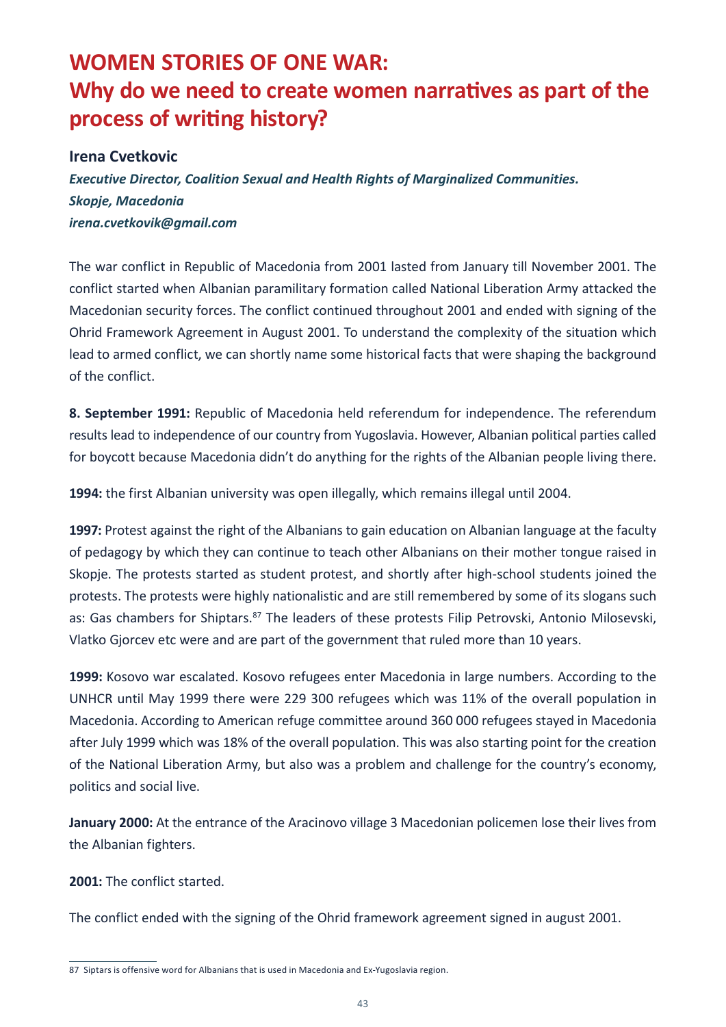# WOMEN STORIES OF ONE WAR: Why do we need to create women narratives as part of the process of writing history?

**Irena Cvetkovic**

***Executive Director, Coalition Sexual and Health Rights of Marginalized Communities.***
***Skopje, Macedonia***
***irena.cvetkovik@gmail.com***

The war conflict in Republic of Macedonia from 2001 lasted from January till November 2001. The conflict started when Albanian paramilitary formation called National Liberation Army attacked the Macedonian security forces. The conflict continued throughout 2001 and ended with signing of the Ohrid Framework Agreement in August 2001. To understand the complexity of the situation which lead to armed conflict, we can shortly name some historical facts that were shaping the background of the conflict.

**8. September 1991:** Republic of Macedonia held referendum for independence. The referendum results lead to independence of our country from Yugoslavia. However, Albanian political parties called for boycott because Macedonia didn't do anything for the rights of the Albanian people living there.

**1994:** the first Albanian university was open illegally, which remains illegal until 2004.

**1997:** Protest against the right of the Albanians to gain education on Albanian language at the faculty of pedagogy by which they can continue to teach other Albanians on their mother tongue raised in Skopje. The protests started as student protest, and shortly after high-school students joined the protests. The protests were highly nationalistic and are still remembered by some of its slogans such as: Gas chambers for Shiptars.[87] The leaders of these protests Filip Petrovski, Antonio Milosevski, Vlatko Gjorcev etc were and are part of the government that ruled more than 10 years.

**1999:** Kosovo war escalated. Kosovo refugees enter Macedonia in large numbers. According to the UNHCR until May 1999 there were 229 300 refugees which was 11% of the overall population in Macedonia. According to American refuge committee around 360 000 refugees stayed in Macedonia after July 1999 which was 18% of the overall population. This was also starting point for the creation of the National Liberation Army, but also was a problem and challenge for the country's economy, politics and social live.

**January 2000:** At the entrance of the Aracinovo village 3 Macedonian policemen lose their lives from the Albanian fighters.

**2001:** The conflict started.

The conflict ended with the signing of the Ohrid framework agreement signed in august 2001.

---

87 Siptars is offensive word for Albanians that is used in Macedonia and Ex-Yugoslavia region.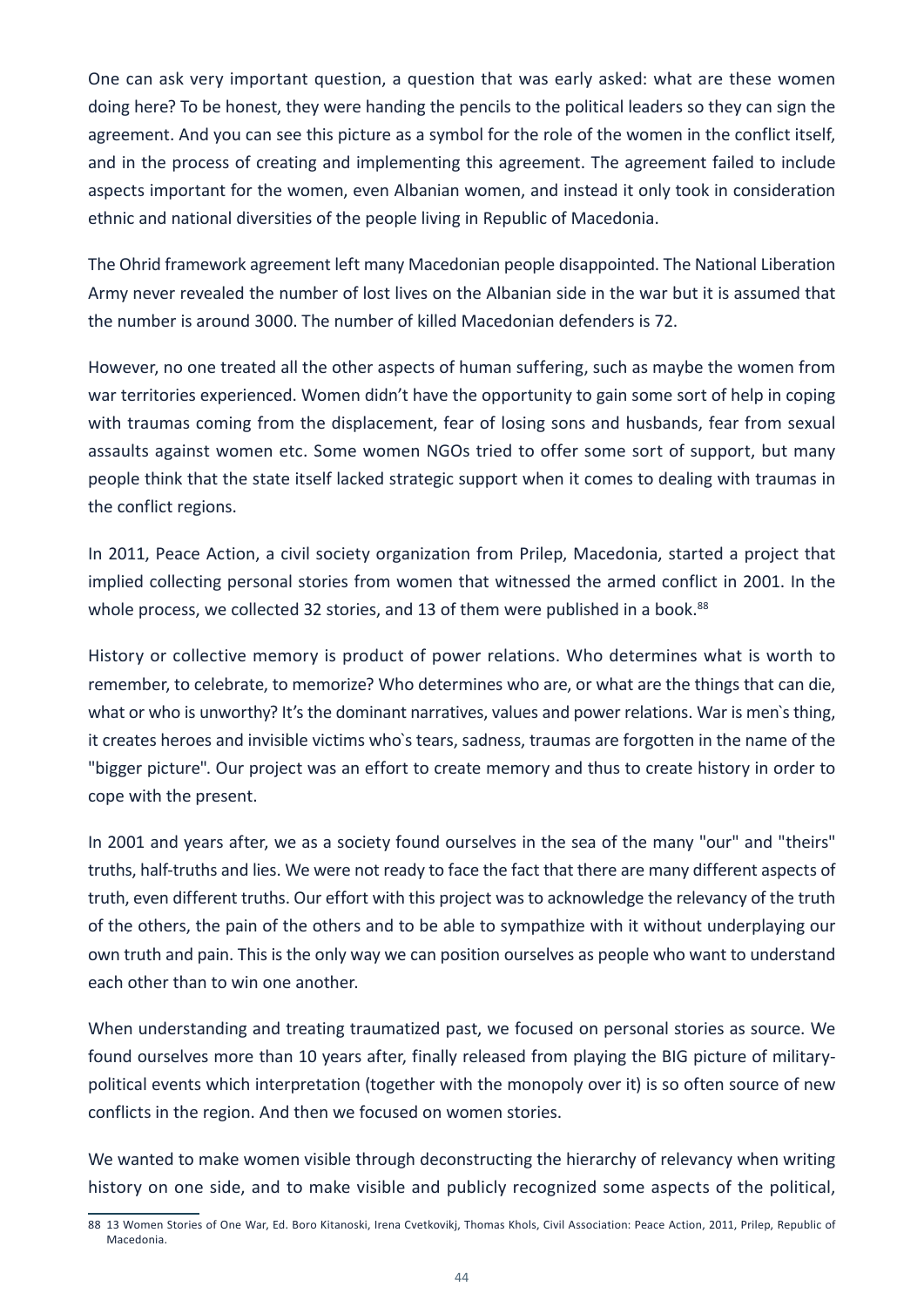One can ask very important question, a question that was early asked: what are these women doing here? To be honest, they were handing the pencils to the political leaders so they can sign the agreement. And you can see this picture as a symbol for the role of the women in the conflict itself, and in the process of creating and implementing this agreement. The agreement failed to include aspects important for the women, even Albanian women, and instead it only took in consideration ethnic and national diversities of the people living in Republic of Macedonia.

The Ohrid framework agreement left many Macedonian people disappointed. The National Liberation Army never revealed the number of lost lives on the Albanian side in the war but it is assumed that the number is around 3000. The number of killed Macedonian defenders is 72.

However, no one treated all the other aspects of human suffering, such as maybe the women from war territories experienced. Women didn't have the opportunity to gain some sort of help in coping with traumas coming from the displacement, fear of losing sons and husbands, fear from sexual assaults against women etc. Some women NGOs tried to offer some sort of support, but many people think that the state itself lacked strategic support when it comes to dealing with traumas in the conflict regions.

In 2011, Peace Action, a civil society organization from Prilep, Macedonia, started a project that implied collecting personal stories from women that witnessed the armed conflict in 2001. In the whole process, we collected 32 stories, and 13 of them were published in a book.[88]

History or collective memory is product of power relations. Who determines what is worth to remember, to celebrate, to memorize? Who determines who are, or what are the things that can die, what or who is unworthy? It's the dominant narratives, values and power relations. War is men`s thing, it creates heroes and invisible victims who`s tears, sadness, traumas are forgotten in the name of the "bigger picture". Our project was an effort to create memory and thus to create history in order to cope with the present.

In 2001 and years after, we as a society found ourselves in the sea of the many "our" and "theirs" truths, half-truths and lies. We were not ready to face the fact that there are many different aspects of truth, even different truths. Our effort with this project was to acknowledge the relevancy of the truth of the others, the pain of the others and to be able to sympathize with it without underplaying our own truth and pain. This is the only way we can position ourselves as people who want to understand each other than to win one another.

When understanding and treating traumatized past, we focused on personal stories as source. We found ourselves more than 10 years after, finally released from playing the BIG picture of military-political events which interpretation (together with the monopoly over it) is so often source of new conflicts in the region. And then we focused on women stories.

We wanted to make women visible through deconstructing the hierarchy of relevancy when writing history on one side, and to make visible and publicly recognized some aspects of the political,

88 13 Women Stories of One War, Ed. Boro Kitanoski, Irena Cvetkovikj, Thomas Khols, Civil Association: Peace Action, 2011, Prilep, Republic of Macedonia.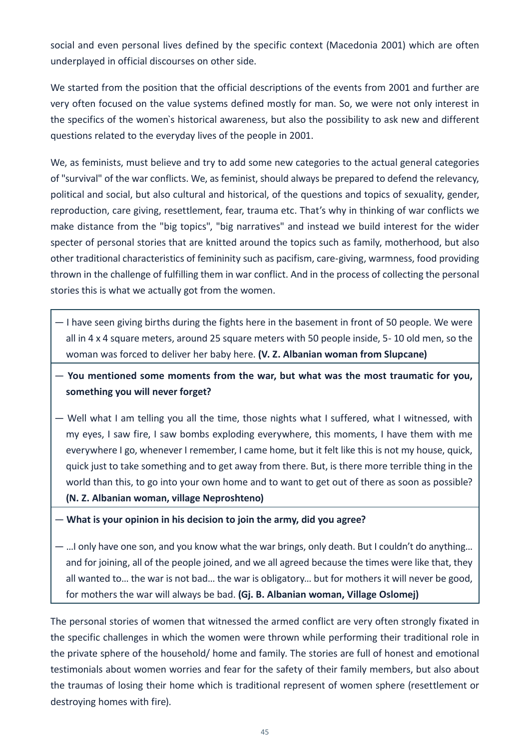social and even personal lives defined by the specific context (Macedonia 2001) which are often underplayed in official discourses on other side.

We started from the position that the official descriptions of the events from 2001 and further are very often focused on the value systems defined mostly for man. So, we were not only interest in the specifics of the women`s historical awareness, but also the possibility to ask new and different questions related to the everyday lives of the people in 2001.

We, as feminists, must believe and try to add some new categories to the actual general categories of "survival" of the war conflicts. We, as feminist, should always be prepared to defend the relevancy, political and social, but also cultural and historical, of the questions and topics of sexuality, gender, reproduction, care giving, resettlement, fear, trauma etc. That's why in thinking of war conflicts we make distance from the "big topics", "big narratives" and instead we build interest for the wider specter of personal stories that are knitted around the topics such as family, motherhood, but also other traditional characteristics of femininity such as pacifism, care-giving, warmness, food providing thrown in the challenge of fulfilling them in war conflict. And in the process of collecting the personal stories this is what we actually got from the women.

— I have seen giving births during the fights here in the basement in front of 50 people. We were all in 4 x 4 square meters, around 25 square meters with 50 people inside, 5- 10 old men, so the woman was forced to deliver her baby here. **(V. Z. Albanian woman from Slupcane)**

— **You mentioned some moments from the war, but what was the most traumatic for you, something you will never forget?**

— Well what I am telling you all the time, those nights what I suffered, what I witnessed, with my eyes, I saw fire, I saw bombs exploding everywhere, this moments, I have them with me everywhere I go, whenever I remember, I came home, but it felt like this is not my house, quick, quick just to take something and to get away from there. But, is there more terrible thing in the world than this, to go into your own home and to want to get out of there as soon as possible? **(N. Z. Albanian woman, village Neproshteno)**

— **What is your opinion in his decision to join the army, did you agree?**

— …I only have one son, and you know what the war brings, only death. But I couldn't do anything… and for joining, all of the people joined, and we all agreed because the times were like that, they all wanted to… the war is not bad… the war is obligatory… but for mothers it will never be good, for mothers the war will always be bad. **(Gj. B. Albanian woman, Village Oslomej)**

The personal stories of women that witnessed the armed conflict are very often strongly fixated in the specific challenges in which the women were thrown while performing their traditional role in the private sphere of the household/ home and family. The stories are full of honest and emotional testimonials about women worries and fear for the safety of their family members, but also about the traumas of losing their home which is traditional represent of women sphere (resettlement or destroying homes with fire).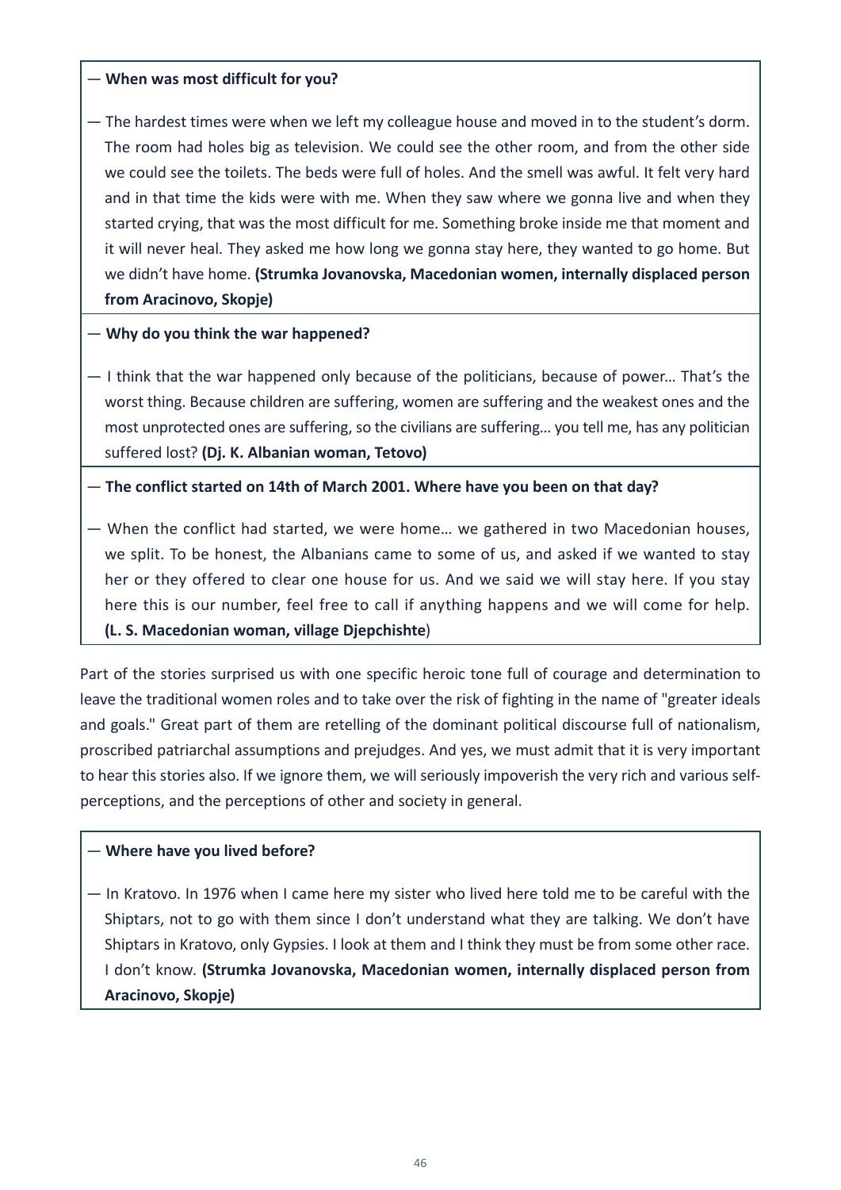— **When was most difficult for you?**

— The hardest times were when we left my colleague house and moved in to the student's dorm. The room had holes big as television. We could see the other room, and from the other side we could see the toilets. The beds were full of holes. And the smell was awful. It felt very hard and in that time the kids were with me. When they saw where we gonna live and when they started crying, that was the most difficult for me. Something broke inside me that moment and it will never heal. They asked me how long we gonna stay here, they wanted to go home. But we didn't have home. **(Strumka Jovanovska, Macedonian women, internally displaced person from Aracinovo, Skopje)**

— **Why do you think the war happened?**

— I think that the war happened only because of the politicians, because of power… That's the worst thing. Because children are suffering, women are suffering and the weakest ones and the most unprotected ones are suffering, so the civilians are suffering… you tell me, has any politician suffered lost? **(Dj. K. Albanian woman, Tetovo)**

— **The conflict started on 14th of March 2001. Where have you been on that day?**

— When the conflict had started, we were home… we gathered in two Macedonian houses, we split. To be honest, the Albanians came to some of us, and asked if we wanted to stay her or they offered to clear one house for us. And we said we will stay here. If you stay here this is our number, feel free to call if anything happens and we will come for help. **(L. S. Macedonian woman, village Djepchishte**)

Part of the stories surprised us with one specific heroic tone full of courage and determination to leave the traditional women roles and to take over the risk of fighting in the name of "greater ideals and goals." Great part of them are retelling of the dominant political discourse full of nationalism, proscribed patriarchal assumptions and prejudges. And yes, we must admit that it is very important to hear this stories also. If we ignore them, we will seriously impoverish the very rich and various self-perceptions, and the perceptions of other and society in general.

— **Where have you lived before?**

— In Kratovo. In 1976 when I came here my sister who lived here told me to be careful with the Shiptars, not to go with them since I don't understand what they are talking. We don't have Shiptars in Kratovo, only Gypsies. I look at them and I think they must be from some other race. I don't know. **(Strumka Jovanovska, Macedonian women, internally displaced person from Aracinovo, Skopje)**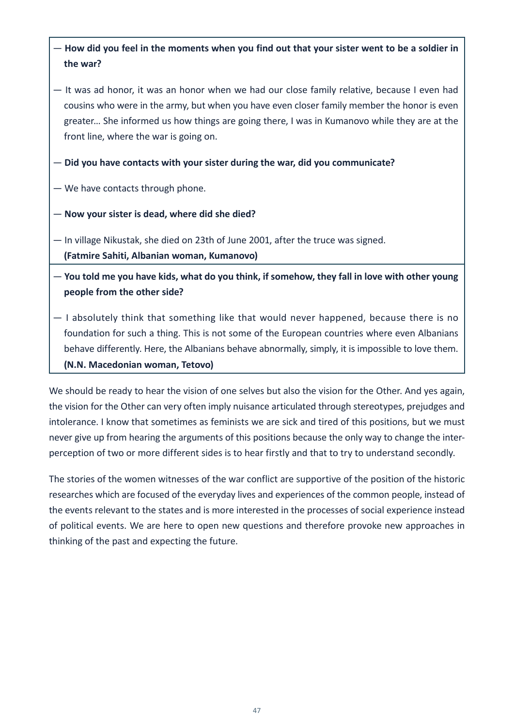— **How did you feel in the moments when you find out that your sister went to be a soldier in the war?**

— It was ad honor, it was an honor when we had our close family relative, because I even had cousins who were in the army, but when you have even closer family member the honor is even greater… She informed us how things are going there, I was in Kumanovo while they are at the front line, where the war is going on.

— **Did you have contacts with your sister during the war, did you communicate?**

— We have contacts through phone.

— **Now your sister is dead, where did she died?**

— In village Nikustak, she died on 23th of June 2001, after the truce was signed.
**(Fatmire Sahiti, Albanian woman, Kumanovo)**

— **You told me you have kids, what do you think, if somehow, they fall in love with other young people from the other side?**

— I absolutely think that something like that would never happened, because there is no foundation for such a thing. This is not some of the European countries where even Albanians behave differently. Here, the Albanians behave abnormally, simply, it is impossible to love them.
**(N.N. Macedonian woman, Tetovo)**

We should be ready to hear the vision of one selves but also the vision for the Other. And yes again, the vision for the Other can very often imply nuisance articulated through stereotypes, prejudges and intolerance. I know that sometimes as feminists we are sick and tired of this positions, but we must never give up from hearing the arguments of this positions because the only way to change the inter-perception of two or more different sides is to hear firstly and that to try to understand secondly.

The stories of the women witnesses of the war conflict are supportive of the position of the historic researches which are focused of the everyday lives and experiences of the common people, instead of the events relevant to the states and is more interested in the processes of social experience instead of political events. We are here to open new questions and therefore provoke new approaches in thinking of the past and expecting the future.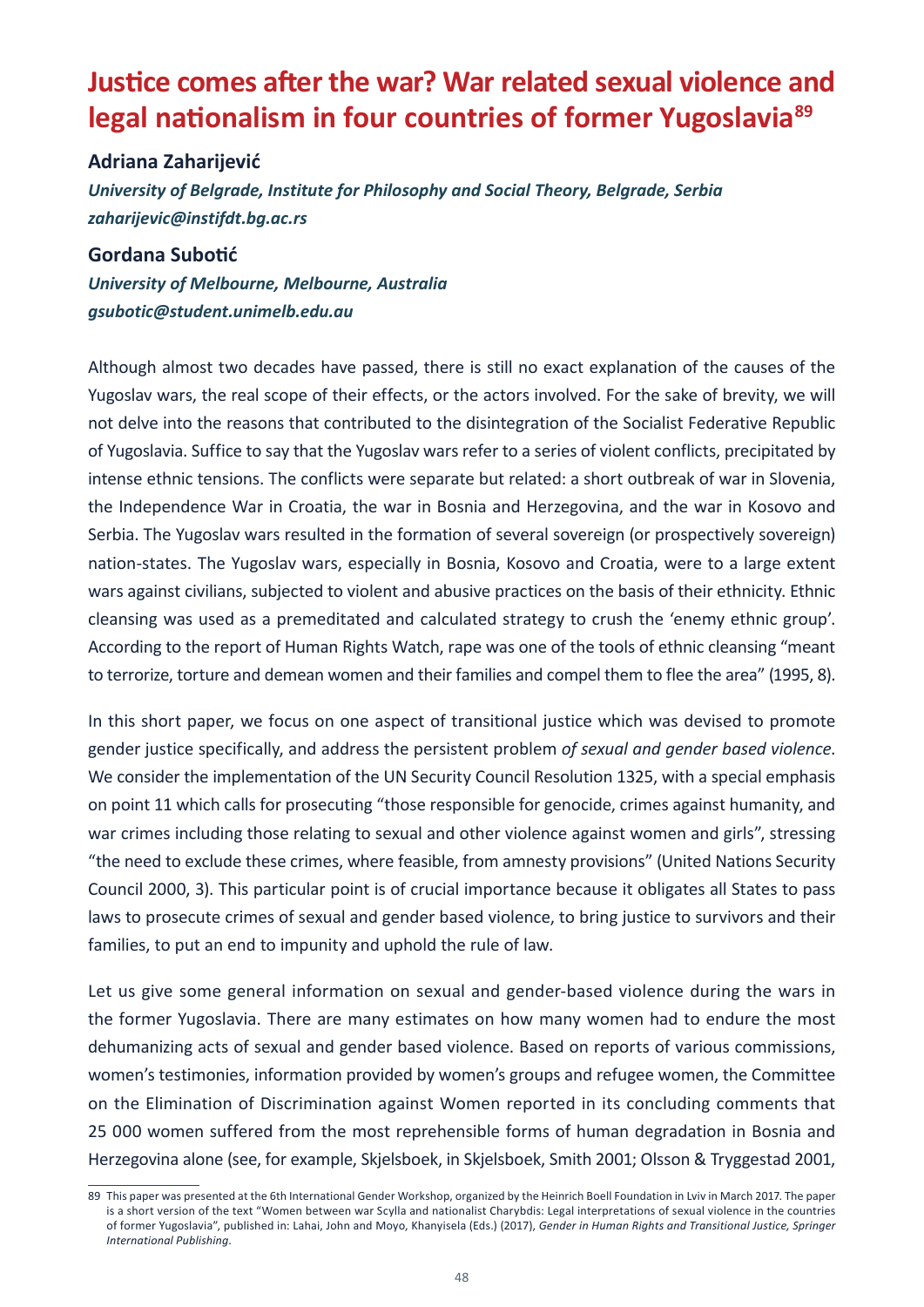# Justice comes after the war? War related sexual violence and legal nationalism in four countries of former Yugoslavia[89]

**Adriana Zaharijević**

*University of Belgrade, Institute for Philosophy and Social Theory, Belgrade, Serbia*
*zaharijevic@instifdt.bg.ac.rs*

**Gordana Subotić**

*University of Melbourne, Melbourne, Australia*
*gsubotic@student.unimelb.edu.au*

Although almost two decades have passed, there is still no exact explanation of the causes of the Yugoslav wars, the real scope of their effects, or the actors involved. For the sake of brevity, we will not delve into the reasons that contributed to the disintegration of the Socialist Federative Republic of Yugoslavia. Suffice to say that the Yugoslav wars refer to a series of violent conflicts, precipitated by intense ethnic tensions. The conflicts were separate but related: a short outbreak of war in Slovenia, the Independence War in Croatia, the war in Bosnia and Herzegovina, and the war in Kosovo and Serbia. The Yugoslav wars resulted in the formation of several sovereign (or prospectively sovereign) nation-states. The Yugoslav wars, especially in Bosnia, Kosovo and Croatia, were to a large extent wars against civilians, subjected to violent and abusive practices on the basis of their ethnicity. Ethnic cleansing was used as a premeditated and calculated strategy to crush the 'enemy ethnic group'. According to the report of Human Rights Watch, rape was one of the tools of ethnic cleansing "meant to terrorize, torture and demean women and their families and compel them to flee the area" (1995, 8).

In this short paper, we focus on one aspect of transitional justice which was devised to promote gender justice specifically, and address the persistent problem *of sexual and gender based violence*. We consider the implementation of the UN Security Council Resolution 1325, with a special emphasis on point 11 which calls for prosecuting "those responsible for genocide, crimes against humanity, and war crimes including those relating to sexual and other violence against women and girls", stressing "the need to exclude these crimes, where feasible, from amnesty provisions" (United Nations Security Council 2000, 3). This particular point is of crucial importance because it obligates all States to pass laws to prosecute crimes of sexual and gender based violence, to bring justice to survivors and their families, to put an end to impunity and uphold the rule of law.

Let us give some general information on sexual and gender-based violence during the wars in the former Yugoslavia. There are many estimates on how many women had to endure the most dehumanizing acts of sexual and gender based violence. Based on reports of various commissions, women's testimonies, information provided by women's groups and refugee women, the Committee on the Elimination of Discrimination against Women reported in its concluding comments that 25 000 women suffered from the most reprehensible forms of human degradation in Bosnia and Herzegovina alone (see, for example, Skjelsboek, in Skjelsboek, Smith 2001; Olsson & Tryggestad 2001,

---

89 This paper was presented at the 6th International Gender Workshop, organized by the Heinrich Boell Foundation in Lviv in March 2017. The paper is a short version of the text "Women between war Scylla and nationalist Charybdis: Legal interpretations of sexual violence in the countries of former Yugoslavia", published in: Lahai, John and Moyo, Khanyisela (Eds.) (2017), *Gender in Human Rights and Transitional Justice, Springer International Publishing*.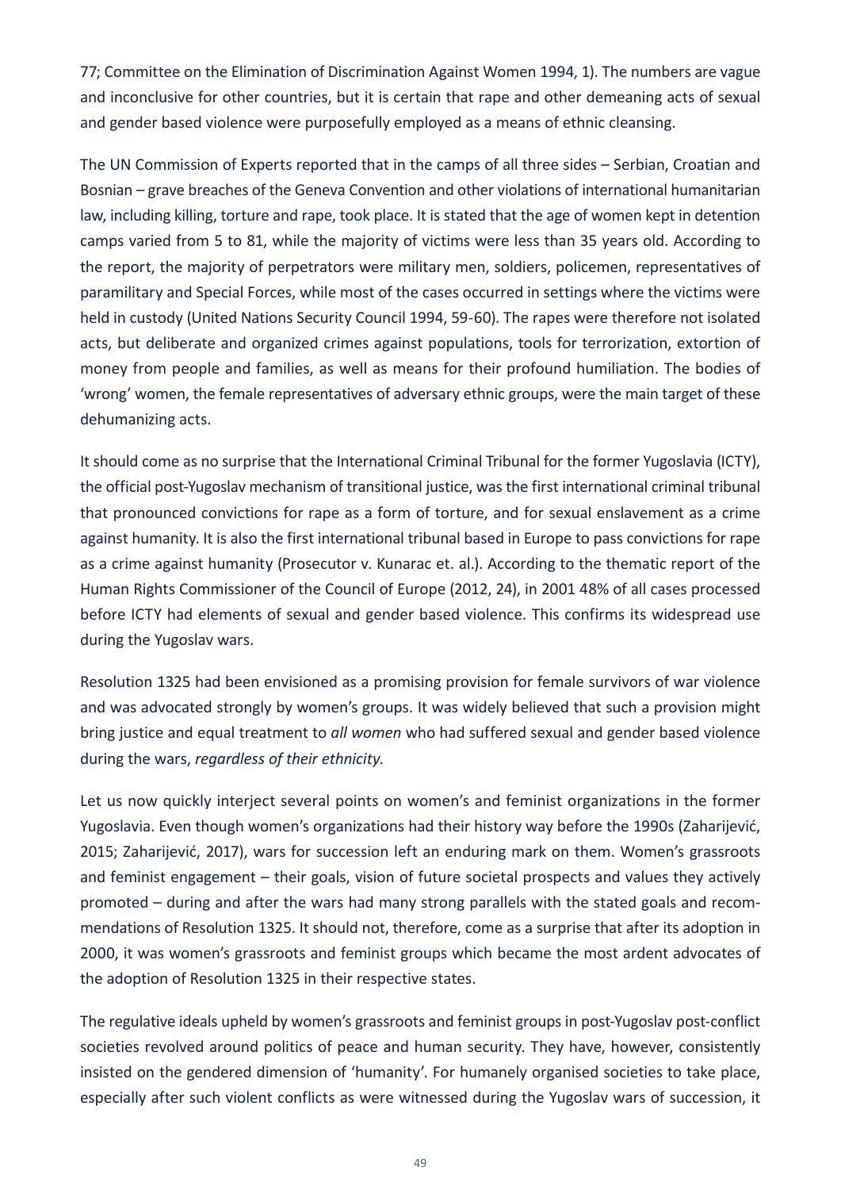77; Committee on the Elimination of Discrimination Against Women 1994, 1). The numbers are vague and inconclusive for other countries, but it is certain that rape and other demeaning acts of sexual and gender based violence were purposefully employed as a means of ethnic cleansing.

The UN Commission of Experts reported that in the camps of all three sides – Serbian, Croatian and Bosnian – grave breaches of the Geneva Convention and other violations of international humanitarian law, including killing, torture and rape, took place. It is stated that the age of women kept in detention camps varied from 5 to 81, while the majority of victims were less than 35 years old. According to the report, the majority of perpetrators were military men, soldiers, policemen, representatives of paramilitary and Special Forces, while most of the cases occurred in settings where the victims were held in custody (United Nations Security Council 1994, 59-60). The rapes were therefore not isolated acts, but deliberate and organized crimes against populations, tools for terrorization, extortion of money from people and families, as well as means for their profound humiliation. The bodies of 'wrong' women, the female representatives of adversary ethnic groups, were the main target of these dehumanizing acts.

It should come as no surprise that the International Criminal Tribunal for the former Yugoslavia (ICTY), the official post-Yugoslav mechanism of transitional justice, was the first international criminal tribunal that pronounced convictions for rape as a form of torture, and for sexual enslavement as a crime against humanity. It is also the first international tribunal based in Europe to pass convictions for rape as a crime against humanity (Prosecutor v. Kunarac et. al.). According to the thematic report of the Human Rights Commissioner of the Council of Europe (2012, 24), in 2001 48% of all cases processed before ICTY had elements of sexual and gender based violence. This confirms its widespread use during the Yugoslav wars.

Resolution 1325 had been envisioned as a promising provision for female survivors of war violence and was advocated strongly by women's groups. It was widely believed that such a provision might bring justice and equal treatment to *all women* who had suffered sexual and gender based violence during the wars, *regardless of their ethnicity*.

Let us now quickly interject several points on women's and feminist organizations in the former Yugoslavia. Even though women's organizations had their history way before the 1990s (Zaharijević, 2015; Zaharijević, 2017), wars for succession left an enduring mark on them. Women's grassroots and feminist engagement – their goals, vision of future societal prospects and values they actively promoted – during and after the wars had many strong parallels with the stated goals and recommendations of Resolution 1325. It should not, therefore, come as a surprise that after its adoption in 2000, it was women's grassroots and feminist groups which became the most ardent advocates of the adoption of Resolution 1325 in their respective states.

The regulative ideals upheld by women's grassroots and feminist groups in post-Yugoslav post-conflict societies revolved around politics of peace and human security. They have, however, consistently insisted on the gendered dimension of 'humanity'. For humanely organised societies to take place, especially after such violent conflicts as were witnessed during the Yugoslav wars of succession, it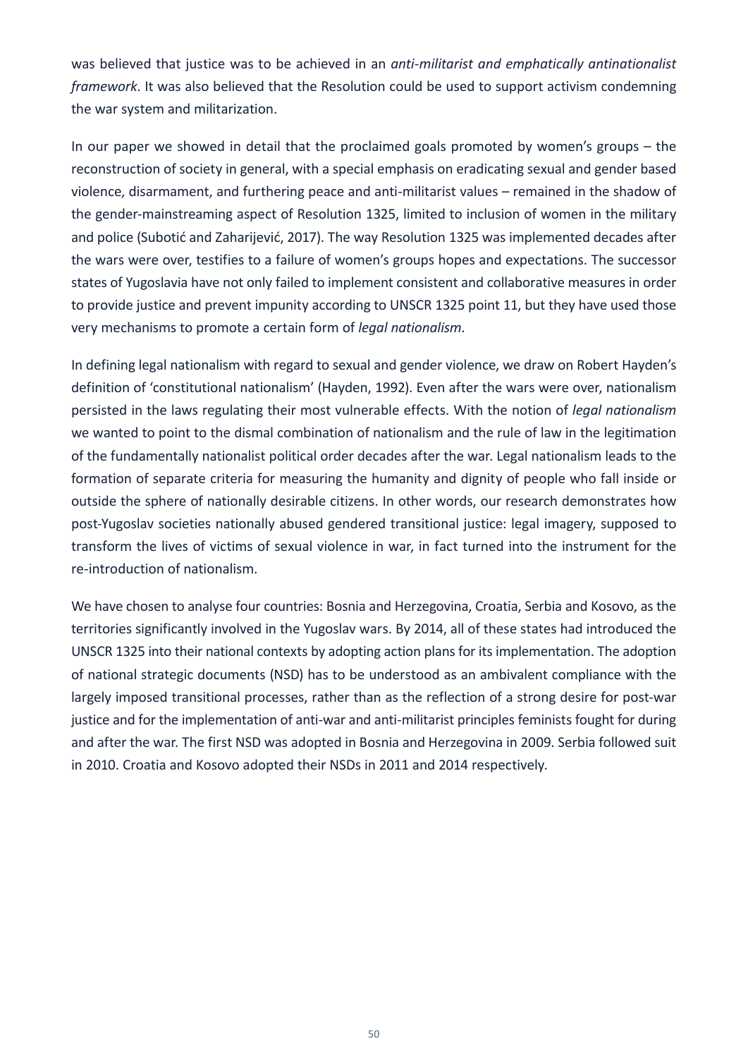was believed that justice was to be achieved in an *anti-militarist and emphatically antinationalist framework*. It was also believed that the Resolution could be used to support activism condemning the war system and militarization.

In our paper we showed in detail that the proclaimed goals promoted by women's groups – the reconstruction of society in general, with a special emphasis on eradicating sexual and gender based violence, disarmament, and furthering peace and anti-militarist values – remained in the shadow of the gender-mainstreaming aspect of Resolution 1325, limited to inclusion of women in the military and police (Subotić and Zaharijević, 2017). The way Resolution 1325 was implemented decades after the wars were over, testifies to a failure of women's groups hopes and expectations. The successor states of Yugoslavia have not only failed to implement consistent and collaborative measures in order to provide justice and prevent impunity according to UNSCR 1325 point 11, but they have used those very mechanisms to promote a certain form of *legal nationalism*.

In defining legal nationalism with regard to sexual and gender violence, we draw on Robert Hayden's definition of 'constitutional nationalism' (Hayden, 1992). Even after the wars were over, nationalism persisted in the laws regulating their most vulnerable effects. With the notion of *legal nationalism* we wanted to point to the dismal combination of nationalism and the rule of law in the legitimation of the fundamentally nationalist political order decades after the war. Legal nationalism leads to the formation of separate criteria for measuring the humanity and dignity of people who fall inside or outside the sphere of nationally desirable citizens. In other words, our research demonstrates how post-Yugoslav societies nationally abused gendered transitional justice: legal imagery, supposed to transform the lives of victims of sexual violence in war, in fact turned into the instrument for the re-introduction of nationalism.

We have chosen to analyse four countries: Bosnia and Herzegovina, Croatia, Serbia and Kosovo, as the territories significantly involved in the Yugoslav wars. By 2014, all of these states had introduced the UNSCR 1325 into their national contexts by adopting action plans for its implementation. The adoption of national strategic documents (NSD) has to be understood as an ambivalent compliance with the largely imposed transitional processes, rather than as the reflection of a strong desire for post-war justice and for the implementation of anti-war and anti-militarist principles feminists fought for during and after the war. The first NSD was adopted in Bosnia and Herzegovina in 2009. Serbia followed suit in 2010. Croatia and Kosovo adopted their NSDs in 2011 and 2014 respectively.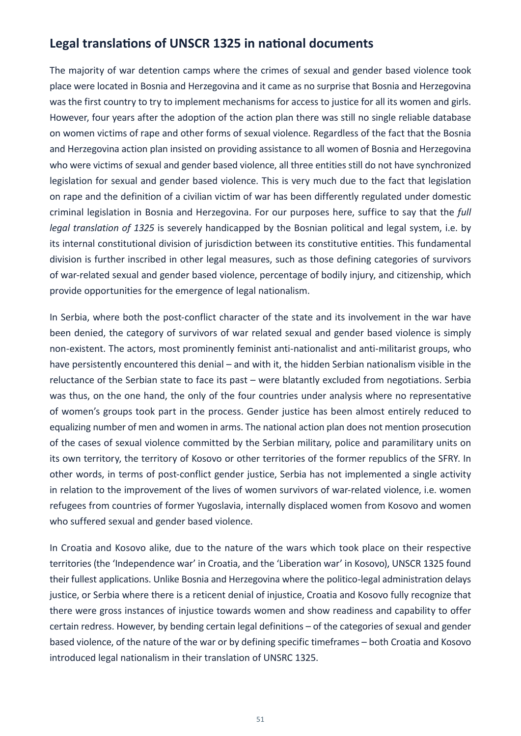## Legal translations of UNSCR 1325 in national documents

The majority of war detention camps where the crimes of sexual and gender based violence took place were located in Bosnia and Herzegovina and it came as no surprise that Bosnia and Herzegovina was the first country to try to implement mechanisms for access to justice for all its women and girls. However, four years after the adoption of the action plan there was still no single reliable database on women victims of rape and other forms of sexual violence. Regardless of the fact that the Bosnia and Herzegovina action plan insisted on providing assistance to all women of Bosnia and Herzegovina who were victims of sexual and gender based violence, all three entities still do not have synchronized legislation for sexual and gender based violence. This is very much due to the fact that legislation on rape and the definition of a civilian victim of war has been differently regulated under domestic criminal legislation in Bosnia and Herzegovina. For our purposes here, suffice to say that the *full legal translation of 1325* is severely handicapped by the Bosnian political and legal system, i.e. by its internal constitutional division of jurisdiction between its constitutive entities. This fundamental division is further inscribed in other legal measures, such as those defining categories of survivors of war-related sexual and gender based violence, percentage of bodily injury, and citizenship, which provide opportunities for the emergence of legal nationalism.

In Serbia, where both the post-conflict character of the state and its involvement in the war have been denied, the category of survivors of war related sexual and gender based violence is simply non-existent. The actors, most prominently feminist anti-nationalist and anti-militarist groups, who have persistently encountered this denial – and with it, the hidden Serbian nationalism visible in the reluctance of the Serbian state to face its past – were blatantly excluded from negotiations. Serbia was thus, on the one hand, the only of the four countries under analysis where no representative of women's groups took part in the process. Gender justice has been almost entirely reduced to equalizing number of men and women in arms. The national action plan does not mention prosecution of the cases of sexual violence committed by the Serbian military, police and paramilitary units on its own territory, the territory of Kosovo or other territories of the former republics of the SFRY. In other words, in terms of post-conflict gender justice, Serbia has not implemented a single activity in relation to the improvement of the lives of women survivors of war-related violence, i.e. women refugees from countries of former Yugoslavia, internally displaced women from Kosovo and women who suffered sexual and gender based violence.

In Croatia and Kosovo alike, due to the nature of the wars which took place on their respective territories (the 'Independence war' in Croatia, and the 'Liberation war' in Kosovo), UNSCR 1325 found their fullest applications. Unlike Bosnia and Herzegovina where the politico-legal administration delays justice, or Serbia where there is a reticent denial of injustice, Croatia and Kosovo fully recognize that there were gross instances of injustice towards women and show readiness and capability to offer certain redress. However, by bending certain legal definitions – of the categories of sexual and gender based violence, of the nature of the war or by defining specific timeframes – both Croatia and Kosovo introduced legal nationalism in their translation of UNSRC 1325.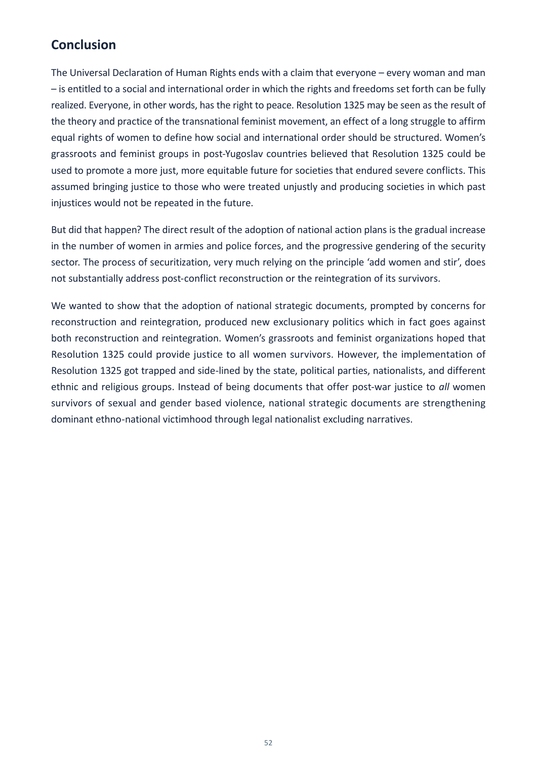## Conclusion

The Universal Declaration of Human Rights ends with a claim that everyone – every woman and man – is entitled to a social and international order in which the rights and freedoms set forth can be fully realized. Everyone, in other words, has the right to peace. Resolution 1325 may be seen as the result of the theory and practice of the transnational feminist movement, an effect of a long struggle to affirm equal rights of women to define how social and international order should be structured. Women's grassroots and feminist groups in post-Yugoslav countries believed that Resolution 1325 could be used to promote a more just, more equitable future for societies that endured severe conflicts. This assumed bringing justice to those who were treated unjustly and producing societies in which past injustices would not be repeated in the future.

But did that happen? The direct result of the adoption of national action plans is the gradual increase in the number of women in armies and police forces, and the progressive gendering of the security sector. The process of securitization, very much relying on the principle 'add women and stir', does not substantially address post-conflict reconstruction or the reintegration of its survivors.

We wanted to show that the adoption of national strategic documents, prompted by concerns for reconstruction and reintegration, produced new exclusionary politics which in fact goes against both reconstruction and reintegration. Women's grassroots and feminist organizations hoped that Resolution 1325 could provide justice to all women survivors. However, the implementation of Resolution 1325 got trapped and side-lined by the state, political parties, nationalists, and different ethnic and religious groups. Instead of being documents that offer post-war justice to *all* women survivors of sexual and gender based violence, national strategic documents are strengthening dominant ethno-national victimhood through legal nationalist excluding narratives.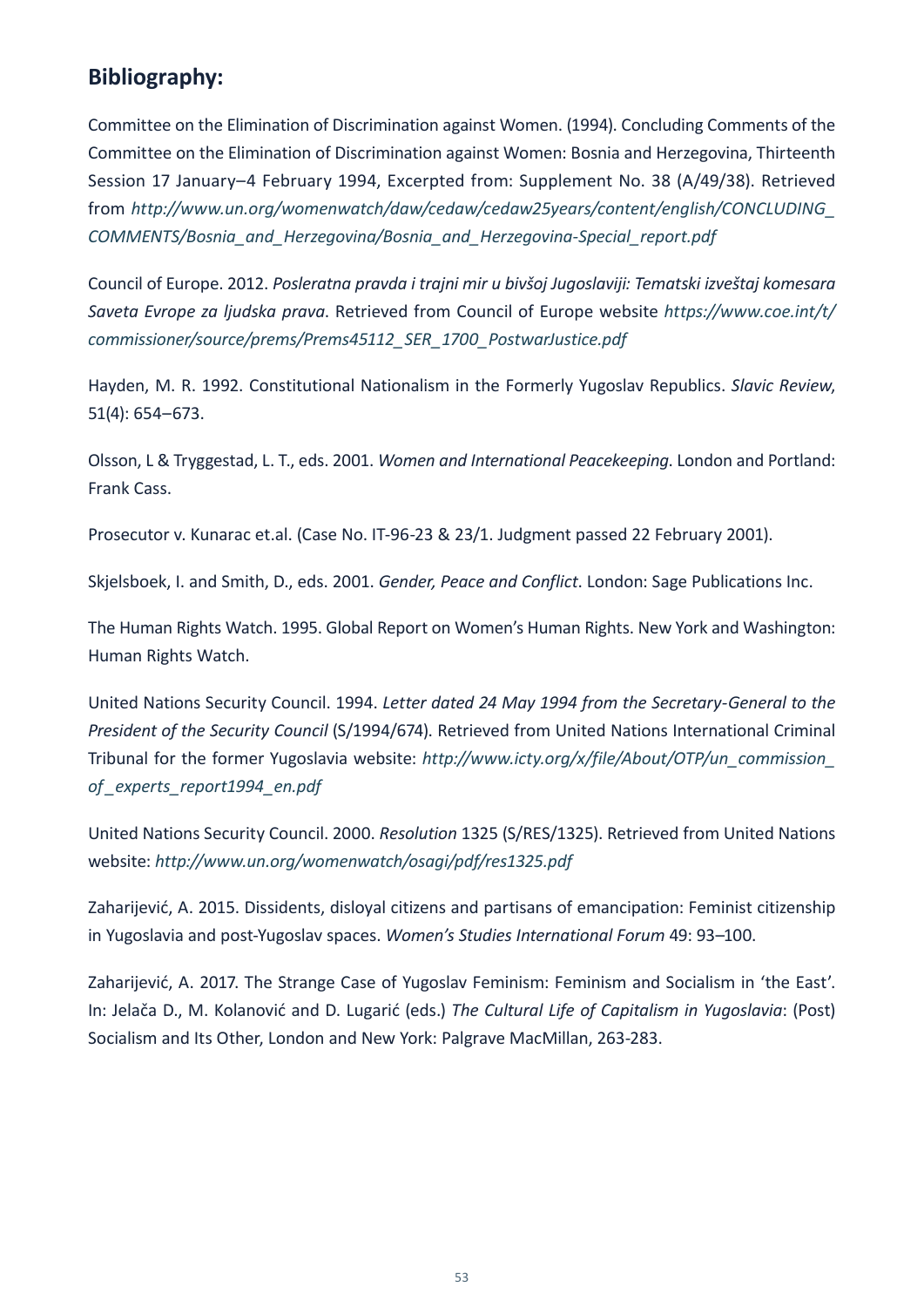## Bibliography:

Committee on the Elimination of Discrimination against Women. (1994). Concluding Comments of the Committee on the Elimination of Discrimination against Women: Bosnia and Herzegovina, Thirteenth Session 17 January–4 February 1994, Excerpted from: Supplement No. 38 (A/49/38). Retrieved from *http://www.un.org/womenwatch/daw/cedaw/cedaw25years/content/english/CONCLUDING_COMMENTS/Bosnia_and_Herzegovina/Bosnia_and_Herzegovina-Special_report.pdf*

Council of Europe. 2012. *Posleratna pravda i trajni mir u bivšoj Jugoslaviji: Tematski izveštaj komesara Saveta Evrope za ljudska prava*. Retrieved from Council of Europe website *https://www.coe.int/t/commissioner/source/prems/Prems45112_SER_1700_PostwarJustice.pdf*

Hayden, M. R. 1992. Constitutional Nationalism in the Formerly Yugoslav Republics. *Slavic Review*, 51(4): 654–673.

Olsson, L & Tryggestad, L. T., eds. 2001. *Women and International Peacekeeping*. London and Portland: Frank Cass.

Prosecutor v. Kunarac et.al. (Case No. IT-96-23 & 23/1. Judgment passed 22 February 2001).

Skjelsboek, I. and Smith, D., eds. 2001. *Gender, Peace and Conflict*. London: Sage Publications Inc.

The Human Rights Watch. 1995. Global Report on Women's Human Rights. New York and Washington: Human Rights Watch.

United Nations Security Council. 1994. *Letter dated 24 May 1994 from the Secretary-General to the President of the Security Council* (S/1994/674). Retrieved from United Nations International Criminal Tribunal for the former Yugoslavia website: *http://www.icty.org/x/file/About/OTP/un_commission_of_experts_report1994_en.pdf*

United Nations Security Council. 2000. *Resolution* 1325 (S/RES/1325). Retrieved from United Nations website: *http://www.un.org/womenwatch/osagi/pdf/res1325.pdf*

Zaharijević, A. 2015. Dissidents, disloyal citizens and partisans of emancipation: Feminist citizenship in Yugoslavia and post-Yugoslav spaces. *Women's Studies International Forum* 49: 93–100.

Zaharijević, A. 2017. The Strange Case of Yugoslav Feminism: Feminism and Socialism in 'the East'. In: Jelača D., M. Kolanović and D. Lugarić (eds.) *The Cultural Life of Capitalism in Yugoslavia*: (Post) Socialism and Its Other, London and New York: Palgrave MacMillan, 263-283.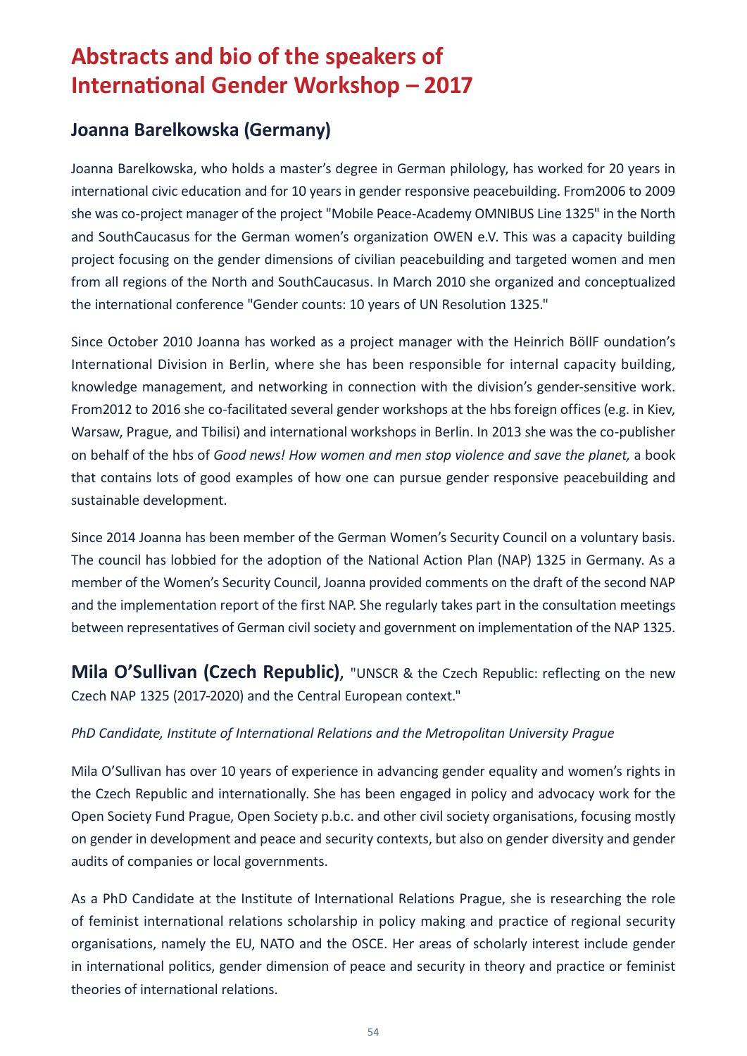# Abstracts and bio of the speakers of International Gender Workshop – 2017

## Joanna Barelkowska (Germany)

Joanna Barelkowska, who holds a master's degree in German philology, has worked for 20 years in international civic education and for 10 years in gender responsive peacebuilding. From2006 to 2009 she was co-project manager of the project "Mobile Peace-Academy OMNIBUS Line 1325" in the North and SouthCaucasus for the German women's organization OWEN e.V. This was a capacity building project focusing on the gender dimensions of civilian peacebuilding and targeted women and men from all regions of the North and SouthCaucasus. In March 2010 she organized and conceptualized the international conference "Gender counts: 10 years of UN Resolution 1325."

Since October 2010 Joanna has worked as a project manager with the Heinrich BöllF oundation's International Division in Berlin, where she has been responsible for internal capacity building, knowledge management, and networking in connection with the division's gender-sensitive work. From2012 to 2016 she co-facilitated several gender workshops at the hbs foreign offices (e.g. in Kiev, Warsaw, Prague, and Tbilisi) and international workshops in Berlin. In 2013 she was the co-publisher on behalf of the hbs of *Good news! How women and men stop violence and save the planet,* a book that contains lots of good examples of how one can pursue gender responsive peacebuilding and sustainable development.

Since 2014 Joanna has been member of the German Women's Security Council on a voluntary basis. The council has lobbied for the adoption of the National Action Plan (NAP) 1325 in Germany. As a member of the Women's Security Council, Joanna provided comments on the draft of the second NAP and the implementation report of the first NAP. She regularly takes part in the consultation meetings between representatives of German civil society and government on implementation of the NAP 1325.

## Mila O'Sullivan (Czech Republic), "UNSCR & the Czech Republic: reflecting on the new Czech NAP 1325 (2017-2020) and the Central European context."

*PhD Candidate, Institute of International Relations and the Metropolitan University Prague*

Mila O'Sullivan has over 10 years of experience in advancing gender equality and women's rights in the Czech Republic and internationally. She has been engaged in policy and advocacy work for the Open Society Fund Prague, Open Society p.b.c. and other civil society organisations, focusing mostly on gender in development and peace and security contexts, but also on gender diversity and gender audits of companies or local governments.

As a PhD Candidate at the Institute of International Relations Prague, she is researching the role of feminist international relations scholarship in policy making and practice of regional security organisations, namely the EU, NATO and the OSCE. Her areas of scholarly interest include gender in international politics, gender dimension of peace and security in theory and practice or feminist theories of international relations.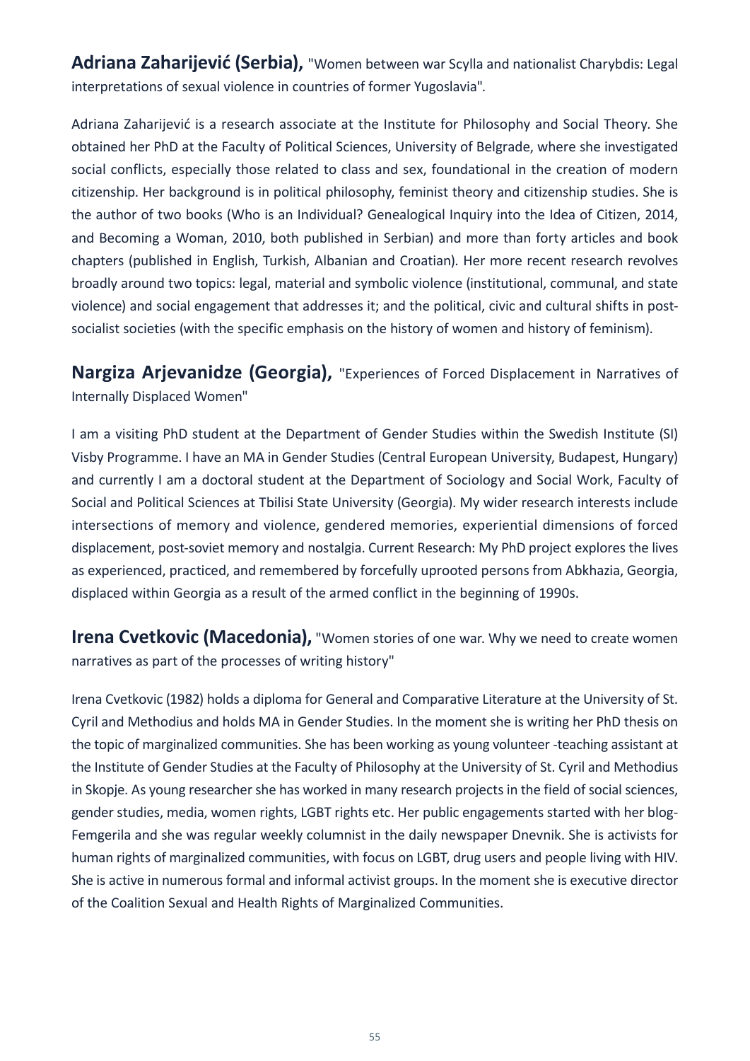**Adriana Zaharijević (Serbia),** "Women between war Scylla and nationalist Charybdis: Legal interpretations of sexual violence in countries of former Yugoslavia".

Adriana Zaharijević is a research associate at the Institute for Philosophy and Social Theory. She obtained her PhD at the Faculty of Political Sciences, University of Belgrade, where she investigated social conflicts, especially those related to class and sex, foundational in the creation of modern citizenship. Her background is in political philosophy, feminist theory and citizenship studies. She is the author of two books (Who is an Individual? Genealogical Inquiry into the Idea of Citizen, 2014, and Becoming a Woman, 2010, both published in Serbian) and more than forty articles and book chapters (published in English, Turkish, Albanian and Croatian). Her more recent research revolves broadly around two topics: legal, material and symbolic violence (institutional, communal, and state violence) and social engagement that addresses it; and the political, civic and cultural shifts in post-socialist societies (with the specific emphasis on the history of women and history of feminism).

**Nargiza Arjevanidze (Georgia),** "Experiences of Forced Displacement in Narratives of Internally Displaced Women"

I am a visiting PhD student at the Department of Gender Studies within the Swedish Institute (SI) Visby Programme. I have an MA in Gender Studies (Central European University, Budapest, Hungary) and currently I am a doctoral student at the Department of Sociology and Social Work, Faculty of Social and Political Sciences at Tbilisi State University (Georgia). My wider research interests include intersections of memory and violence, gendered memories, experiential dimensions of forced displacement, post-soviet memory and nostalgia. Current Research: My PhD project explores the lives as experienced, practiced, and remembered by forcefully uprooted persons from Abkhazia, Georgia, displaced within Georgia as a result of the armed conflict in the beginning of 1990s.

**Irena Cvetkovic (Macedonia),** "Women stories of one war. Why we need to create women narratives as part of the processes of writing history"

Irena Cvetkovic (1982) holds a diploma for General and Comparative Literature at the University of St. Cyril and Methodius and holds MA in Gender Studies. In the moment she is writing her PhD thesis on the topic of marginalized communities. She has been working as young volunteer -teaching assistant at the Institute of Gender Studies at the Faculty of Philosophy at the University of St. Cyril and Methodius in Skopje. As young researcher she has worked in many research projects in the field of social sciences, gender studies, media, women rights, LGBT rights etc. Her public engagements started with her blog-Femgerila and she was regular weekly columnist in the daily newspaper Dnevnik. She is activists for human rights of marginalized communities, with focus on LGBT, drug users and people living with HIV. She is active in numerous formal and informal activist groups. In the moment she is executive director of the Coalition Sexual and Health Rights of Marginalized Communities.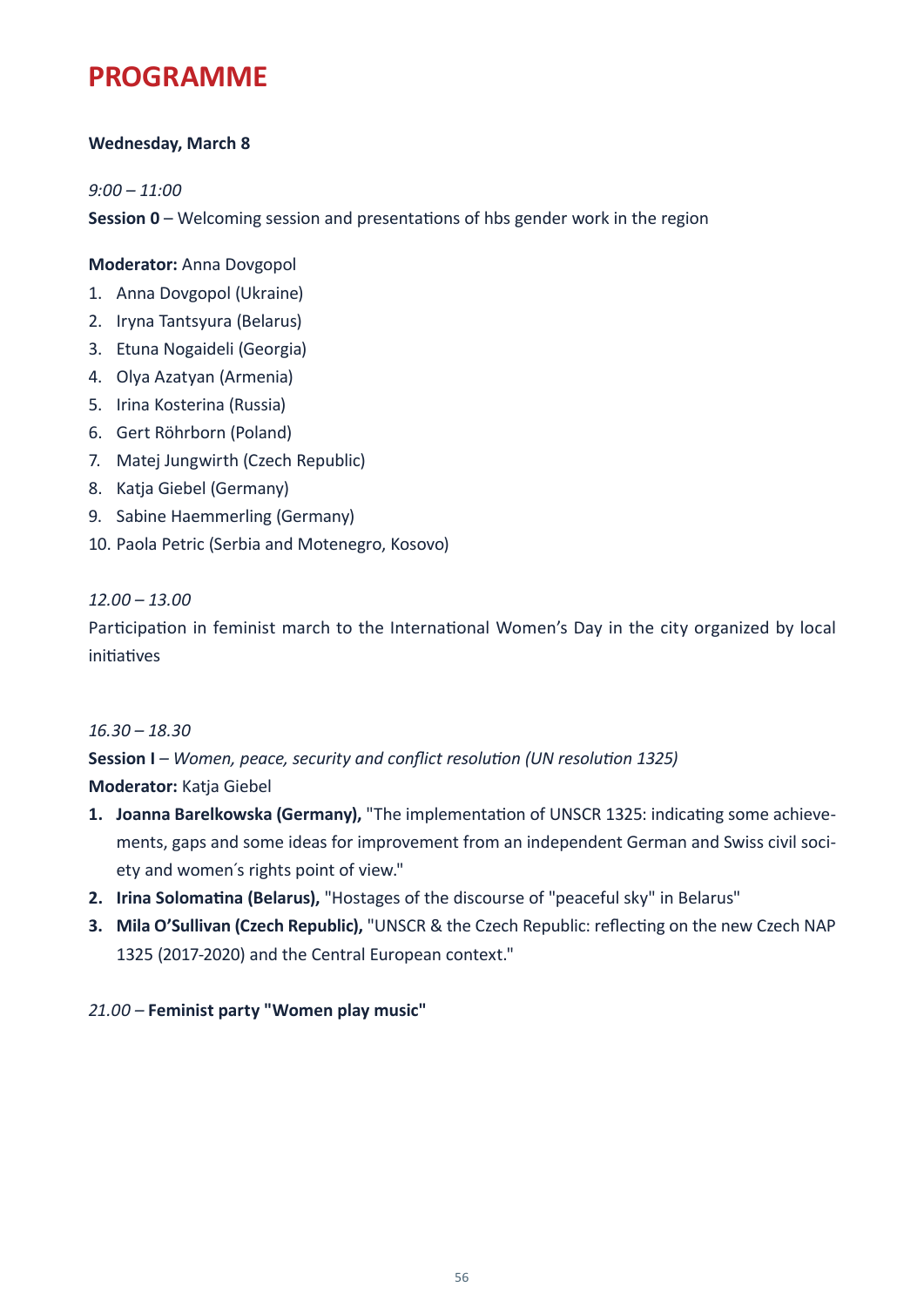# PROGRAMME

**Wednesday, March 8**

*9:00 – 11:00*

**Session 0** – Welcoming session and presentations of hbs gender work in the region

**Moderator:** Anna Dovgopol

1. Anna Dovgopol (Ukraine)
2. Iryna Tantsyura (Belarus)
3. Etuna Nogaideli (Georgia)
4. Olya Azatyan (Armenia)
5. Irina Kosterina (Russia)
6. Gert Röhrborn (Poland)
7. Matej Jungwirth (Czech Republic)
8. Katja Giebel (Germany)
9. Sabine Haemmerling (Germany)
10. Paola Petric (Serbia and Motenegro, Kosovo)

*12.00 – 13.00*

Participation in feminist march to the International Women's Day in the city organized by local initiatives

*16.30 – 18.30*

**Session I** – *Women, peace, security and conflict resolution (UN resolution 1325)*
**Moderator:** Katja Giebel

1. **Joanna Barelkowska (Germany),** "The implementation of UNSCR 1325: indicating some achievements, gaps and some ideas for improvement from an independent German and Swiss civil society and women´s rights point of view."
2. **Irina Solomatina (Belarus),** "Hostages of the discourse of "peaceful sky" in Belarus"
3. **Mila O'Sullivan (Czech Republic),** "UNSCR & the Czech Republic: reflecting on the new Czech NAP 1325 (2017-2020) and the Central European context."

*21.00* – **Feminist party "Women play music"**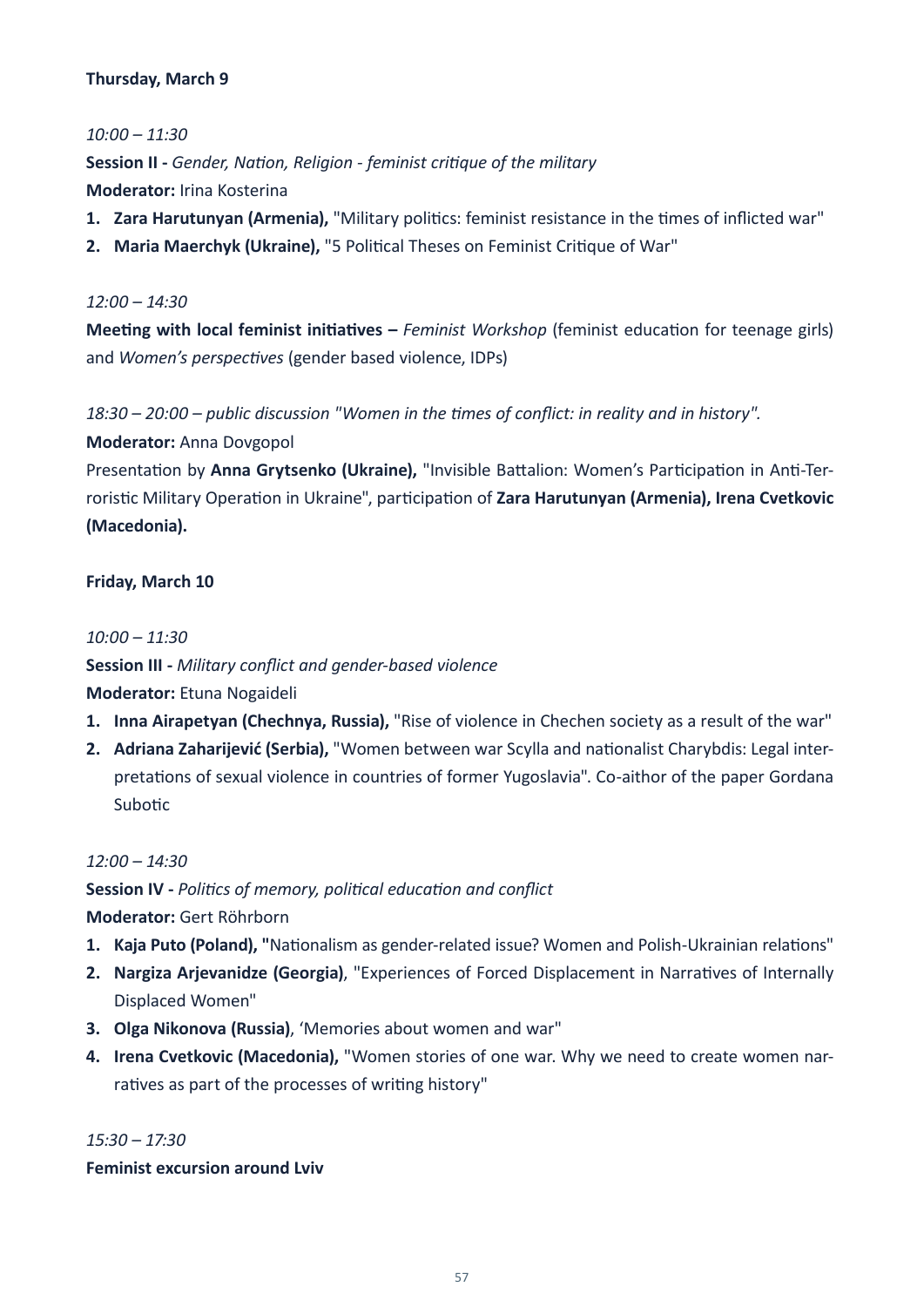**Thursday, March 9**

*10:00 – 11:30*

**Session II -** *Gender, Nation, Religion - feminist critique of the military*

**Moderator:** Irina Kosterina

1. **Zara Harutunyan (Armenia),** "Military politics: feminist resistance in the times of inflicted war"
2. **Maria Maerchyk (Ukraine),** "5 Political Theses on Feminist Critique of War"

*12:00 – 14:30*

**Meeting with local feminist initiatives –** *Feminist Workshop* (feminist education for teenage girls) and *Women's perspectives* (gender based violence, IDPs)

*18:30 – 20:00 – public discussion "Women in the times of conflict: in reality and in history".*

**Moderator:** Anna Dovgopol

Presentation by **Anna Grytsenko (Ukraine),** "Invisible Battalion: Women's Participation in Anti-Terroristic Military Operation in Ukraine", participation of **Zara Harutunyan (Armenia), Irena Cvetkovic (Macedonia).**

**Friday, March 10**

*10:00 – 11:30*

**Session III -** *Military conflict and gender-based violence*

**Moderator:** Etuna Nogaideli

1. **Inna Airapetyan (Chechnya, Russia),** "Rise of violence in Chechen society as a result of the war"
2. **Adriana Zaharijević (Serbia),** "Women between war Scylla and nationalist Charybdis: Legal interpretations of sexual violence in countries of former Yugoslavia". Co-aithor of the paper Gordana Subotic

*12:00 – 14:30*

**Session IV -** *Politics of memory, political education and conflict*

**Moderator:** Gert Röhrborn

1. **Kaja Puto (Poland), "**Nationalism as gender-related issue? Women and Polish-Ukrainian relations"
2. **Nargiza Arjevanidze (Georgia)**, "Experiences of Forced Displacement in Narratives of Internally Displaced Women"
3. **Olga Nikonova (Russia)**, 'Memories about women and war"
4. **Irena Cvetkovic (Macedonia),** "Women stories of one war. Why we need to create women narratives as part of the processes of writing history"

*15:30 – 17:30*

**Feminist excursion around Lviv**